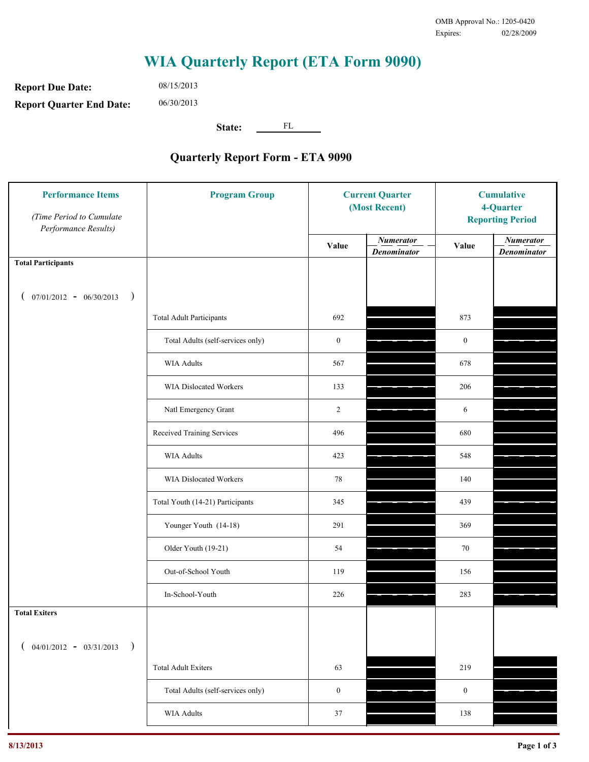OMB Approval No.: 1205-0420
Expires: 02/28/2009

# WIA Quarterly Report (ETA Form 9090)

**Report Due Date:** 08/15/2013

**Report Quarter End Date:** 06/30/2013

**State:** FL

## Quarterly Report Form - ETA 9090

| Performance Items *(Time Period to Cumulate Performance Results)* | Program Group | Current Quarter (Most Recent) Value | Current Quarter *Numerator / Denominator* | Cumulative 4-Quarter Reporting Period Value | Cumulative *Numerator / Denominator* |
|---|---|---|---|---|---|
| **Total Participants** ( 07/01/2012 - 06/30/2013 ) | | | | | |
| | Total Adult Participants | 692 | | 873 | |
| | Total Adults (self-services only) | 0 | | 0 | |
| | WIA Adults | 567 | | 678 | |
| | WIA Dislocated Workers | 133 | | 206 | |
| | Natl Emergency Grant | 2 | | 6 | |
| | Received Training Services | 496 | | 680 | |
| | WIA Adults | 423 | | 548 | |
| | WIA Dislocated Workers | 78 | | 140 | |
| | Total Youth (14-21) Participants | 345 | | 439 | |
| | Younger Youth (14-18) | 291 | | 369 | |
| | Older Youth (19-21) | 54 | | 70 | |
| | Out-of-School Youth | 119 | | 156 | |
| | In-School-Youth | 226 | | 283 | |
| **Total Exiters** ( 04/01/2012 - 03/31/2013 ) | | | | | |
| | Total Adult Exiters | 63 | | 219 | |
| | Total Adults (self-services only) | 0 | | 0 | |
| | WIA Adults | 37 | | 138 | |

8/13/2013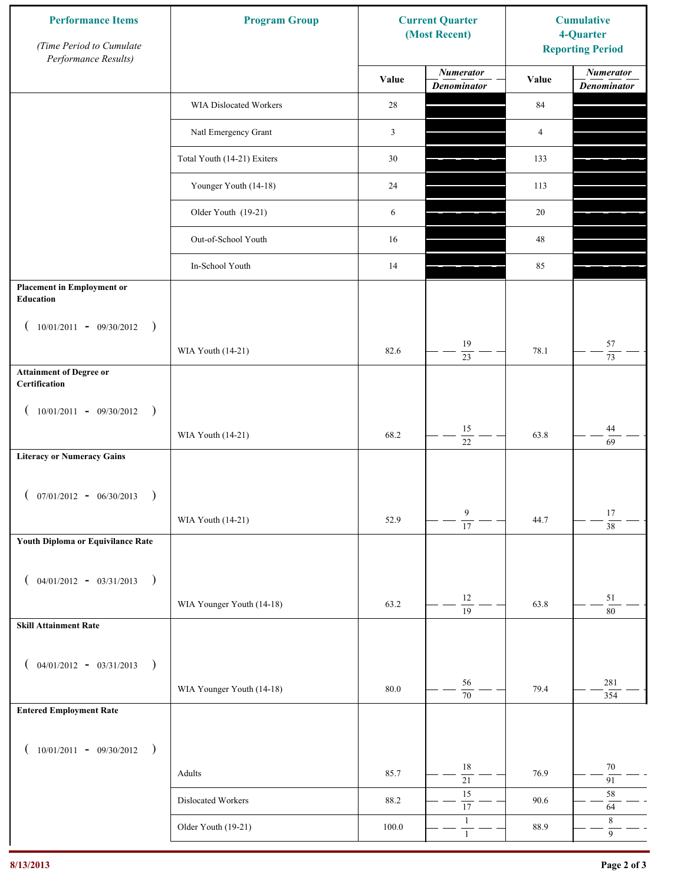| Performance Items (Time Period to Cumulate Performance Results) | Program Group | Current Quarter (Most Recent) | | Cumulative 4-Quarter Reporting Period | |
|---|---|---|---|---|---|
| | | Value | Numerator / Denominator | Value | Numerator / Denominator |
| | WIA Dislocated Workers | 28 | | 84 | |
| | Natl Emergency Grant | 3 | | 4 | |
| | Total Youth (14-21) Exiters | 30 | | 133 | |
| | Younger Youth (14-18) | 24 | | 113 | |
| | Older Youth (19-21) | 6 | | 20 | |
| | Out-of-School Youth | 16 | | 48 | |
| | In-School Youth | 14 | | 85 | |
| **Placement in Employment or Education** ( 10/01/2011 - 09/30/2012 ) | WIA Youth (14-21) | 82.6 | 19 / 23 | 78.1 | 57 / 73 |
| **Attainment of Degree or Certification** ( 10/01/2011 - 09/30/2012 ) | WIA Youth (14-21) | 68.2 | 15 / 22 | 63.8 | 44 / 69 |
| **Literacy or Numeracy Gains** ( 07/01/2012 - 06/30/2013 ) | WIA Youth (14-21) | 52.9 | 9 / 17 | 44.7 | 17 / 38 |
| **Youth Diploma or Equivilance Rate** ( 04/01/2012 - 03/31/2013 ) | WIA Younger Youth (14-18) | 63.2 | 12 / 19 | 63.8 | 51 / 80 |
| **Skill Attainment Rate** ( 04/01/2012 - 03/31/2013 ) | WIA Younger Youth (14-18) | 80.0 | 56 / 70 | 79.4 | 281 / 354 |
| **Entered Employment Rate** ( 10/01/2011 - 09/30/2012 ) | Adults | 85.7 | 18 / 21 | 76.9 | 70 / 91 |
| | Dislocated Workers | 88.2 | 15 / 17 | 90.6 | 58 / 64 |
| | Older Youth (19-21) | 100.0 | 1 / 1 | 88.9 | 8 / 9 |

8/13/2013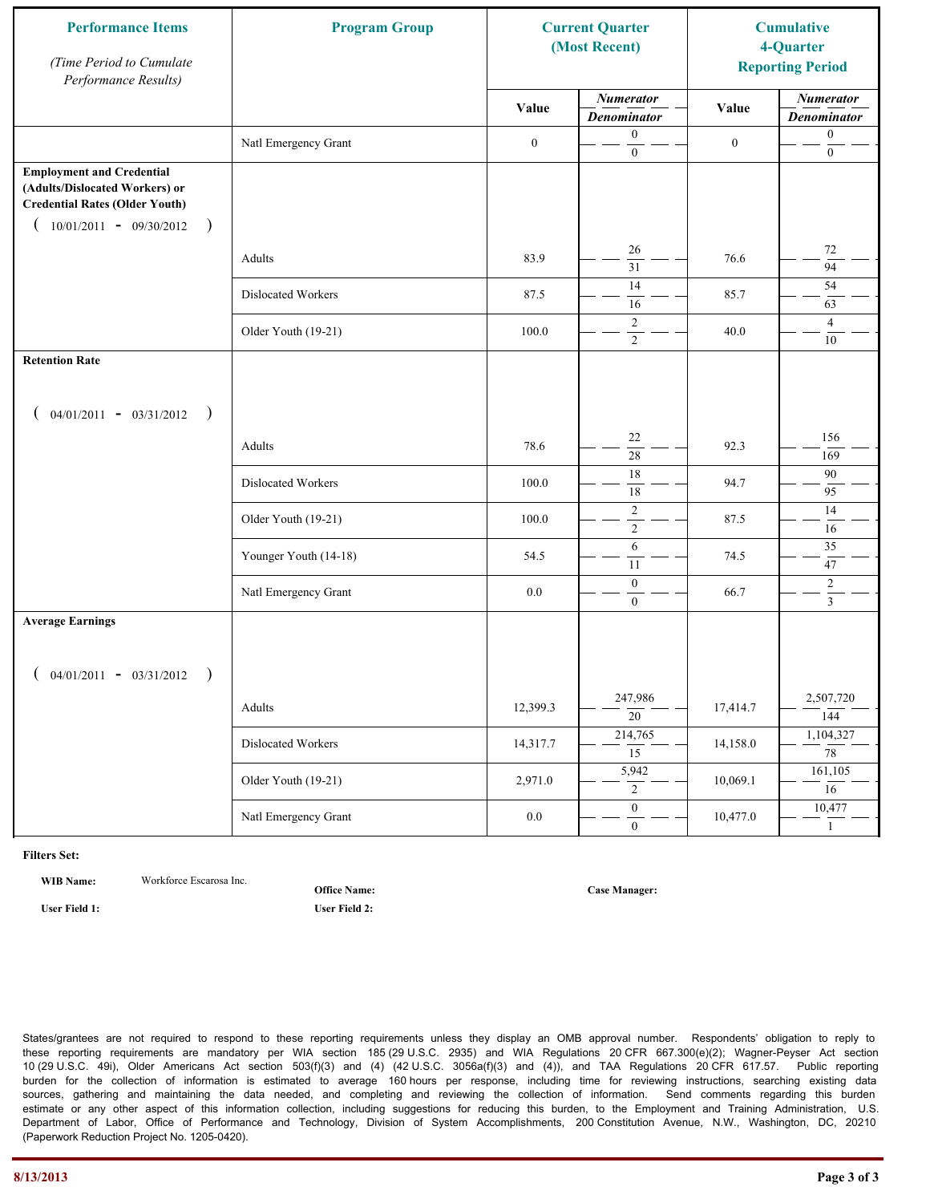| Performance Items *(Time Period to Cumulate Performance Results)* | Program Group | Current Quarter (Most Recent) | | Cumulative 4-Quarter Reporting Period | |
|---|---|---|---|---|---|
| | | Value | *Numerator* / *Denominator* | Value | *Numerator* / *Denominator* |
| | Natl Emergency Grant | 0 | 0 / 0 | 0 | 0 / 0 |
| **Employment and Credential (Adults/Dislocated Workers) or Credential Rates (Older Youth)** ( 10/01/2011 - 09/30/2012 ) | | | | | |
| | Adults | 83.9 | 26 / 31 | 76.6 | 72 / 94 |
| | Dislocated Workers | 87.5 | 14 / 16 | 85.7 | 54 / 63 |
| | Older Youth (19-21) | 100.0 | 2 / 2 | 40.0 | 4 / 10 |
| **Retention Rate** ( 04/01/2011 - 03/31/2012 ) | | | | | |
| | Adults | 78.6 | 22 / 28 | 92.3 | 156 / 169 |
| | Dislocated Workers | 100.0 | 18 / 18 | 94.7 | 90 / 95 |
| | Older Youth (19-21) | 100.0 | 2 / 2 | 87.5 | 14 / 16 |
| | Younger Youth (14-18) | 54.5 | 6 / 11 | 74.5 | 35 / 47 |
| | Natl Emergency Grant | 0.0 | 0 / 0 | 66.7 | 2 / 3 |
| **Average Earnings** ( 04/01/2011 - 03/31/2012 ) | | | | | |
| | Adults | 12,399.3 | 247,986 / 20 | 17,414.7 | 2,507,720 / 144 |
| | Dislocated Workers | 14,317.7 | 214,765 / 15 | 14,158.0 | 1,104,327 / 78 |
| | Older Youth (19-21) | 2,971.0 | 5,942 / 2 | 10,069.1 | 161,105 / 16 |
| | Natl Emergency Grant | 0.0 | 0 / 0 | 10,477.0 | 10,477 / 1 |

**Filters Set:**

**WIB Name:** Workforce Escarosa Inc.

**Office Name:**

**Case Manager:**

**User Field 1:**

**User Field 2:**

States/grantees are not required to respond to these reporting requirements unless they display an OMB approval number. Respondents' obligation to reply to these reporting requirements are mandatory per WIA section 185 (29 U.S.C. 2935) and WIA Regulations 20 CFR 667.300(e)(2); Wagner-Peyser Act section 10 (29 U.S.C. 49i), Older Americans Act section 503(f)(3) and (4) (42 U.S.C. 3056a(f)(3) and (4)), and TAA Regulations 20 CFR 617.57. Public reporting burden for the collection of information is estimated to average 160 hours per response, including time for reviewing instructions, searching existing data sources, gathering and maintaining the data needed, and completing and reviewing the collection of information. Send comments regarding this burden estimate or any other aspect of this information collection, including suggestions for reducing this burden, to the Employment and Training Administration, U.S. Department of Labor, Office of Performance and Technology, Division of System Accomplishments, 200 Constitution Avenue, N.W., Washington, DC, 20210 (Paperwork Reduction Project No. 1205-0420).

8/13/2013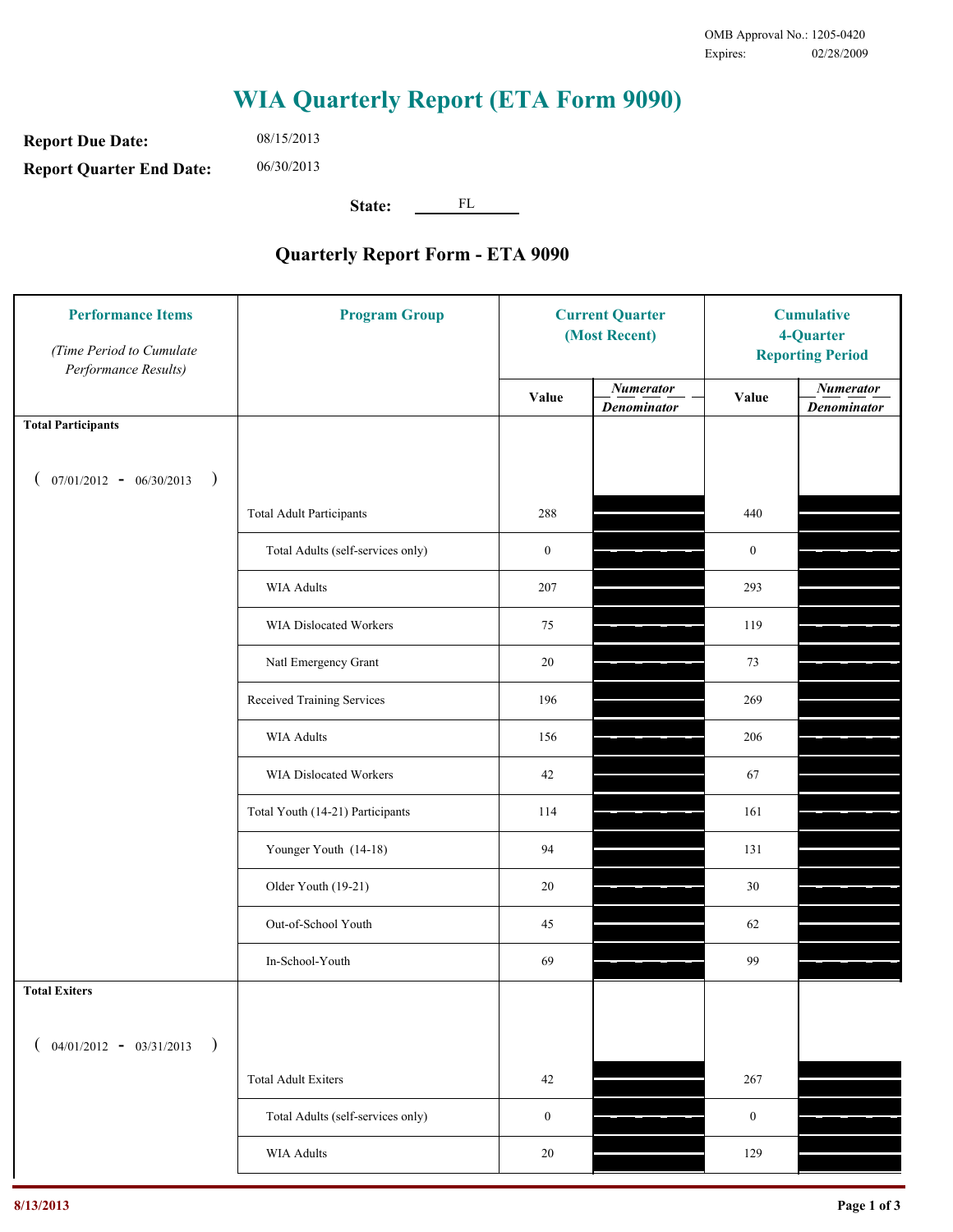OMB Approval No.: 1205-0420
Expires: 02/28/2009

# WIA Quarterly Report (ETA Form 9090)

**Report Due Date:** 08/15/2013

**Report Quarter End Date:** 06/30/2013

**State:** FL

## Quarterly Report Form - ETA 9090

| Performance Items *(Time Period to Cumulate Performance Results)* | Program Group | Current Quarter (Most Recent) | | Cumulative 4-Quarter Reporting Period | |
|---|---|---|---|---|---|
| | | Value | *Numerator / Denominator* | Value | *Numerator / Denominator* |
| **Total Participants** ( 07/01/2012 - 06/30/2013 ) | | | | | |
| | Total Adult Participants | 288 | | 440 | |
| | Total Adults (self-services only) | 0 | | 0 | |
| | WIA Adults | 207 | | 293 | |
| | WIA Dislocated Workers | 75 | | 119 | |
| | Natl Emergency Grant | 20 | | 73 | |
| | Received Training Services | 196 | | 269 | |
| | WIA Adults | 156 | | 206 | |
| | WIA Dislocated Workers | 42 | | 67 | |
| | Total Youth (14-21) Participants | 114 | | 161 | |
| | Younger Youth (14-18) | 94 | | 131 | |
| | Older Youth (19-21) | 20 | | 30 | |
| | Out-of-School Youth | 45 | | 62 | |
| | In-School-Youth | 69 | | 99 | |
| **Total Exiters** ( 04/01/2012 - 03/31/2013 ) | | | | | |
| | Total Adult Exiters | 42 | | 267 | |
| | Total Adults (self-services only) | 0 | | 0 | |
| | WIA Adults | 20 | | 129 | |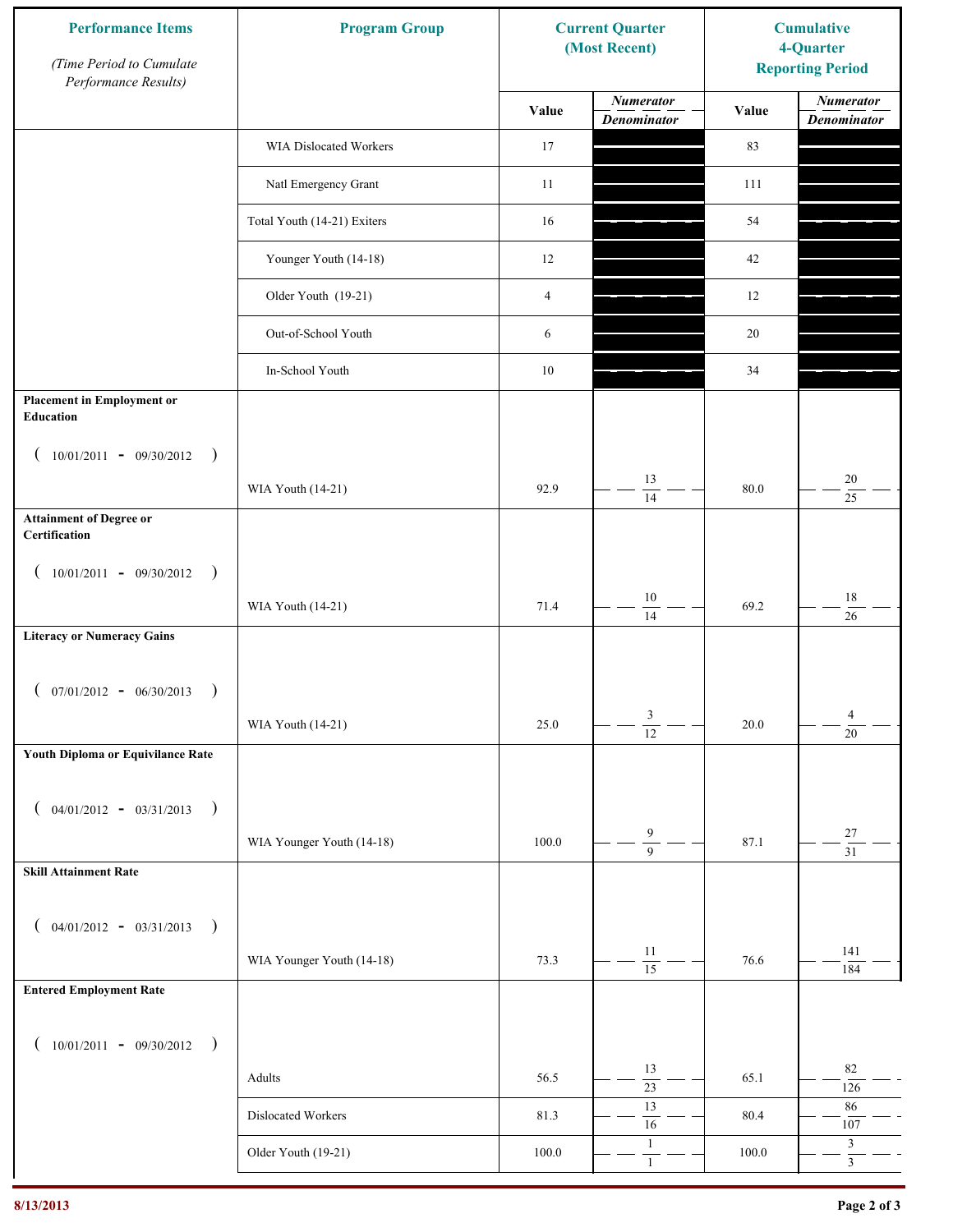| Performance Items *(Time Period to Cumulate Performance Results)* | Program Group | Current Quarter (Most Recent) Value | Current Quarter Numerator / Denominator | Cumulative 4-Quarter Reporting Period Value | Cumulative 4-Quarter Numerator / Denominator |
|---|---|---|---|---|---|
| | WIA Dislocated Workers | 17 | | 83 | |
| | Natl Emergency Grant | 11 | | 111 | |
| | Total Youth (14-21) Exiters | 16 | | 54 | |
| | Younger Youth (14-18) | 12 | | 42 | |
| | Older Youth (19-21) | 4 | | 12 | |
| | Out-of-School Youth | 6 | | 20 | |
| | In-School Youth | 10 | | 34 | |
| **Placement in Employment or Education** (10/01/2011 - 09/30/2012) | WIA Youth (14-21) | 92.9 | 13 / 14 | 80.0 | 20 / 25 |
| **Attainment of Degree or Certification** (10/01/2011 - 09/30/2012) | WIA Youth (14-21) | 71.4 | 10 / 14 | 69.2 | 18 / 26 |
| **Literacy or Numeracy Gains** (07/01/2012 - 06/30/2013) | WIA Youth (14-21) | 25.0 | 3 / 12 | 20.0 | 4 / 20 |
| **Youth Diploma or Equivilance Rate** (04/01/2012 - 03/31/2013) | WIA Younger Youth (14-18) | 100.0 | 9 / 9 | 87.1 | 27 / 31 |
| **Skill Attainment Rate** (04/01/2012 - 03/31/2013) | WIA Younger Youth (14-18) | 73.3 | 11 / 15 | 76.6 | 141 / 184 |
| **Entered Employment Rate** (10/01/2011 - 09/30/2012) | Adults | 56.5 | 13 / 23 | 65.1 | 82 / 126 |
| | Dislocated Workers | 81.3 | 13 / 16 | 80.4 | 86 / 107 |
| | Older Youth (19-21) | 100.0 | 1 / 1 | 100.0 | 3 / 3 |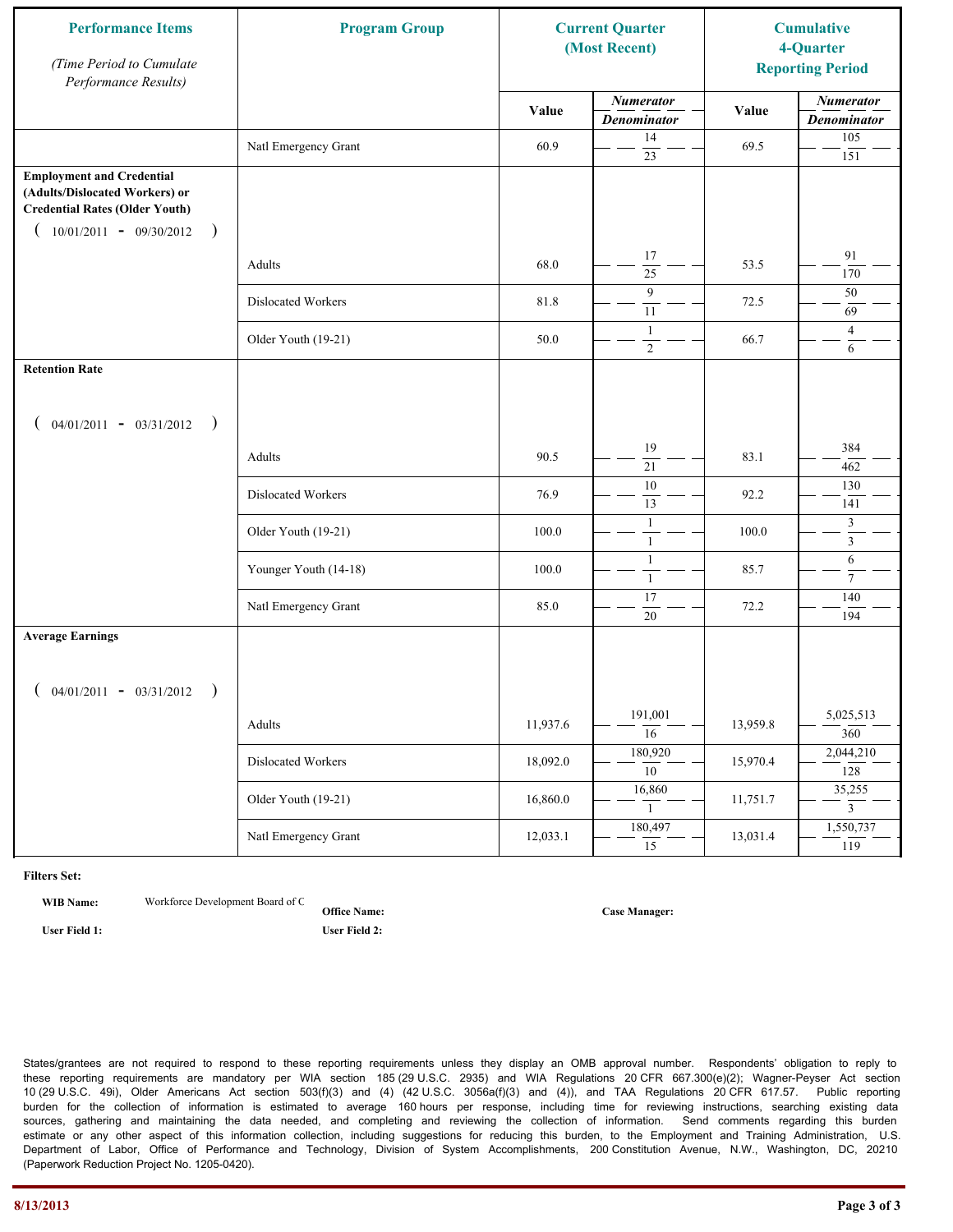| Performance Items (Time Period to Cumulate Performance Results) | Program Group | Current Quarter (Most Recent) | | Cumulative 4-Quarter Reporting Period | |
|---|---|---|---|---|---|
| | | Value | Numerator / Denominator | Value | Numerator / Denominator |
| | Natl Emergency Grant | 60.9 | 14 / 23 | 69.5 | 105 / 151 |
| **Employment and Credential (Adults/Dislocated Workers) or Credential Rates (Older Youth)** ( 10/01/2011 - 09/30/2012 ) | | | | | |
| | Adults | 68.0 | 17 / 25 | 53.5 | 91 / 170 |
| | Dislocated Workers | 81.8 | 9 / 11 | 72.5 | 50 / 69 |
| | Older Youth (19-21) | 50.0 | 1 / 2 | 66.7 | 4 / 6 |
| **Retention Rate** ( 04/01/2011 - 03/31/2012 ) | | | | | |
| | Adults | 90.5 | 19 / 21 | 83.1 | 384 / 462 |
| | Dislocated Workers | 76.9 | 10 / 13 | 92.2 | 130 / 141 |
| | Older Youth (19-21) | 100.0 | 1 / 1 | 100.0 | 3 / 3 |
| | Younger Youth (14-18) | 100.0 | 1 / 1 | 85.7 | 6 / 7 |
| | Natl Emergency Grant | 85.0 | 17 / 20 | 72.2 | 140 / 194 |
| **Average Earnings** ( 04/01/2011 - 03/31/2012 ) | | | | | |
| | Adults | 11,937.6 | 191,001 / 16 | 13,959.8 | 5,025,513 / 360 |
| | Dislocated Workers | 18,092.0 | 180,920 / 10 | 15,970.4 | 2,044,210 / 128 |
| | Older Youth (19-21) | 16,860.0 | 16,860 / 1 | 11,751.7 | 35,255 / 3 |
| | Natl Emergency Grant | 12,033.1 | 180,497 / 15 | 13,031.4 | 1,550,737 / 119 |

**Filters Set:**

**WIB Name:** Workforce Development Board of C **Office Name:** **Case Manager:**

**User Field 1:** **User Field 2:**

States/grantees are not required to respond to these reporting requirements unless they display an OMB approval number. Respondents' obligation to reply to these reporting requirements are mandatory per WIA section 185 (29 U.S.C. 2935) and WIA Regulations 20 CFR 667.300(e)(2); Wagner-Peyser Act section 10 (29 U.S.C. 49i), Older Americans Act section 503(f)(3) and (4) (42 U.S.C. 3056a(f)(3) and (4)), and TAA Regulations 20 CFR 617.57. Public reporting burden for the collection of information is estimated to average 160 hours per response, including time for reviewing instructions, searching existing data sources, gathering and maintaining the data needed, and completing and reviewing the collection of information. Send comments regarding this burden estimate or any other aspect of this information collection, including suggestions for reducing this burden, to the Employment and Training Administration, U.S. Department of Labor, Office of Performance and Technology, Division of System Accomplishments, 200 Constitution Avenue, N.W., Washington, DC, 20210 (Paperwork Reduction Project No. 1205-0420).

8/13/2013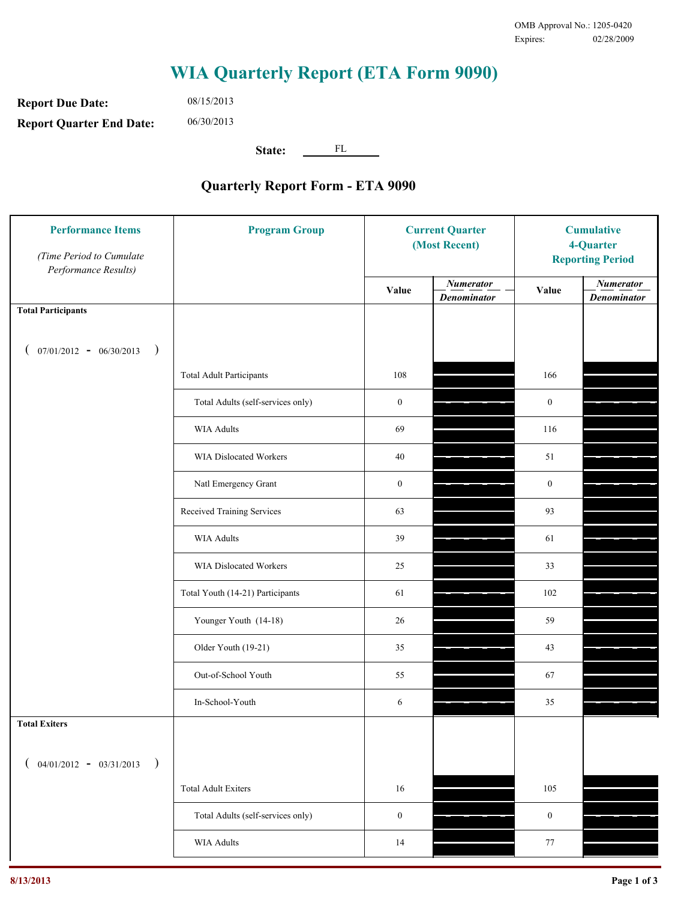OMB Approval No.: 1205-0420
Expires: 02/28/2009

# WIA Quarterly Report (ETA Form 9090)

**Report Due Date:** 08/15/2013

**Report Quarter End Date:** 06/30/2013

**State:** FL

## Quarterly Report Form - ETA 9090

| Performance Items *(Time Period to Cumulate Performance Results)* | Program Group | Current Quarter (Most Recent) Value | Current Quarter *Numerator / Denominator* | Cumulative 4-Quarter Reporting Period Value | Cumulative *Numerator / Denominator* |
|---|---|---|---|---|---|
| **Total Participants** ( 07/01/2012 - 06/30/2013 ) | | | | | |
| | Total Adult Participants | 108 | | 166 | |
| | Total Adults (self-services only) | 0 | | 0 | |
| | WIA Adults | 69 | | 116 | |
| | WIA Dislocated Workers | 40 | | 51 | |
| | Natl Emergency Grant | 0 | | 0 | |
| | Received Training Services | 63 | | 93 | |
| | WIA Adults | 39 | | 61 | |
| | WIA Dislocated Workers | 25 | | 33 | |
| | Total Youth (14-21) Participants | 61 | | 102 | |
| | Younger Youth (14-18) | 26 | | 59 | |
| | Older Youth (19-21) | 35 | | 43 | |
| | Out-of-School Youth | 55 | | 67 | |
| | In-School-Youth | 6 | | 35 | |
| **Total Exiters** ( 04/01/2012 - 03/31/2013 ) | | | | | |
| | Total Adult Exiters | 16 | | 105 | |
| | Total Adults (self-services only) | 0 | | 0 | |
| | WIA Adults | 14 | | 77 | |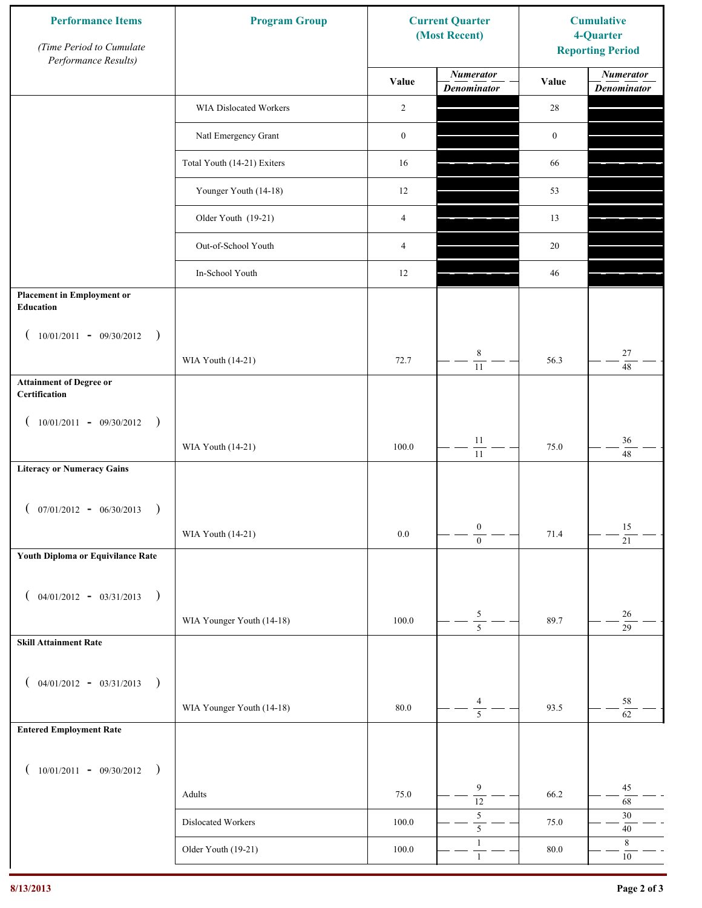| Performance Items *(Time Period to Cumulate Performance Results)* | Program Group | Current Quarter (Most Recent) | | Cumulative 4-Quarter Reporting Period | |
|---|---|---|---|---|---|
| | | Value | *Numerator* / *Denominator* | Value | *Numerator* / *Denominator* |
| | WIA Dislocated Workers | 2 | | 28 | |
| | Natl Emergency Grant | 0 | | 0 | |
| | Total Youth (14-21) Exiters | 16 | | 66 | |
| | Younger Youth (14-18) | 12 | | 53 | |
| | Older Youth (19-21) | 4 | | 13 | |
| | Out-of-School Youth | 4 | | 20 | |
| | In-School Youth | 12 | | 46 | |
| **Placement in Employment or Education** ( 10/01/2011 - 09/30/2012 ) | WIA Youth (14-21) | 72.7 | 8 / 11 | 56.3 | 27 / 48 |
| **Attainment of Degree or Certification** ( 10/01/2011 - 09/30/2012 ) | WIA Youth (14-21) | 100.0 | 11 / 11 | 75.0 | 36 / 48 |
| **Literacy or Numeracy Gains** ( 07/01/2012 - 06/30/2013 ) | WIA Youth (14-21) | 0.0 | 0 / 0 | 71.4 | 15 / 21 |
| **Youth Diploma or Equivilance Rate** ( 04/01/2012 - 03/31/2013 ) | WIA Younger Youth (14-18) | 100.0 | 5 / 5 | 89.7 | 26 / 29 |
| **Skill Attainment Rate** ( 04/01/2012 - 03/31/2013 ) | WIA Younger Youth (14-18) | 80.0 | 4 / 5 | 93.5 | 58 / 62 |
| **Entered Employment Rate** ( 10/01/2011 - 09/30/2012 ) | Adults | 75.0 | 9 / 12 | 66.2 | 45 / 68 |
| | Dislocated Workers | 100.0 | 5 / 5 | 75.0 | 30 / 40 |
| | Older Youth (19-21) | 100.0 | 1 / 1 | 80.0 | 8 / 10 |

8/13/2013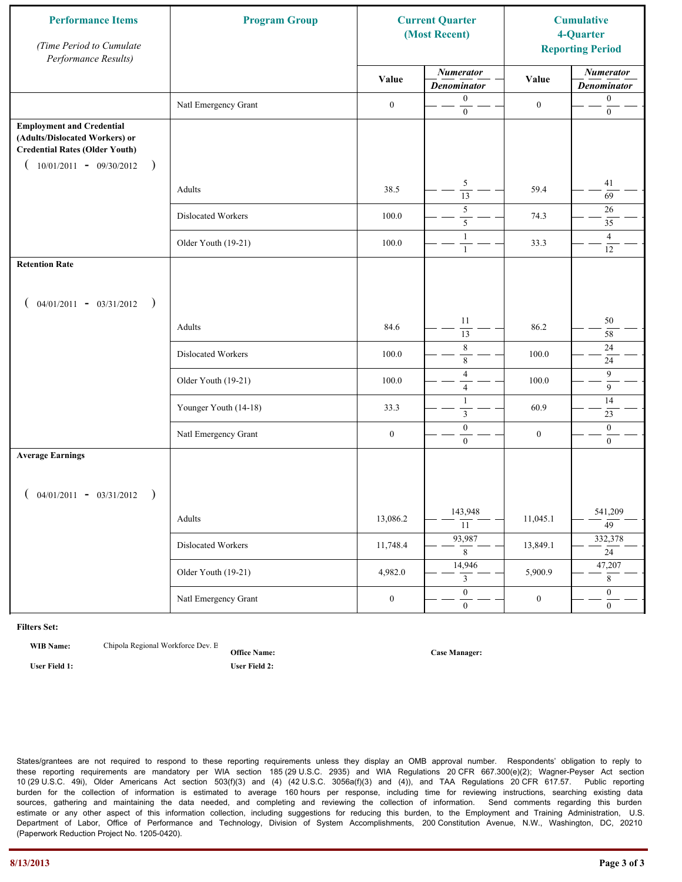| Performance Items<br>*(Time Period to Cumulate Performance Results)* | Program Group | Current Quarter (Most Recent) | | Cumulative 4-Quarter Reporting Period | |
|---|---|---|---|---|---|
| | | Value | *Numerator / Denominator* | Value | *Numerator / Denominator* |
| | Natl Emergency Grant | 0 | 0 / 0 | 0 | 0 / 0 |
| **Employment and Credential (Adults/Dislocated Workers) or Credential Rates (Older Youth)** ( 10/01/2011 - 09/30/2012 ) | | | | | |
| | Adults | 38.5 | 5 / 13 | 59.4 | 41 / 69 |
| | Dislocated Workers | 100.0 | 5 / 5 | 74.3 | 26 / 35 |
| | Older Youth (19-21) | 100.0 | 1 / 1 | 33.3 | 4 / 12 |
| **Retention Rate** ( 04/01/2011 - 03/31/2012 ) | | | | | |
| | Adults | 84.6 | 11 / 13 | 86.2 | 50 / 58 |
| | Dislocated Workers | 100.0 | 8 / 8 | 100.0 | 24 / 24 |
| | Older Youth (19-21) | 100.0 | 4 / 4 | 100.0 | 9 / 9 |
| | Younger Youth (14-18) | 33.3 | 1 / 3 | 60.9 | 14 / 23 |
| | Natl Emergency Grant | 0 | 0 / 0 | 0 | 0 / 0 |
| **Average Earnings** ( 04/01/2011 - 03/31/2012 ) | | | | | |
| | Adults | 13,086.2 | 143,948 / 11 | 11,045.1 | 541,209 / 49 |
| | Dislocated Workers | 11,748.4 | 93,987 / 8 | 13,849.1 | 332,378 / 24 |
| | Older Youth (19-21) | 4,982.0 | 14,946 / 3 | 5,900.9 | 47,207 / 8 |
| | Natl Emergency Grant | 0 | 0 / 0 | 0 | 0 / 0 |

**Filters Set:**

**WIB Name:** Chipola Regional Workforce Dev. E **Office Name:** **Case Manager:**

**User Field 1:** **User Field 2:**

States/grantees are not required to respond to these reporting requirements unless they display an OMB approval number. Respondents' obligation to reply to these reporting requirements are mandatory per WIA section 185 (29 U.S.C. 2935) and WIA Regulations 20 CFR 667.300(e)(2); Wagner-Peyser Act section 10 (29 U.S.C. 49i), Older Americans Act section 503(f)(3) and (4) (42 U.S.C. 3056a(f)(3) and (4)), and TAA Regulations 20 CFR 617.57. Public reporting burden for the collection of information is estimated to average 160 hours per response, including time for reviewing instructions, searching existing data sources, gathering and maintaining the data needed, and completing and reviewing the collection of information. Send comments regarding this burden estimate or any other aspect of this information collection, including suggestions for reducing this burden, to the Employment and Training Administration, U.S. Department of Labor, Office of Performance and Technology, Division of System Accomplishments, 200 Constitution Avenue, N.W., Washington, DC, 20210 (Paperwork Reduction Project No. 1205-0420).

8/13/2013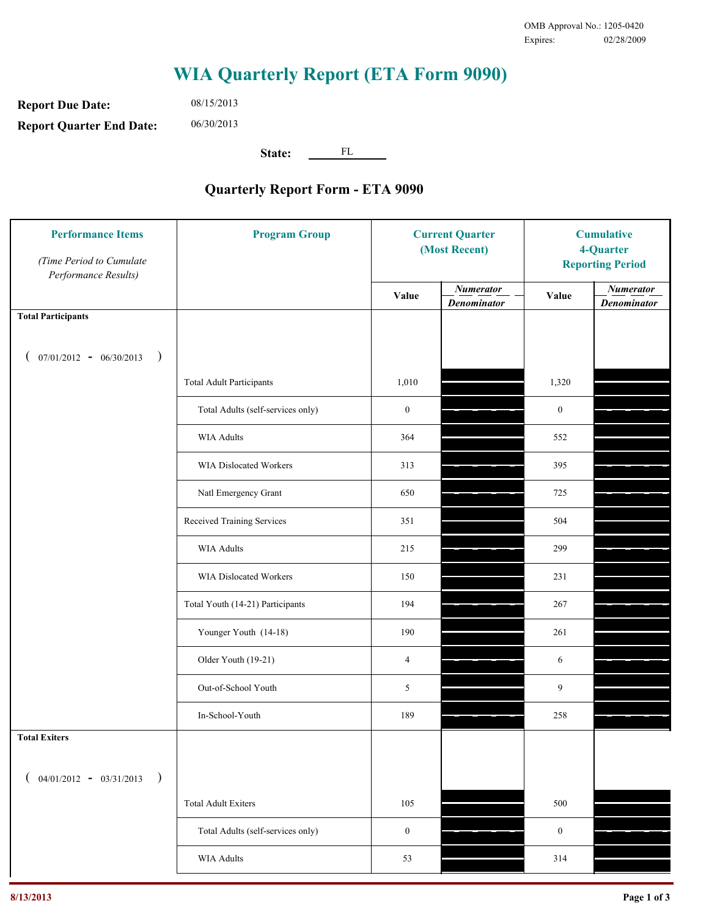OMB Approval No.: 1205-0420
Expires: 02/28/2009

# WIA Quarterly Report (ETA Form 9090)

**Report Due Date:** 08/15/2013

**Report Quarter End Date:** 06/30/2013

**State:** FL

## Quarterly Report Form - ETA 9090

| Performance Items *(Time Period to Cumulate Performance Results)* | Program Group | Current Quarter (Most Recent) Value | Current Quarter *Numerator / Denominator* | Cumulative 4-Quarter Reporting Period Value | Cumulative *Numerator / Denominator* |
|---|---|---|---|---|---|
| **Total Participants** ( 07/01/2012 - 06/30/2013 ) | | | | | |
| | Total Adult Participants | 1,010 | | 1,320 | |
| | Total Adults (self-services only) | 0 | | 0 | |
| | WIA Adults | 364 | | 552 | |
| | WIA Dislocated Workers | 313 | | 395 | |
| | Natl Emergency Grant | 650 | | 725 | |
| | Received Training Services | 351 | | 504 | |
| | WIA Adults | 215 | | 299 | |
| | WIA Dislocated Workers | 150 | | 231 | |
| | Total Youth (14-21) Participants | 194 | | 267 | |
| | Younger Youth (14-18) | 190 | | 261 | |
| | Older Youth (19-21) | 4 | | 6 | |
| | Out-of-School Youth | 5 | | 9 | |
| | In-School-Youth | 189 | | 258 | |
| **Total Exiters** ( 04/01/2012 - 03/31/2013 ) | | | | | |
| | Total Adult Exiters | 105 | | 500 | |
| | Total Adults (self-services only) | 0 | | 0 | |
| | WIA Adults | 53 | | 314 | |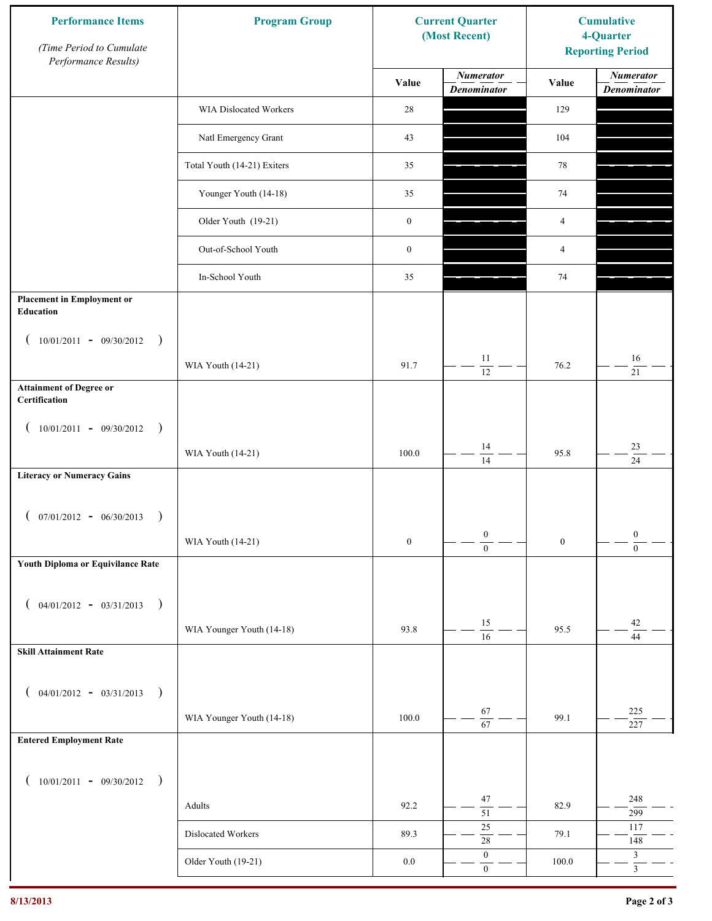| Performance Items *(Time Period to Cumulate Performance Results)* | Program Group | Current Quarter (Most Recent) | | Cumulative 4-Quarter Reporting Period | |
|---|---|---|---|---|---|
| | | Value | *Numerator* / *Denominator* | Value | *Numerator* / *Denominator* |
| | WIA Dislocated Workers | 28 | | 129 | |
| | Natl Emergency Grant | 43 | | 104 | |
| | Total Youth (14-21) Exiters | 35 | | 78 | |
| | Younger Youth (14-18) | 35 | | 74 | |
| | Older Youth (19-21) | 0 | | 4 | |
| | Out-of-School Youth | 0 | | 4 | |
| | In-School Youth | 35 | | 74 | |
| **Placement in Employment or Education** ( 10/01/2011 - 09/30/2012 ) | WIA Youth (14-21) | 91.7 | 11 / 12 | 76.2 | 16 / 21 |
| **Attainment of Degree or Certification** ( 10/01/2011 - 09/30/2012 ) | WIA Youth (14-21) | 100.0 | 14 / 14 | 95.8 | 23 / 24 |
| **Literacy or Numeracy Gains** ( 07/01/2012 - 06/30/2013 ) | WIA Youth (14-21) | 0 | 0 / 0 | 0 | 0 / 0 |
| **Youth Diploma or Equivilance Rate** ( 04/01/2012 - 03/31/2013 ) | WIA Younger Youth (14-18) | 93.8 | 15 / 16 | 95.5 | 42 / 44 |
| **Skill Attainment Rate** ( 04/01/2012 - 03/31/2013 ) | WIA Younger Youth (14-18) | 100.0 | 67 / 67 | 99.1 | 225 / 227 |
| **Entered Employment Rate** ( 10/01/2011 - 09/30/2012 ) | Adults | 92.2 | 47 / 51 | 82.9 | 248 / 299 |
| | Dislocated Workers | 89.3 | 25 / 28 | 79.1 | 117 / 148 |
| | Older Youth (19-21) | 0.0 | 0 / 0 | 100.0 | 3 / 3 |

8/13/2013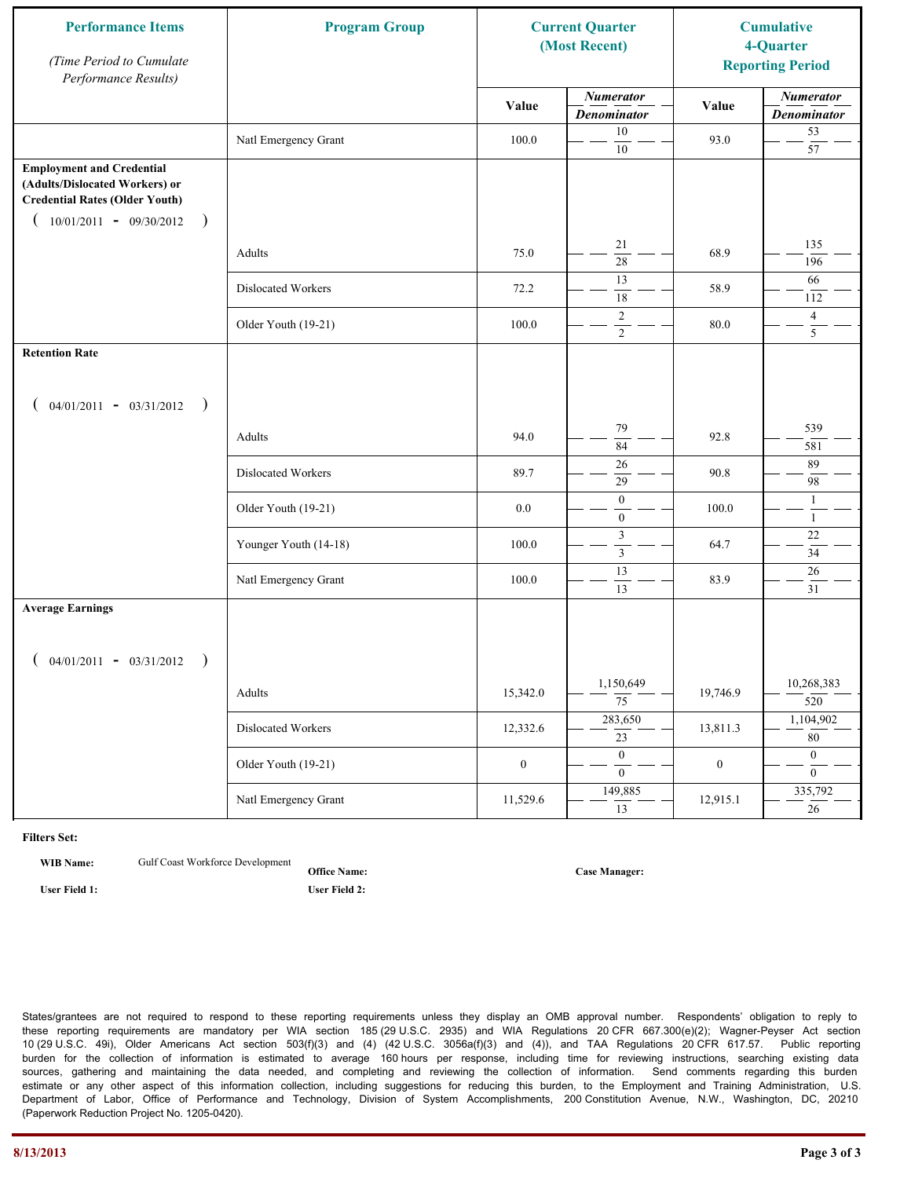| Performance Items *(Time Period to Cumulate Performance Results)* | Program Group | Current Quarter (Most Recent) | | Cumulative 4-Quarter Reporting Period | |
|---|---|---|---|---|---|
| | | Value | *Numerator* / *Denominator* | Value | *Numerator* / *Denominator* |
| | Natl Emergency Grant | 100.0 | 10 / 10 | 93.0 | 53 / 57 |
| **Employment and Credential (Adults/Dislocated Workers) or Credential Rates (Older Youth)** ( 10/01/2011 - 09/30/2012 ) | | | | | |
| | Adults | 75.0 | 21 / 28 | 68.9 | 135 / 196 |
| | Dislocated Workers | 72.2 | 13 / 18 | 58.9 | 66 / 112 |
| | Older Youth (19-21) | 100.0 | 2 / 2 | 80.0 | 4 / 5 |
| **Retention Rate** ( 04/01/2011 - 03/31/2012 ) | | | | | |
| | Adults | 94.0 | 79 / 84 | 92.8 | 539 / 581 |
| | Dislocated Workers | 89.7 | 26 / 29 | 90.8 | 89 / 98 |
| | Older Youth (19-21) | 0.0 | 0 / 0 | 100.0 | 1 / 1 |
| | Younger Youth (14-18) | 100.0 | 3 / 3 | 64.7 | 22 / 34 |
| | Natl Emergency Grant | 100.0 | 13 / 13 | 83.9 | 26 / 31 |
| **Average Earnings** ( 04/01/2011 - 03/31/2012 ) | | | | | |
| | Adults | 15,342.0 | 1,150,649 / 75 | 19,746.9 | 10,268,383 / 520 |
| | Dislocated Workers | 12,332.6 | 283,650 / 23 | 13,811.3 | 1,104,902 / 80 |
| | Older Youth (19-21) | 0 | 0 / 0 | 0 | 0 / 0 |
| | Natl Emergency Grant | 11,529.6 | 149,885 / 13 | 12,915.1 | 335,792 / 26 |

**Filters Set:**

**WIB Name:** Gulf Coast Workforce Development

**Office Name:**

**Case Manager:**

**User Field 1:**

**User Field 2:**

States/grantees are not required to respond to these reporting requirements unless they display an OMB approval number. Respondents' obligation to reply to these reporting requirements are mandatory per WIA section 185 (29 U.S.C. 2935) and WIA Regulations 20 CFR 667.300(e)(2); Wagner-Peyser Act section 10 (29 U.S.C. 49i), Older Americans Act section 503(f)(3) and (4) (42 U.S.C. 3056a(f)(3) and (4)), and TAA Regulations 20 CFR 617.57. Public reporting burden for the collection of information is estimated to average 160 hours per response, including time for reviewing instructions, searching existing data sources, gathering and maintaining the data needed, and completing and reviewing the collection of information. Send comments regarding this burden estimate or any other aspect of this information collection, including suggestions for reducing this burden, to the Employment and Training Administration, U.S. Department of Labor, Office of Performance and Technology, Division of System Accomplishments, 200 Constitution Avenue, N.W., Washington, DC, 20210 (Paperwork Reduction Project No. 1205-0420).

8/13/2013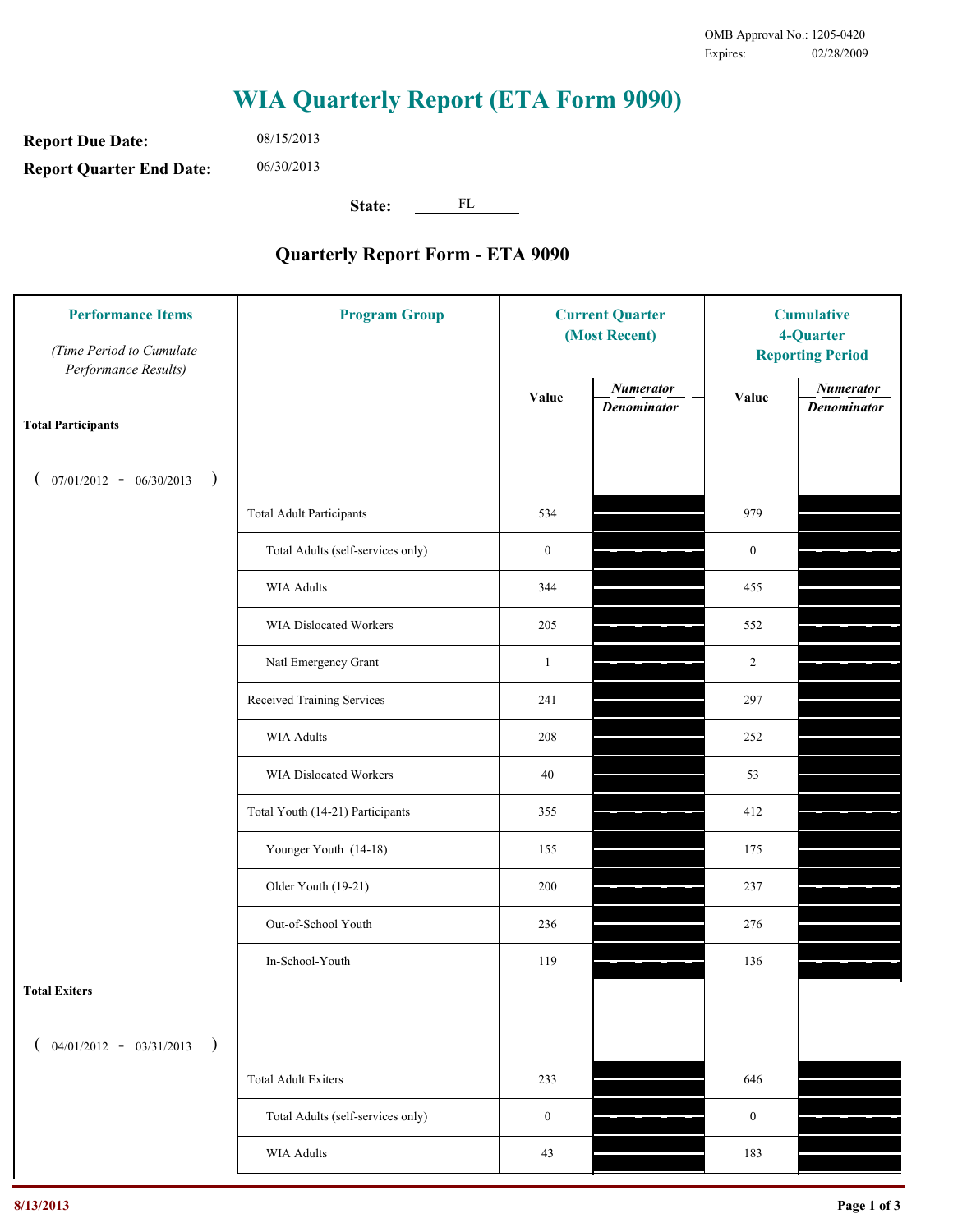OMB Approval No.: 1205-0420
Expires: 02/28/2009

# WIA Quarterly Report (ETA Form 9090)

**Report Due Date:** 08/15/2013

**Report Quarter End Date:** 06/30/2013

**State:** FL

## Quarterly Report Form - ETA 9090

| Performance Items *(Time Period to Cumulate Performance Results)* | Program Group | Current Quarter (Most Recent) Value | Current Quarter *Numerator / Denominator* | Cumulative 4-Quarter Reporting Period Value | Cumulative 4-Quarter *Numerator / Denominator* |
|---|---|---|---|---|---|
| **Total Participants** ( 07/01/2012 - 06/30/2013 ) | | | | | |
| | Total Adult Participants | 534 | | 979 | |
| | Total Adults (self-services only) | 0 | | 0 | |
| | WIA Adults | 344 | | 455 | |
| | WIA Dislocated Workers | 205 | | 552 | |
| | Natl Emergency Grant | 1 | | 2 | |
| | Received Training Services | 241 | | 297 | |
| | WIA Adults | 208 | | 252 | |
| | WIA Dislocated Workers | 40 | | 53 | |
| | Total Youth (14-21) Participants | 355 | | 412 | |
| | Younger Youth (14-18) | 155 | | 175 | |
| | Older Youth (19-21) | 200 | | 237 | |
| | Out-of-School Youth | 236 | | 276 | |
| | In-School-Youth | 119 | | 136 | |
| **Total Exiters** ( 04/01/2012 - 03/31/2013 ) | | | | | |
| | Total Adult Exiters | 233 | | 646 | |
| | Total Adults (self-services only) | 0 | | 0 | |
| | WIA Adults | 43 | | 183 | |

8/13/2013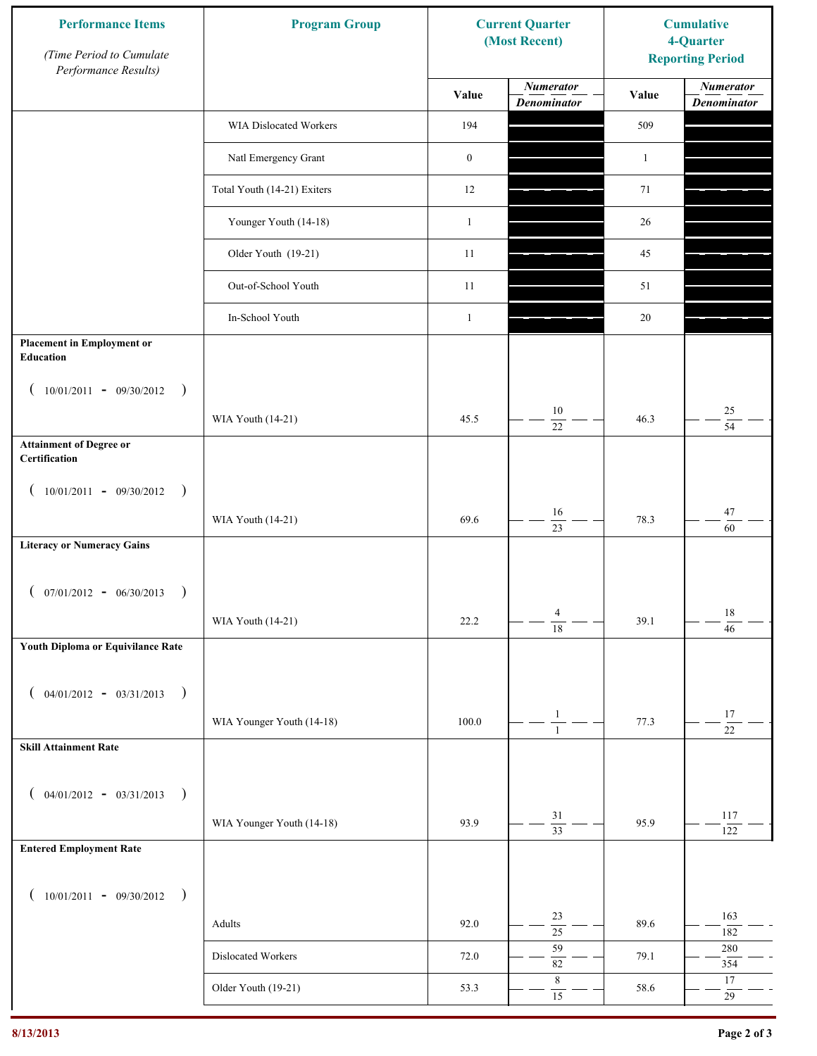| Performance Items *(Time Period to Cumulate Performance Results)* | Program Group | Current Quarter (Most Recent) | | Cumulative 4-Quarter Reporting Period | |
|---|---|---|---|---|---|
| | | Value | *Numerator / Denominator* | Value | *Numerator / Denominator* |
| | WIA Dislocated Workers | 194 | | 509 | |
| | Natl Emergency Grant | 0 | | 1 | |
| | Total Youth (14-21) Exiters | 12 | | 71 | |
| | Younger Youth (14-18) | 1 | | 26 | |
| | Older Youth (19-21) | 11 | | 45 | |
| | Out-of-School Youth | 11 | | 51 | |
| | In-School Youth | 1 | | 20 | |
| **Placement in Employment or Education** (10/01/2011 - 09/30/2012) | WIA Youth (14-21) | 45.5 | 10 / 22 | 46.3 | 25 / 54 |
| **Attainment of Degree or Certification** (10/01/2011 - 09/30/2012) | WIA Youth (14-21) | 69.6 | 16 / 23 | 78.3 | 47 / 60 |
| **Literacy or Numeracy Gains** (07/01/2012 - 06/30/2013) | WIA Youth (14-21) | 22.2 | 4 / 18 | 39.1 | 18 / 46 |
| **Youth Diploma or Equivilance Rate** (04/01/2012 - 03/31/2013) | WIA Younger Youth (14-18) | 100.0 | 1 / 1 | 77.3 | 17 / 22 |
| **Skill Attainment Rate** (04/01/2012 - 03/31/2013) | WIA Younger Youth (14-18) | 93.9 | 31 / 33 | 95.9 | 117 / 122 |
| **Entered Employment Rate** (10/01/2011 - 09/30/2012) | Adults | 92.0 | 23 / 25 | 89.6 | 163 / 182 |
| | Dislocated Workers | 72.0 | 59 / 82 | 79.1 | 280 / 354 |
| | Older Youth (19-21) | 53.3 | 8 / 15 | 58.6 | 17 / 29 |

8/13/2013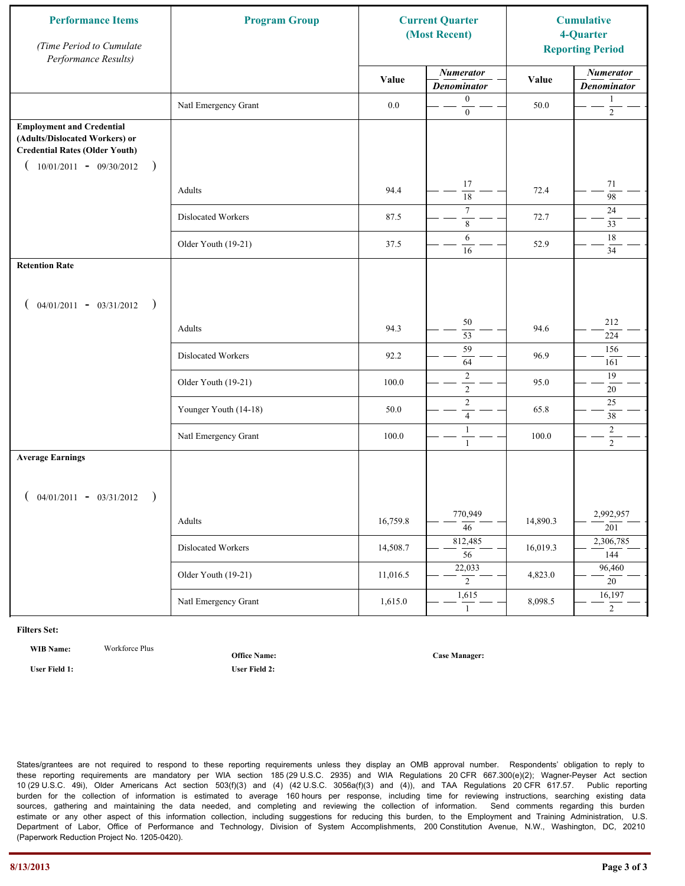| Performance Items (Time Period to Cumulate Performance Results) | Program Group | Current Quarter (Most Recent) | | Cumulative 4-Quarter Reporting Period | |
|---|---|---|---|---|---|
| | | Value | Numerator / Denominator | Value | Numerator / Denominator |
| | Natl Emergency Grant | 0.0 | 0 / 0 | 50.0 | 1 / 2 |
| **Employment and Credential (Adults/Dislocated Workers) or Credential Rates (Older Youth)** ( 10/01/2011 - 09/30/2012 ) | | | | | |
| | Adults | 94.4 | 17 / 18 | 72.4 | 71 / 98 |
| | Dislocated Workers | 87.5 | 7 / 8 | 72.7 | 24 / 33 |
| | Older Youth (19-21) | 37.5 | 6 / 16 | 52.9 | 18 / 34 |
| **Retention Rate** ( 04/01/2011 - 03/31/2012 ) | | | | | |
| | Adults | 94.3 | 50 / 53 | 94.6 | 212 / 224 |
| | Dislocated Workers | 92.2 | 59 / 64 | 96.9 | 156 / 161 |
| | Older Youth (19-21) | 100.0 | 2 / 2 | 95.0 | 19 / 20 |
| | Younger Youth (14-18) | 50.0 | 2 / 4 | 65.8 | 25 / 38 |
| | Natl Emergency Grant | 100.0 | 1 / 1 | 100.0 | 2 / 2 |
| **Average Earnings** ( 04/01/2011 - 03/31/2012 ) | | | | | |
| | Adults | 16,759.8 | 770,949 / 46 | 14,890.3 | 2,992,957 / 201 |
| | Dislocated Workers | 14,508.7 | 812,485 / 56 | 16,019.3 | 2,306,785 / 144 |
| | Older Youth (19-21) | 11,016.5 | 22,033 / 2 | 4,823.0 | 96,460 / 20 |
| | Natl Emergency Grant | 1,615.0 | 1,615 / 1 | 8,098.5 | 16,197 / 2 |

**Filters Set:**

**WIB Name:** Workforce Plus

**Office Name:**

**Case Manager:**

**User Field 1:**

**User Field 2:**

States/grantees are not required to respond to these reporting requirements unless they display an OMB approval number. Respondents' obligation to reply to these reporting requirements are mandatory per WIA section 185 (29 U.S.C. 2935) and WIA Regulations 20 CFR 667.300(e)(2); Wagner-Peyser Act section 10 (29 U.S.C. 49i), Older Americans Act section 503(f)(3) and (4) (42 U.S.C. 3056a(f)(3) and (4)), and TAA Regulations 20 CFR 617.57. Public reporting burden for the collection of information is estimated to average 160 hours per response, including time for reviewing instructions, searching existing data sources, gathering and maintaining the data needed, and completing and reviewing the collection of information. Send comments regarding this burden estimate or any other aspect of this information collection, including suggestions for reducing this burden, to the Employment and Training Administration, U.S. Department of Labor, Office of Performance and Technology, Division of System Accomplishments, 200 Constitution Avenue, N.W., Washington, DC, 20210 (Paperwork Reduction Project No. 1205-0420).

8/13/2013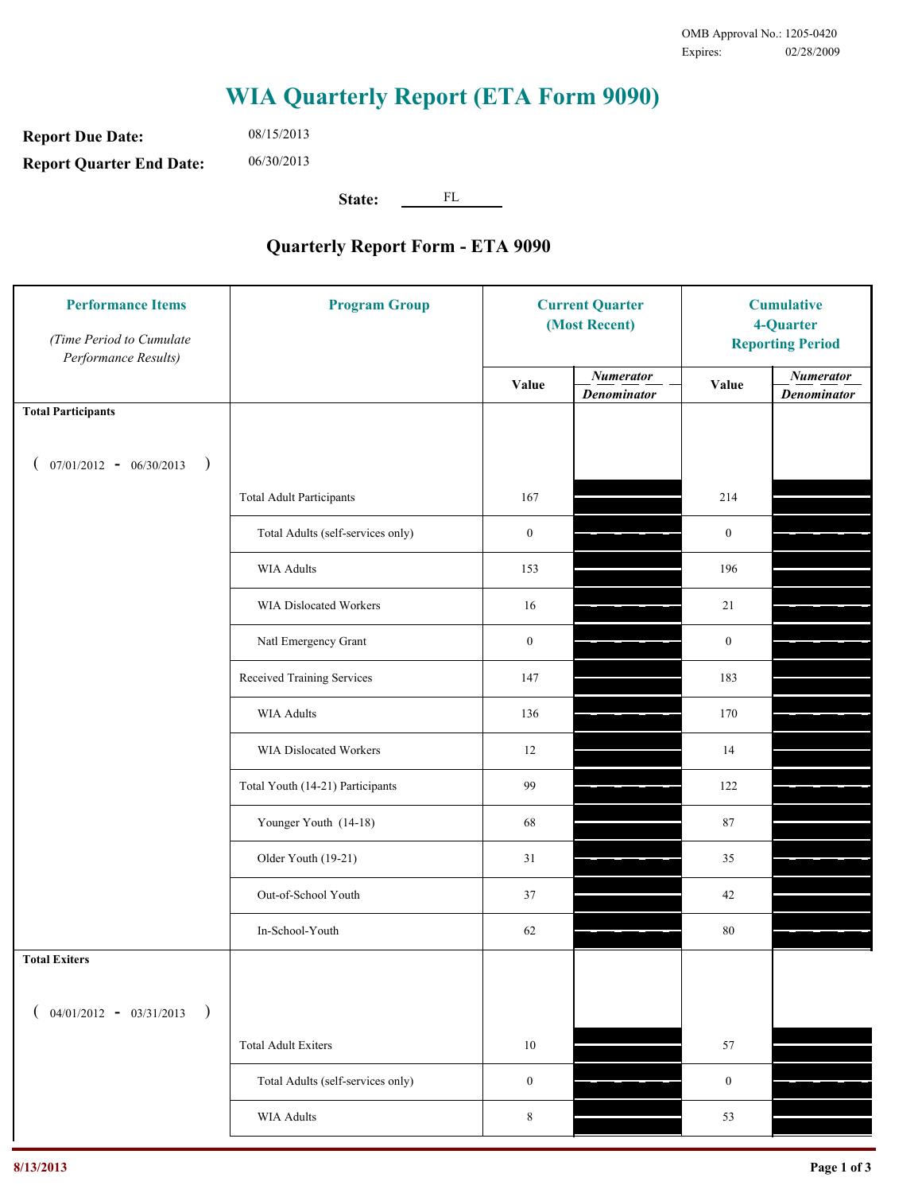OMB Approval No.: 1205-0420
Expires: 02/28/2009

# WIA Quarterly Report (ETA Form 9090)

**Report Due Date:** 08/15/2013

**Report Quarter End Date:** 06/30/2013

**State:** FL

## Quarterly Report Form - ETA 9090

| Performance Items *(Time Period to Cumulate Performance Results)* | Program Group | Current Quarter (Most Recent) Value | Current Quarter *Numerator / Denominator* | Cumulative 4-Quarter Reporting Period Value | Cumulative *Numerator / Denominator* |
|---|---|---|---|---|---|
| **Total Participants** ( 07/01/2012 - 06/30/2013 ) | | | | | |
| | Total Adult Participants | 167 | | 214 | |
| | Total Adults (self-services only) | 0 | | 0 | |
| | WIA Adults | 153 | | 196 | |
| | WIA Dislocated Workers | 16 | | 21 | |
| | Natl Emergency Grant | 0 | | 0 | |
| | Received Training Services | 147 | | 183 | |
| | WIA Adults | 136 | | 170 | |
| | WIA Dislocated Workers | 12 | | 14 | |
| | Total Youth (14-21) Participants | 99 | | 122 | |
| | Younger Youth (14-18) | 68 | | 87 | |
| | Older Youth (19-21) | 31 | | 35 | |
| | Out-of-School Youth | 37 | | 42 | |
| | In-School-Youth | 62 | | 80 | |
| **Total Exiters** ( 04/01/2012 - 03/31/2013 ) | | | | | |
| | Total Adult Exiters | 10 | | 57 | |
| | Total Adults (self-services only) | 0 | | 0 | |
| | WIA Adults | 8 | | 53 | |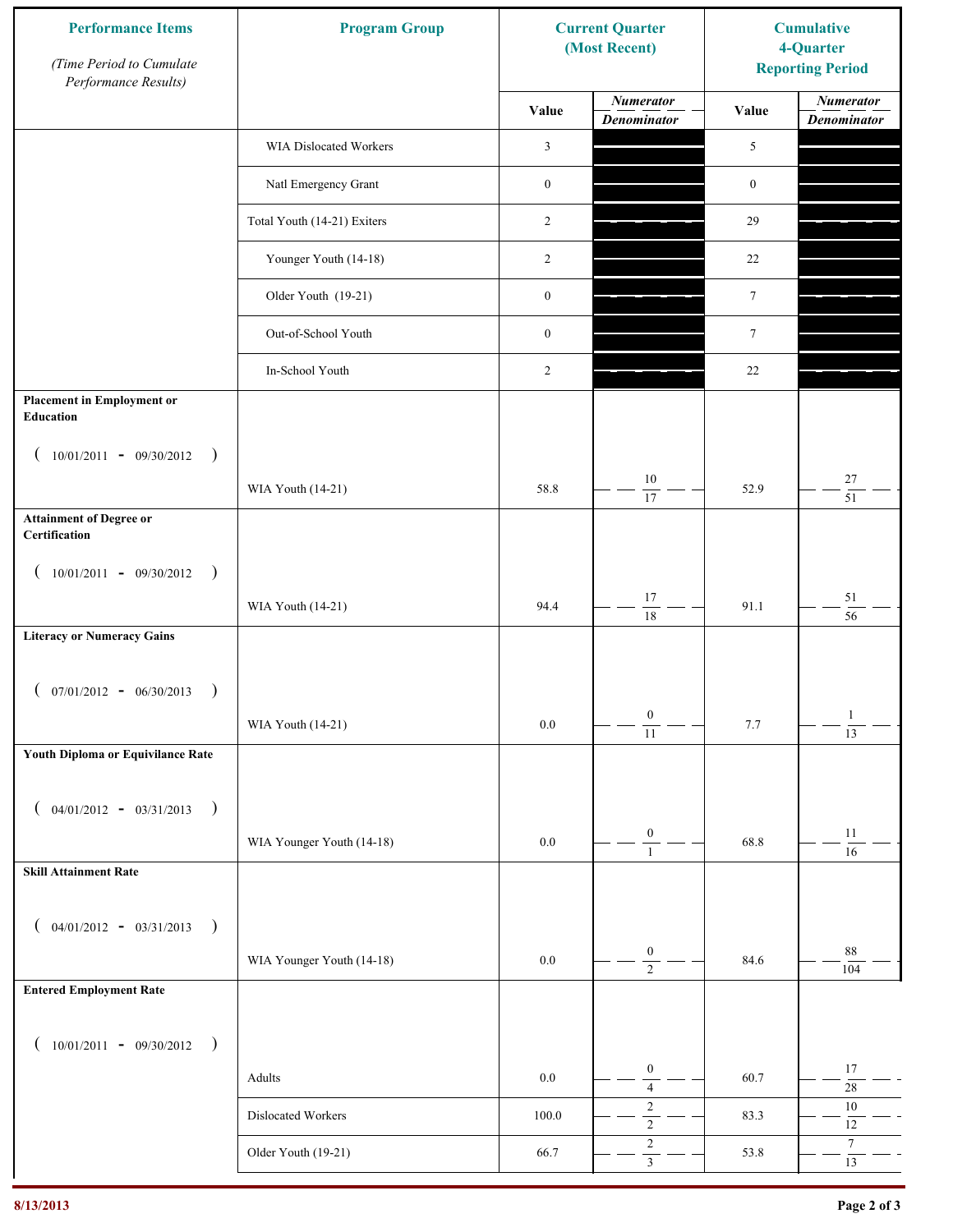| Performance Items *(Time Period to Cumulate Performance Results)* | Program Group | Current Quarter (Most Recent) | | Cumulative 4-Quarter Reporting Period | |
|---|---|---|---|---|---|
| | | Value | *Numerator* / *Denominator* | Value | *Numerator* / *Denominator* |
| | WIA Dislocated Workers | 3 | | 5 | |
| | Natl Emergency Grant | 0 | | 0 | |
| | Total Youth (14-21) Exiters | 2 | | 29 | |
| | Younger Youth (14-18) | 2 | | 22 | |
| | Older Youth (19-21) | 0 | | 7 | |
| | Out-of-School Youth | 0 | | 7 | |
| | In-School Youth | 2 | | 22 | |
| **Placement in Employment or Education** ( 10/01/2011 - 09/30/2012 ) | WIA Youth (14-21) | 58.8 | 10 / 17 | 52.9 | 27 / 51 |
| **Attainment of Degree or Certification** ( 10/01/2011 - 09/30/2012 ) | WIA Youth (14-21) | 94.4 | 17 / 18 | 91.1 | 51 / 56 |
| **Literacy or Numeracy Gains** ( 07/01/2012 - 06/30/2013 ) | WIA Youth (14-21) | 0.0 | 0 / 11 | 7.7 | 1 / 13 |
| **Youth Diploma or Equivilance Rate** ( 04/01/2012 - 03/31/2013 ) | WIA Younger Youth (14-18) | 0.0 | 0 / 1 | 68.8 | 11 / 16 |
| **Skill Attainment Rate** ( 04/01/2012 - 03/31/2013 ) | WIA Younger Youth (14-18) | 0.0 | 0 / 2 | 84.6 | 88 / 104 |
| **Entered Employment Rate** ( 10/01/2011 - 09/30/2012 ) | Adults | 0.0 | 0 / 4 | 60.7 | 17 / 28 |
| | Dislocated Workers | 100.0 | 2 / 2 | 83.3 | 10 / 12 |
| | Older Youth (19-21) | 66.7 | 2 / 3 | 53.8 | 7 / 13 |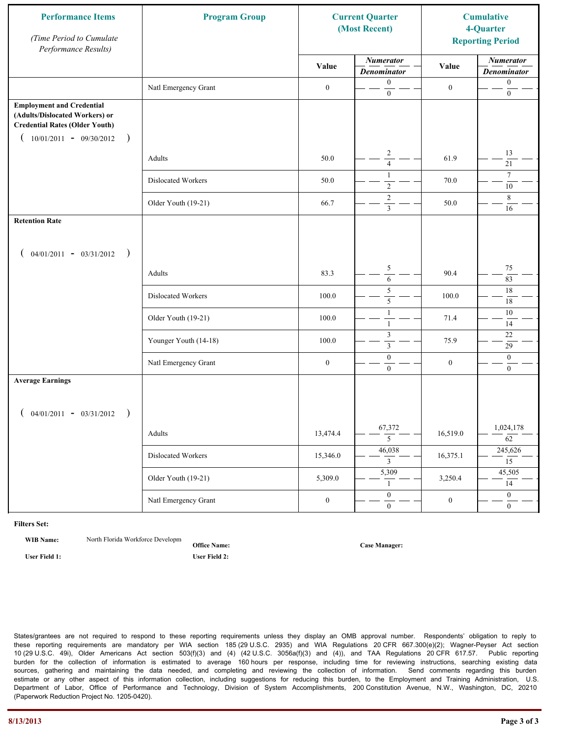| Performance Items<br>*(Time Period to Cumulate Performance Results)* | Program Group | Current Quarter (Most Recent) | | Cumulative 4-Quarter Reporting Period | |
|---|---|---|---|---|---|
| | | Value | *Numerator* / *Denominator* | Value | *Numerator* / *Denominator* |
| | Natl Emergency Grant | 0 | 0 / 0 | 0 | 0 / 0 |
| **Employment and Credential (Adults/Dislocated Workers) or Credential Rates (Older Youth)** ( 10/01/2011 - 09/30/2012 ) | | | | | |
| | Adults | 50.0 | 2 / 4 | 61.9 | 13 / 21 |
| | Dislocated Workers | 50.0 | 1 / 2 | 70.0 | 7 / 10 |
| | Older Youth (19-21) | 66.7 | 2 / 3 | 50.0 | 8 / 16 |
| **Retention Rate** ( 04/01/2011 - 03/31/2012 ) | | | | | |
| | Adults | 83.3 | 5 / 6 | 90.4 | 75 / 83 |
| | Dislocated Workers | 100.0 | 5 / 5 | 100.0 | 18 / 18 |
| | Older Youth (19-21) | 100.0 | 1 / 1 | 71.4 | 10 / 14 |
| | Younger Youth (14-18) | 100.0 | 3 / 3 | 75.9 | 22 / 29 |
| | Natl Emergency Grant | 0 | 0 / 0 | 0 | 0 / 0 |
| **Average Earnings** ( 04/01/2011 - 03/31/2012 ) | | | | | |
| | Adults | 13,474.4 | 67,372 / 5 | 16,519.0 | 1,024,178 / 62 |
| | Dislocated Workers | 15,346.0 | 46,038 / 3 | 16,375.1 | 245,626 / 15 |
| | Older Youth (19-21) | 5,309.0 | 5,309 / 1 | 3,250.4 | 45,505 / 14 |
| | Natl Emergency Grant | 0 | 0 / 0 | 0 | 0 / 0 |

**Filters Set:**

**WIB Name:** North Florida Workforce Developm

**Office Name:**

**Case Manager:**

**User Field 1:**

**User Field 2:**

States/grantees are not required to respond to these reporting requirements unless they display an OMB approval number. Respondents' obligation to reply to these reporting requirements are mandatory per WIA section 185 (29 U.S.C. 2935) and WIA Regulations 20 CFR 667.300(e)(2); Wagner-Peyser Act section 10 (29 U.S.C. 49i), Older Americans Act section 503(f)(3) and (4) (42 U.S.C. 3056a(f)(3) and (4)), and TAA Regulations 20 CFR 617.57. Public reporting burden for the collection of information is estimated to average 160 hours per response, including time for reviewing instructions, searching existing data sources, gathering and maintaining the data needed, and completing and reviewing the collection of information. Send comments regarding this burden estimate or any other aspect of this information collection, including suggestions for reducing this burden, to the Employment and Training Administration, U.S. Department of Labor, Office of Performance and Technology, Division of System Accomplishments, 200 Constitution Avenue, N.W., Washington, DC, 20210 (Paperwork Reduction Project No. 1205-0420).

8/13/2013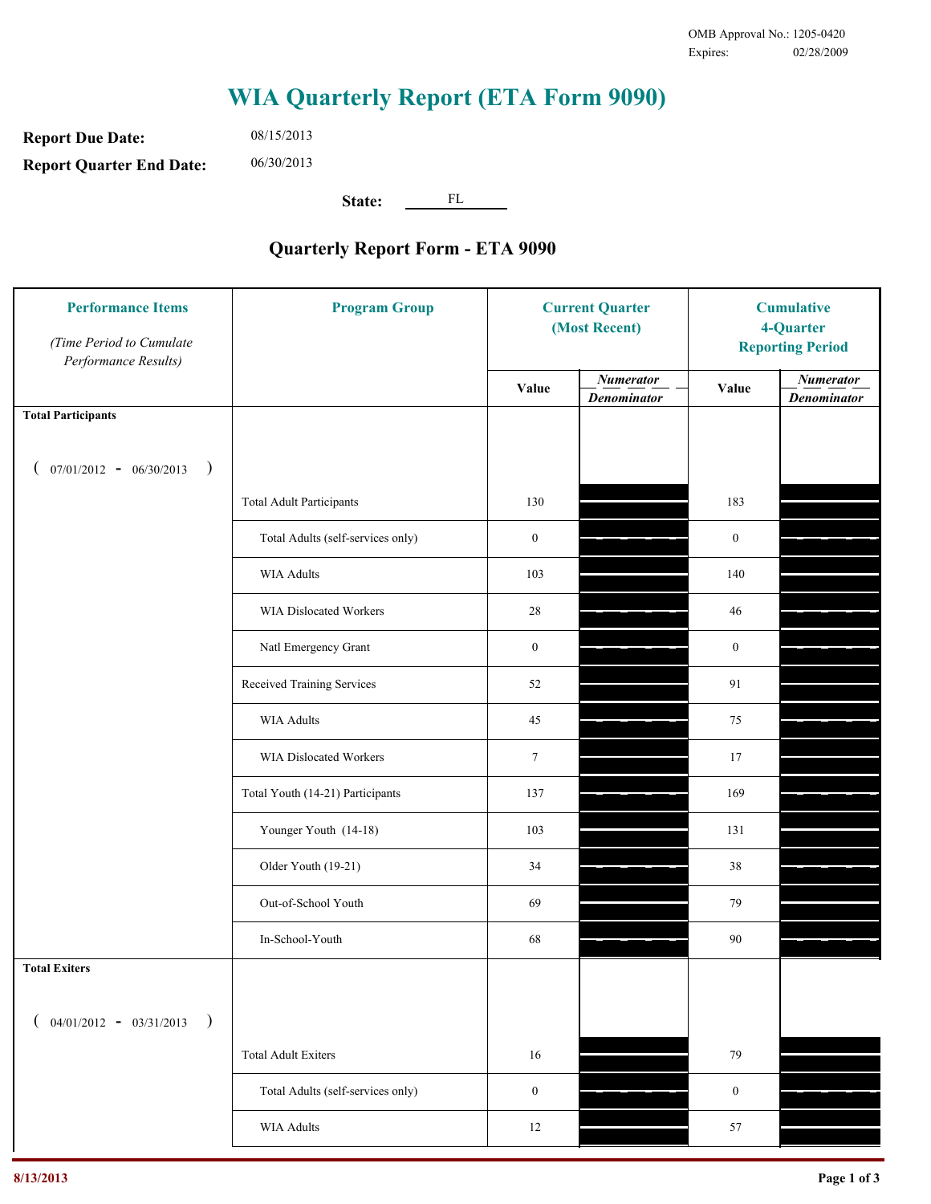OMB Approval No.: 1205-0420
Expires: 02/28/2009

# WIA Quarterly Report (ETA Form 9090)

**Report Due Date:** 08/15/2013

**Report Quarter End Date:** 06/30/2013

**State:** FL

## Quarterly Report Form - ETA 9090

| Performance Items *(Time Period to Cumulate Performance Results)* | Program Group | Current Quarter (Most Recent) Value | Current Quarter *Numerator / Denominator* | Cumulative 4-Quarter Reporting Period Value | Cumulative *Numerator / Denominator* |
|---|---|---|---|---|---|
| **Total Participants** ( 07/01/2012 - 06/30/2013 ) | | | | | |
| | Total Adult Participants | 130 | | 183 | |
| | Total Adults (self-services only) | 0 | | 0 | |
| | WIA Adults | 103 | | 140 | |
| | WIA Dislocated Workers | 28 | | 46 | |
| | Natl Emergency Grant | 0 | | 0 | |
| | Received Training Services | 52 | | 91 | |
| | WIA Adults | 45 | | 75 | |
| | WIA Dislocated Workers | 7 | | 17 | |
| | Total Youth (14-21) Participants | 137 | | 169 | |
| | Younger Youth (14-18) | 103 | | 131 | |
| | Older Youth (19-21) | 34 | | 38 | |
| | Out-of-School Youth | 69 | | 79 | |
| | In-School-Youth | 68 | | 90 | |
| **Total Exiters** ( 04/01/2012 - 03/31/2013 ) | | | | | |
| | Total Adult Exiters | 16 | | 79 | |
| | Total Adults (self-services only) | 0 | | 0 | |
| | WIA Adults | 12 | | 57 | |

8/13/2013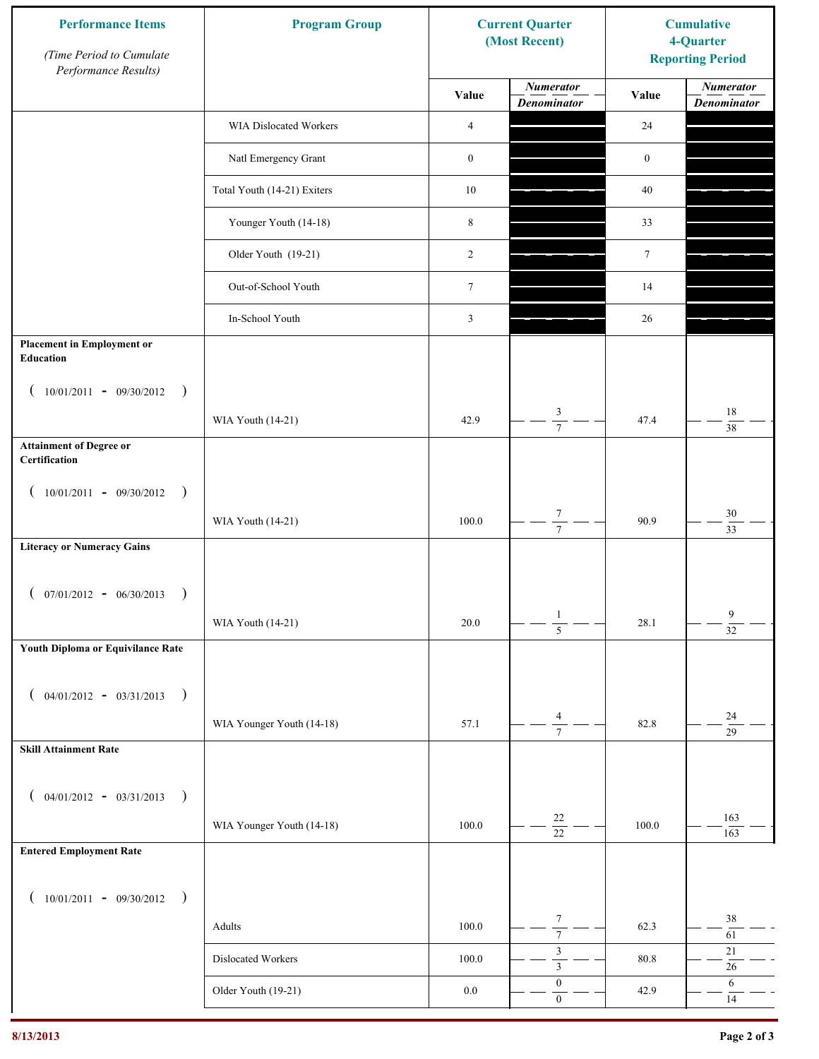| Performance Items (Time Period to Cumulate Performance Results) | Program Group | Current Quarter (Most Recent) Value | Current Quarter Numerator / Denominator | Cumulative 4-Quarter Reporting Period Value | Cumulative 4-Quarter Numerator / Denominator |
|---|---|---|---|---|---|
| | WIA Dislocated Workers | 4 | | 24 | |
| | Natl Emergency Grant | 0 | | 0 | |
| | Total Youth (14-21) Exiters | 10 | | 40 | |
| | Younger Youth (14-18) | 8 | | 33 | |
| | Older Youth (19-21) | 2 | | 7 | |
| | Out-of-School Youth | 7 | | 14 | |
| | In-School Youth | 3 | | 26 | |
| **Placement in Employment or Education** (10/01/2011 - 09/30/2012) | WIA Youth (14-21) | 42.9 | 3 / 7 | 47.4 | 18 / 38 |
| **Attainment of Degree or Certification** (10/01/2011 - 09/30/2012) | WIA Youth (14-21) | 100.0 | 7 / 7 | 90.9 | 30 / 33 |
| **Literacy or Numeracy Gains** (07/01/2012 - 06/30/2013) | WIA Youth (14-21) | 20.0 | 1 / 5 | 28.1 | 9 / 32 |
| **Youth Diploma or Equivilance Rate** (04/01/2012 - 03/31/2013) | WIA Younger Youth (14-18) | 57.1 | 4 / 7 | 82.8 | 24 / 29 |
| **Skill Attainment Rate** (04/01/2012 - 03/31/2013) | WIA Younger Youth (14-18) | 100.0 | 22 / 22 | 100.0 | 163 / 163 |
| **Entered Employment Rate** (10/01/2011 - 09/30/2012) | Adults | 100.0 | 7 / 7 | 62.3 | 38 / 61 |
| | Dislocated Workers | 100.0 | 3 / 3 | 80.8 | 21 / 26 |
| | Older Youth (19-21) | 0.0 | 0 / 0 | 42.9 | 6 / 14 |

8/13/2013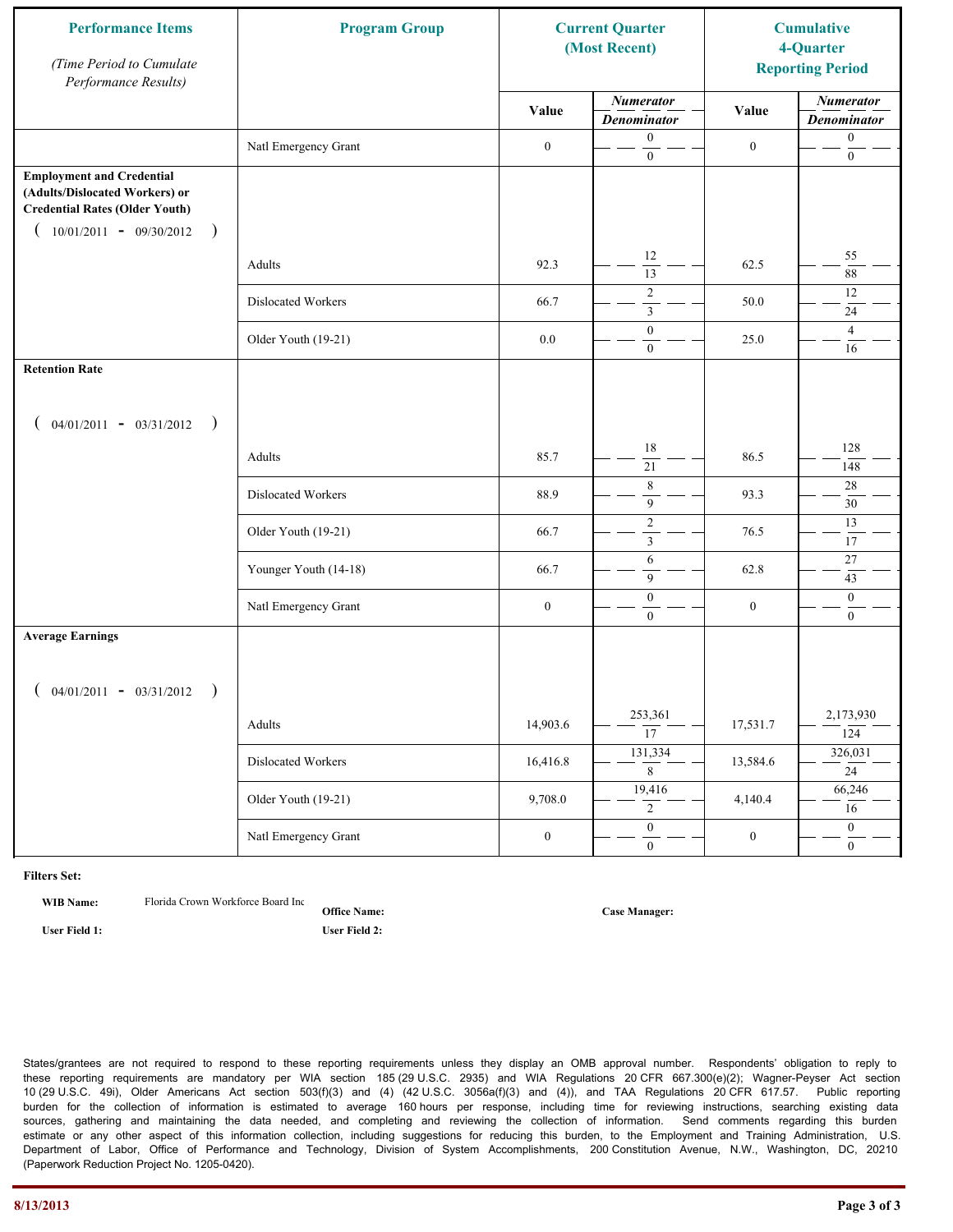| Performance Items *(Time Period to Cumulate Performance Results)* | Program Group | Current Quarter (Most Recent) | | Cumulative 4-Quarter Reporting Period | |
|---|---|---|---|---|---|
| | | Value | *Numerator* / *Denominator* | Value | *Numerator* / *Denominator* |
| | Natl Emergency Grant | 0 | 0 / 0 | 0 | 0 / 0 |
| **Employment and Credential (Adults/Dislocated Workers) or Credential Rates (Older Youth)** ( 10/01/2011 - 09/30/2012 ) | Adults | 92.3 | 12 / 13 | 62.5 | 55 / 88 |
| | Dislocated Workers | 66.7 | 2 / 3 | 50.0 | 12 / 24 |
| | Older Youth (19-21) | 0.0 | 0 / 0 | 25.0 | 4 / 16 |
| **Retention Rate** ( 04/01/2011 - 03/31/2012 ) | Adults | 85.7 | 18 / 21 | 86.5 | 128 / 148 |
| | Dislocated Workers | 88.9 | 8 / 9 | 93.3 | 28 / 30 |
| | Older Youth (19-21) | 66.7 | 2 / 3 | 76.5 | 13 / 17 |
| | Younger Youth (14-18) | 66.7 | 6 / 9 | 62.8 | 27 / 43 |
| | Natl Emergency Grant | 0 | 0 / 0 | 0 | 0 / 0 |
| **Average Earnings** ( 04/01/2011 - 03/31/2012 ) | Adults | 14,903.6 | 253,361 / 17 | 17,531.7 | 2,173,930 / 124 |
| | Dislocated Workers | 16,416.8 | 131,334 / 8 | 13,584.6 | 326,031 / 24 |
| | Older Youth (19-21) | 9,708.0 | 19,416 / 2 | 4,140.4 | 66,246 / 16 |
| | Natl Emergency Grant | 0 | 0 / 0 | 0 | 0 / 0 |

**Filters Set:**

**WIB Name:** Florida Crown Workforce Board Inc  **Office Name:**  **Case Manager:**

**User Field 1:**  **User Field 2:**

States/grantees are not required to respond to these reporting requirements unless they display an OMB approval number. Respondents' obligation to reply to these reporting requirements are mandatory per WIA section 185 (29 U.S.C. 2935) and WIA Regulations 20 CFR 667.300(e)(2); Wagner-Peyser Act section 10 (29 U.S.C. 49i), Older Americans Act section 503(f)(3) and (4) (42 U.S.C. 3056a(f)(3) and (4)), and TAA Regulations 20 CFR 617.57. Public reporting burden for the collection of information is estimated to average 160 hours per response, including time for reviewing instructions, searching existing data sources, gathering and maintaining the data needed, and completing and reviewing the collection of information. Send comments regarding this burden estimate or any other aspect of this information collection, including suggestions for reducing this burden, to the Employment and Training Administration, U.S. Department of Labor, Office of Performance and Technology, Division of System Accomplishments, 200 Constitution Avenue, N.W., Washington, DC, 20210 (Paperwork Reduction Project No. 1205-0420).

8/13/2013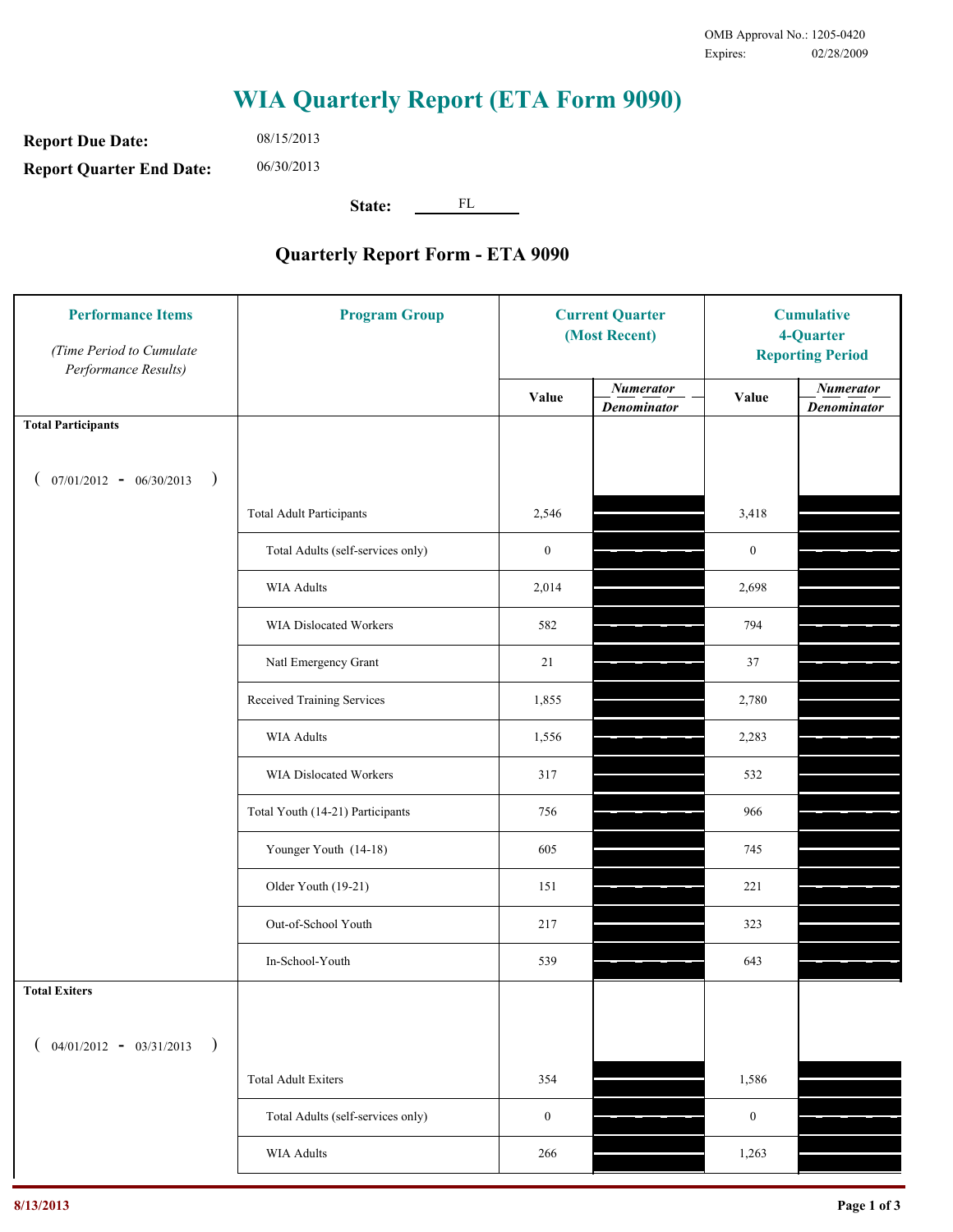OMB Approval No.: 1205-0420
Expires: 02/28/2009

# WIA Quarterly Report (ETA Form 9090)

**Report Due Date:** 08/15/2013

**Report Quarter End Date:** 06/30/2013

**State:** FL

## Quarterly Report Form - ETA 9090

| Performance Items *(Time Period to Cumulate Performance Results)* | Program Group | Current Quarter (Most Recent) Value | Current Quarter Numerator / Denominator | Cumulative 4-Quarter Reporting Period Value | Cumulative Numerator / Denominator |
|---|---|---|---|---|---|
| **Total Participants** ( 07/01/2012 - 06/30/2013 ) | | | | | |
| | Total Adult Participants | 2,546 | | 3,418 | |
| | Total Adults (self-services only) | 0 | | 0 | |
| | WIA Adults | 2,014 | | 2,698 | |
| | WIA Dislocated Workers | 582 | | 794 | |
| | Natl Emergency Grant | 21 | | 37 | |
| | Received Training Services | 1,855 | | 2,780 | |
| | WIA Adults | 1,556 | | 2,283 | |
| | WIA Dislocated Workers | 317 | | 532 | |
| | Total Youth (14-21) Participants | 756 | | 966 | |
| | Younger Youth (14-18) | 605 | | 745 | |
| | Older Youth (19-21) | 151 | | 221 | |
| | Out-of-School Youth | 217 | | 323 | |
| | In-School-Youth | 539 | | 643 | |
| **Total Exiters** ( 04/01/2012 - 03/31/2013 ) | | | | | |
| | Total Adult Exiters | 354 | | 1,586 | |
| | Total Adults (self-services only) | 0 | | 0 | |
| | WIA Adults | 266 | | 1,263 | |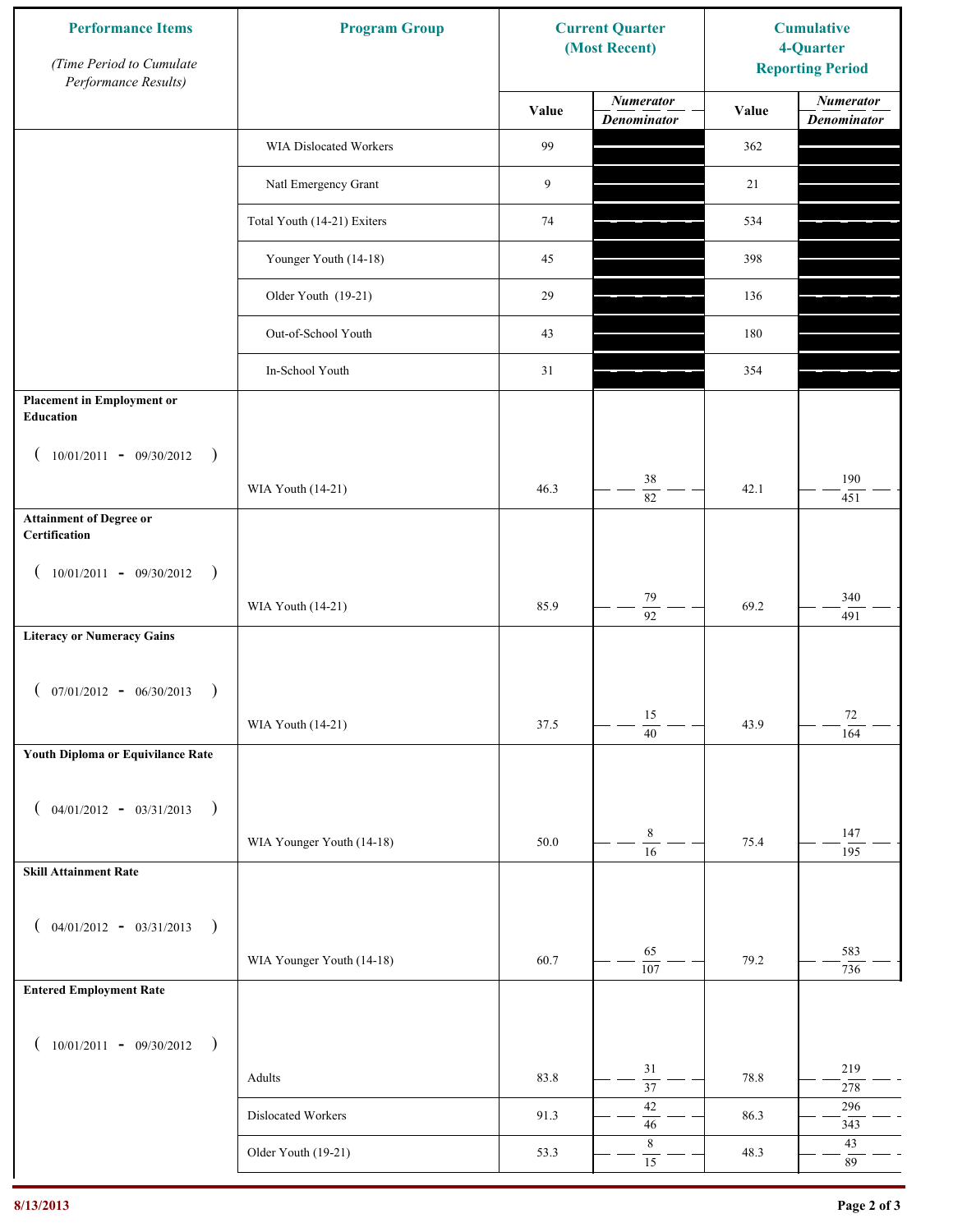| Performance Items *(Time Period to Cumulate Performance Results)* | Program Group | Current Quarter (Most Recent) | | Cumulative 4-Quarter Reporting Period | |
|---|---|---|---|---|---|
| | | Value | *Numerator* / *Denominator* | Value | *Numerator* / *Denominator* |
| | WIA Dislocated Workers | 99 | | 362 | |
| | Natl Emergency Grant | 9 | | 21 | |
| | Total Youth (14-21) Exiters | 74 | | 534 | |
| | Younger Youth (14-18) | 45 | | 398 | |
| | Older Youth (19-21) | 29 | | 136 | |
| | Out-of-School Youth | 43 | | 180 | |
| | In-School Youth | 31 | | 354 | |
| **Placement in Employment or Education** (10/01/2011 - 09/30/2012) | WIA Youth (14-21) | 46.3 | 38 / 82 | 42.1 | 190 / 451 |
| **Attainment of Degree or Certification** (10/01/2011 - 09/30/2012) | WIA Youth (14-21) | 85.9 | 79 / 92 | 69.2 | 340 / 491 |
| **Literacy or Numeracy Gains** (07/01/2012 - 06/30/2013) | WIA Youth (14-21) | 37.5 | 15 / 40 | 43.9 | 72 / 164 |
| **Youth Diploma or Equivilance Rate** (04/01/2012 - 03/31/2013) | WIA Younger Youth (14-18) | 50.0 | 8 / 16 | 75.4 | 147 / 195 |
| **Skill Attainment Rate** (04/01/2012 - 03/31/2013) | WIA Younger Youth (14-18) | 60.7 | 65 / 107 | 79.2 | 583 / 736 |
| **Entered Employment Rate** (10/01/2011 - 09/30/2012) | Adults | 83.8 | 31 / 37 | 78.8 | 219 / 278 |
| | Dislocated Workers | 91.3 | 42 / 46 | 86.3 | 296 / 343 |
| | Older Youth (19-21) | 53.3 | 8 / 15 | 48.3 | 43 / 89 |

8/13/2013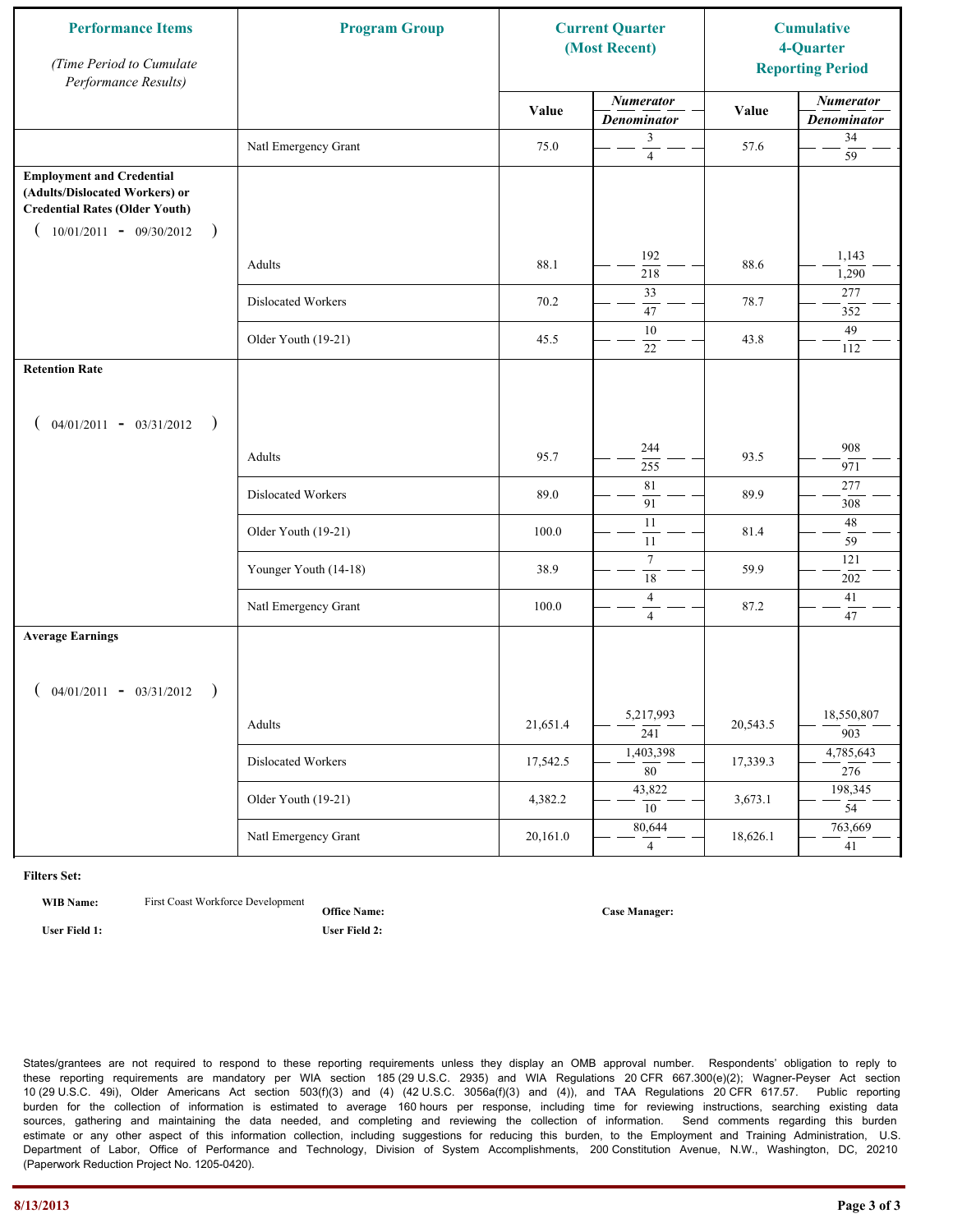| Performance Items<br>*(Time Period to Cumulate Performance Results)* | Program Group | Current Quarter (Most Recent) | | Cumulative 4-Quarter Reporting Period | |
|---|---|---|---|---|---|
| | | Value | *Numerator / Denominator* | Value | *Numerator / Denominator* |
| | Natl Emergency Grant | 75.0 | 3 / 4 | 57.6 | 34 / 59 |
| **Employment and Credential (Adults/Dislocated Workers) or Credential Rates (Older Youth)** ( 10/01/2011 - 09/30/2012 ) | | | | | |
| | Adults | 88.1 | 192 / 218 | 88.6 | 1,143 / 1,290 |
| | Dislocated Workers | 70.2 | 33 / 47 | 78.7 | 277 / 352 |
| | Older Youth (19-21) | 45.5 | 10 / 22 | 43.8 | 49 / 112 |
| **Retention Rate** ( 04/01/2011 - 03/31/2012 ) | | | | | |
| | Adults | 95.7 | 244 / 255 | 93.5 | 908 / 971 |
| | Dislocated Workers | 89.0 | 81 / 91 | 89.9 | 277 / 308 |
| | Older Youth (19-21) | 100.0 | 11 / 11 | 81.4 | 48 / 59 |
| | Younger Youth (14-18) | 38.9 | 7 / 18 | 59.9 | 121 / 202 |
| | Natl Emergency Grant | 100.0 | 4 / 4 | 87.2 | 41 / 47 |
| **Average Earnings** ( 04/01/2011 - 03/31/2012 ) | | | | | |
| | Adults | 21,651.4 | 5,217,993 / 241 | 20,543.5 | 18,550,807 / 903 |
| | Dislocated Workers | 17,542.5 | 1,403,398 / 80 | 17,339.3 | 4,785,643 / 276 |
| | Older Youth (19-21) | 4,382.2 | 43,822 / 10 | 3,673.1 | 198,345 / 54 |
| | Natl Emergency Grant | 20,161.0 | 80,644 / 4 | 18,626.1 | 763,669 / 41 |

**Filters Set:**

**WIB Name:** First Coast Workforce Development **Office Name:** **Case Manager:**

**User Field 1:** **User Field 2:**

States/grantees are not required to respond to these reporting requirements unless they display an OMB approval number. Respondents' obligation to reply to these reporting requirements are mandatory per WIA section 185 (29 U.S.C. 2935) and WIA Regulations 20 CFR 667.300(e)(2); Wagner-Peyser Act section 10 (29 U.S.C. 49i), Older Americans Act section 503(f)(3) and (4) (42 U.S.C. 3056a(f)(3) and (4)), and TAA Regulations 20 CFR 617.57. Public reporting burden for the collection of information is estimated to average 160 hours per response, including time for reviewing instructions, searching existing data sources, gathering and maintaining the data needed, and completing and reviewing the collection of information. Send comments regarding this burden estimate or any other aspect of this information collection, including suggestions for reducing this burden, to the Employment and Training Administration, U.S. Department of Labor, Office of Performance and Technology, Division of System Accomplishments, 200 Constitution Avenue, N.W., Washington, DC, 20210 (Paperwork Reduction Project No. 1205-0420).

8/13/2013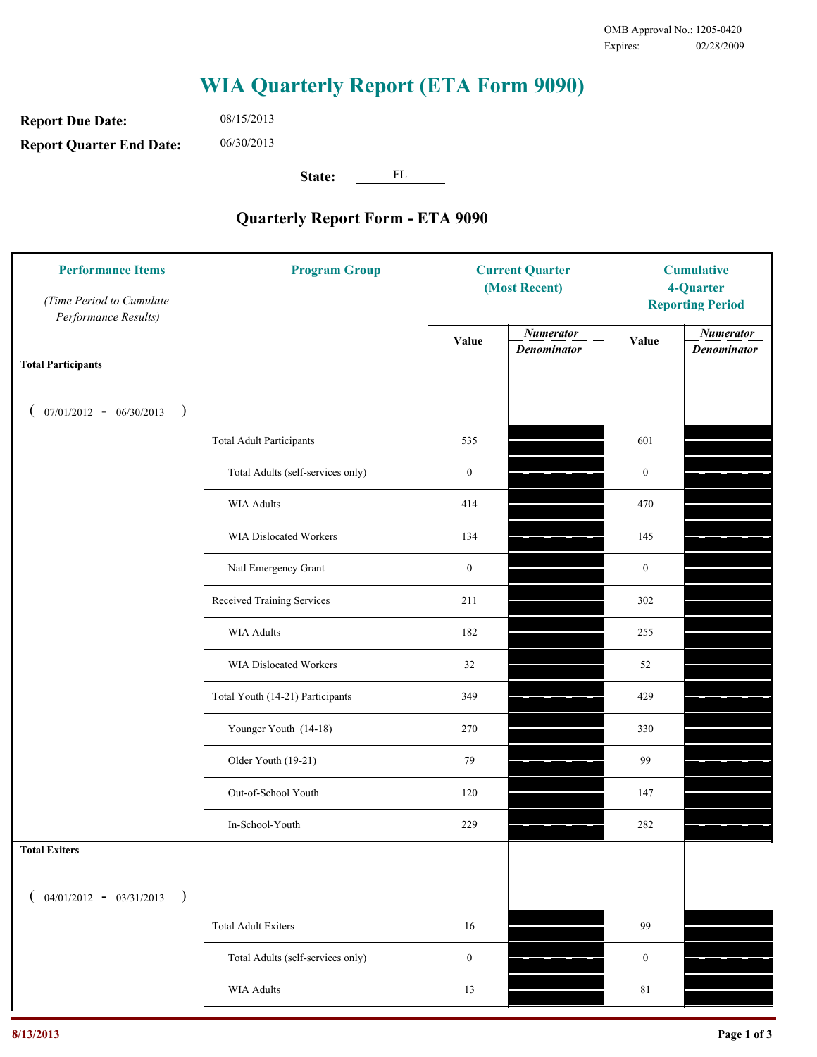OMB Approval No.: 1205-0420
Expires: 02/28/2009

# WIA Quarterly Report (ETA Form 9090)

**Report Due Date:** 08/15/2013

**Report Quarter End Date:** 06/30/2013

**State:** FL

## Quarterly Report Form - ETA 9090

| Performance Items *(Time Period to Cumulate Performance Results)* | Program Group | Current Quarter (Most Recent) Value | Current Quarter Numerator / Denominator | Cumulative 4-Quarter Reporting Period Value | Cumulative Numerator / Denominator |
|---|---|---|---|---|---|
| **Total Participants** ( 07/01/2012 - 06/30/2013 ) | | | | | |
| | Total Adult Participants | 535 | | 601 | |
| | Total Adults (self-services only) | 0 | | 0 | |
| | WIA Adults | 414 | | 470 | |
| | WIA Dislocated Workers | 134 | | 145 | |
| | Natl Emergency Grant | 0 | | 0 | |
| | Received Training Services | 211 | | 302 | |
| | WIA Adults | 182 | | 255 | |
| | WIA Dislocated Workers | 32 | | 52 | |
| | Total Youth (14-21) Participants | 349 | | 429 | |
| | Younger Youth (14-18) | 270 | | 330 | |
| | Older Youth (19-21) | 79 | | 99 | |
| | Out-of-School Youth | 120 | | 147 | |
| | In-School-Youth | 229 | | 282 | |
| **Total Exiters** ( 04/01/2012 - 03/31/2013 ) | | | | | |
| | Total Adult Exiters | 16 | | 99 | |
| | Total Adults (self-services only) | 0 | | 0 | |
| | WIA Adults | 13 | | 81 | |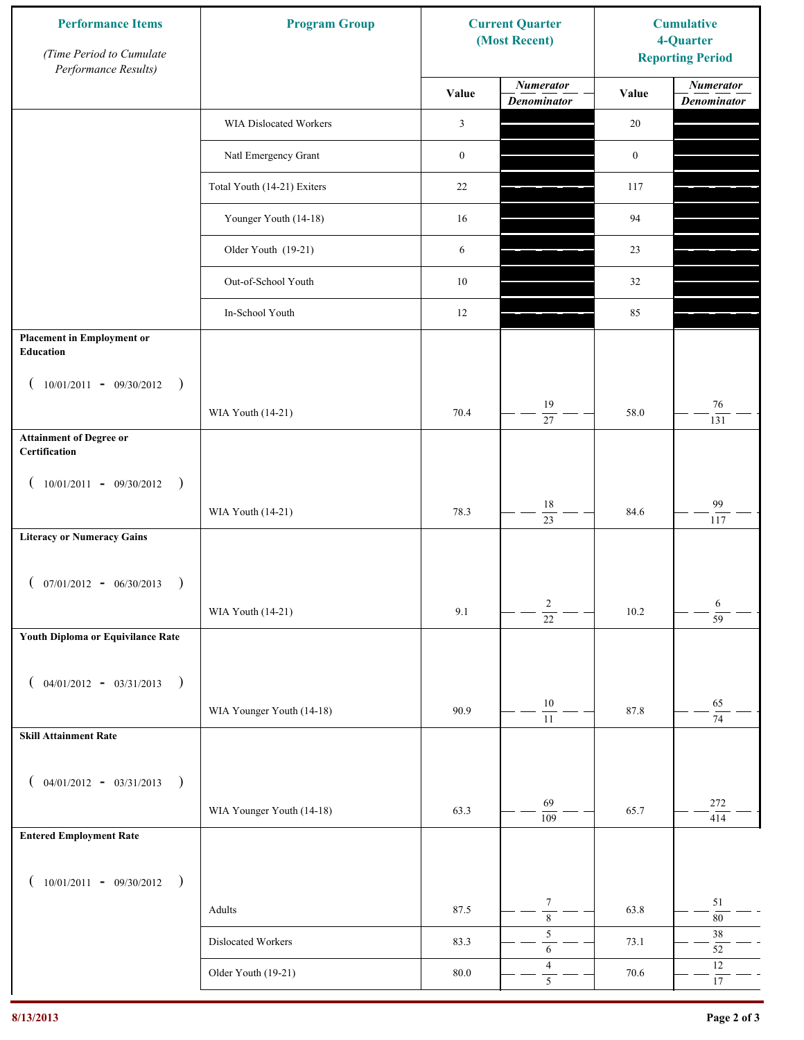| Performance Items<br>*(Time Period to Cumulate Performance Results)* | Program Group | Current Quarter (Most Recent) | | Cumulative 4-Quarter Reporting Period | |
|---|---|---|---|---|---|
| | | Value | *Numerator / Denominator* | Value | *Numerator / Denominator* |
| | WIA Dislocated Workers | 3 | | 20 | |
| | Natl Emergency Grant | 0 | | 0 | |
| | Total Youth (14-21) Exiters | 22 | | 117 | |
| | Younger Youth (14-18) | 16 | | 94 | |
| | Older Youth (19-21) | 6 | | 23 | |
| | Out-of-School Youth | 10 | | 32 | |
| | In-School Youth | 12 | | 85 | |
| **Placement in Employment or Education** ( 10/01/2011 - 09/30/2012 ) | WIA Youth (14-21) | 70.4 | 19 / 27 | 58.0 | 76 / 131 |
| **Attainment of Degree or Certification** ( 10/01/2011 - 09/30/2012 ) | WIA Youth (14-21) | 78.3 | 18 / 23 | 84.6 | 99 / 117 |
| **Literacy or Numeracy Gains** ( 07/01/2012 - 06/30/2013 ) | WIA Youth (14-21) | 9.1 | 2 / 22 | 10.2 | 6 / 59 |
| **Youth Diploma or Equivilance Rate** ( 04/01/2012 - 03/31/2013 ) | WIA Younger Youth (14-18) | 90.9 | 10 / 11 | 87.8 | 65 / 74 |
| **Skill Attainment Rate** ( 04/01/2012 - 03/31/2013 ) | WIA Younger Youth (14-18) | 63.3 | 69 / 109 | 65.7 | 272 / 414 |
| **Entered Employment Rate** ( 10/01/2011 - 09/30/2012 ) | Adults | 87.5 | 7 / 8 | 63.8 | 51 / 80 |
| | Dislocated Workers | 83.3 | 5 / 6 | 73.1 | 38 / 52 |
| | Older Youth (19-21) | 80.0 | 4 / 5 | 70.6 | 12 / 17 |

8/13/2013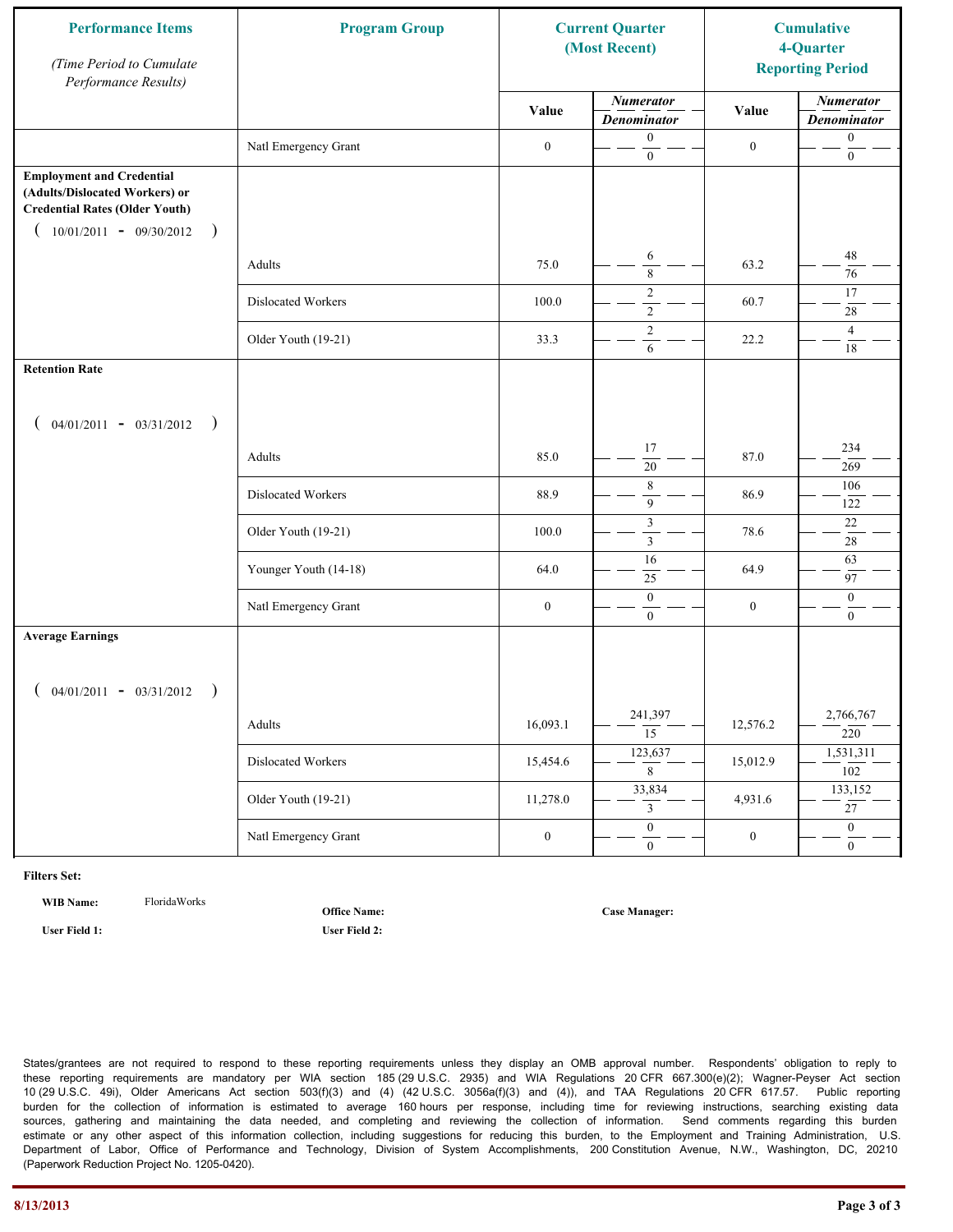| Performance Items<br>*(Time Period to Cumulate Performance Results)* | Program Group | Current Quarter (Most Recent) | | Cumulative 4-Quarter Reporting Period | |
|---|---|---|---|---|---|
| | | Value | *Numerator / Denominator* | Value | *Numerator / Denominator* |
| | Natl Emergency Grant | 0 | 0 / 0 | 0 | 0 / 0 |
| **Employment and Credential (Adults/Dislocated Workers) or Credential Rates (Older Youth)** ( 10/01/2011 - 09/30/2012 ) | Adults | 75.0 | 6 / 8 | 63.2 | 48 / 76 |
| | Dislocated Workers | 100.0 | 2 / 2 | 60.7 | 17 / 28 |
| | Older Youth (19-21) | 33.3 | 2 / 6 | 22.2 | 4 / 18 |
| **Retention Rate** ( 04/01/2011 - 03/31/2012 ) | Adults | 85.0 | 17 / 20 | 87.0 | 234 / 269 |
| | Dislocated Workers | 88.9 | 8 / 9 | 86.9 | 106 / 122 |
| | Older Youth (19-21) | 100.0 | 3 / 3 | 78.6 | 22 / 28 |
| | Younger Youth (14-18) | 64.0 | 16 / 25 | 64.9 | 63 / 97 |
| | Natl Emergency Grant | 0 | 0 / 0 | 0 | 0 / 0 |
| **Average Earnings** ( 04/01/2011 - 03/31/2012 ) | Adults | 16,093.1 | 241,397 / 15 | 12,576.2 | 2,766,767 / 220 |
| | Dislocated Workers | 15,454.6 | 123,637 / 8 | 15,012.9 | 1,531,311 / 102 |
| | Older Youth (19-21) | 11,278.0 | 33,834 / 3 | 4,931.6 | 133,152 / 27 |
| | Natl Emergency Grant | 0 | 0 / 0 | 0 | 0 / 0 |

**Filters Set:**

**WIB Name:** FloridaWorks

**Office Name:**

**Case Manager:**

**User Field 1:**

**User Field 2:**

States/grantees are not required to respond to these reporting requirements unless they display an OMB approval number. Respondents' obligation to reply to these reporting requirements are mandatory per WIA section 185 (29 U.S.C. 2935) and WIA Regulations 20 CFR 667.300(e)(2); Wagner-Peyser Act section 10 (29 U.S.C. 49i), Older Americans Act section 503(f)(3) and (4) (42 U.S.C. 3056a(f)(3) and (4)), and TAA Regulations 20 CFR 617.57. Public reporting burden for the collection of information is estimated to average 160 hours per response, including time for reviewing instructions, searching existing data sources, gathering and maintaining the data needed, and completing and reviewing the collection of information. Send comments regarding this burden estimate or any other aspect of this information collection, including suggestions for reducing this burden, to the Employment and Training Administration, U.S. Department of Labor, Office of Performance and Technology, Division of System Accomplishments, 200 Constitution Avenue, N.W., Washington, DC, 20210 (Paperwork Reduction Project No. 1205-0420).

8/13/2013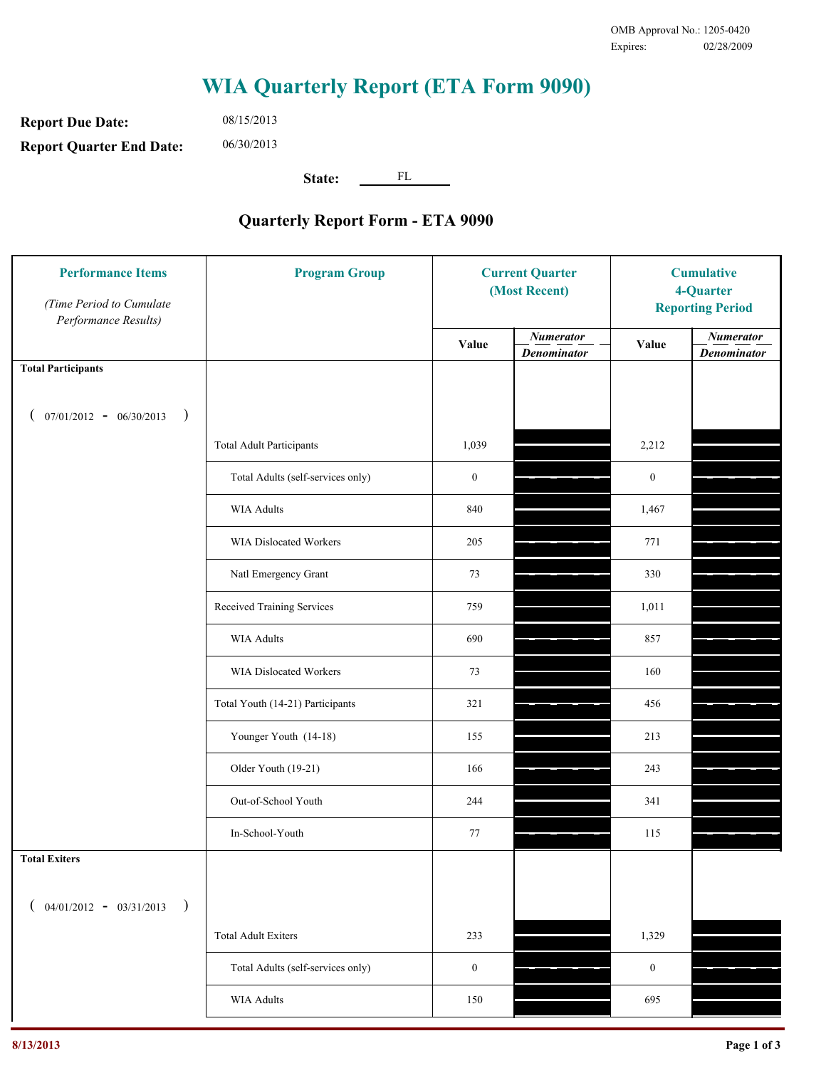OMB Approval No.: 1205-0420
Expires: 02/28/2009

# WIA Quarterly Report (ETA Form 9090)

**Report Due Date:** 08/15/2013

**Report Quarter End Date:** 06/30/2013

**State:** FL

## Quarterly Report Form - ETA 9090

| Performance Items *(Time Period to Cumulate Performance Results)* | Program Group | Current Quarter (Most Recent) Value | Current Quarter *Numerator / Denominator* | Cumulative 4-Quarter Reporting Period Value | Cumulative *Numerator / Denominator* |
|---|---|---|---|---|---|
| **Total Participants** ( 07/01/2012 - 06/30/2013 ) | | | | | |
| | Total Adult Participants | 1,039 | | 2,212 | |
| | Total Adults (self-services only) | 0 | | 0 | |
| | WIA Adults | 840 | | 1,467 | |
| | WIA Dislocated Workers | 205 | | 771 | |
| | Natl Emergency Grant | 73 | | 330 | |
| | Received Training Services | 759 | | 1,011 | |
| | WIA Adults | 690 | | 857 | |
| | WIA Dislocated Workers | 73 | | 160 | |
| | Total Youth (14-21) Participants | 321 | | 456 | |
| | Younger Youth (14-18) | 155 | | 213 | |
| | Older Youth (19-21) | 166 | | 243 | |
| | Out-of-School Youth | 244 | | 341 | |
| | In-School-Youth | 77 | | 115 | |
| **Total Exiters** ( 04/01/2012 - 03/31/2013 ) | | | | | |
| | Total Adult Exiters | 233 | | 1,329 | |
| | Total Adults (self-services only) | 0 | | 0 | |
| | WIA Adults | 150 | | 695 | |

8/13/2013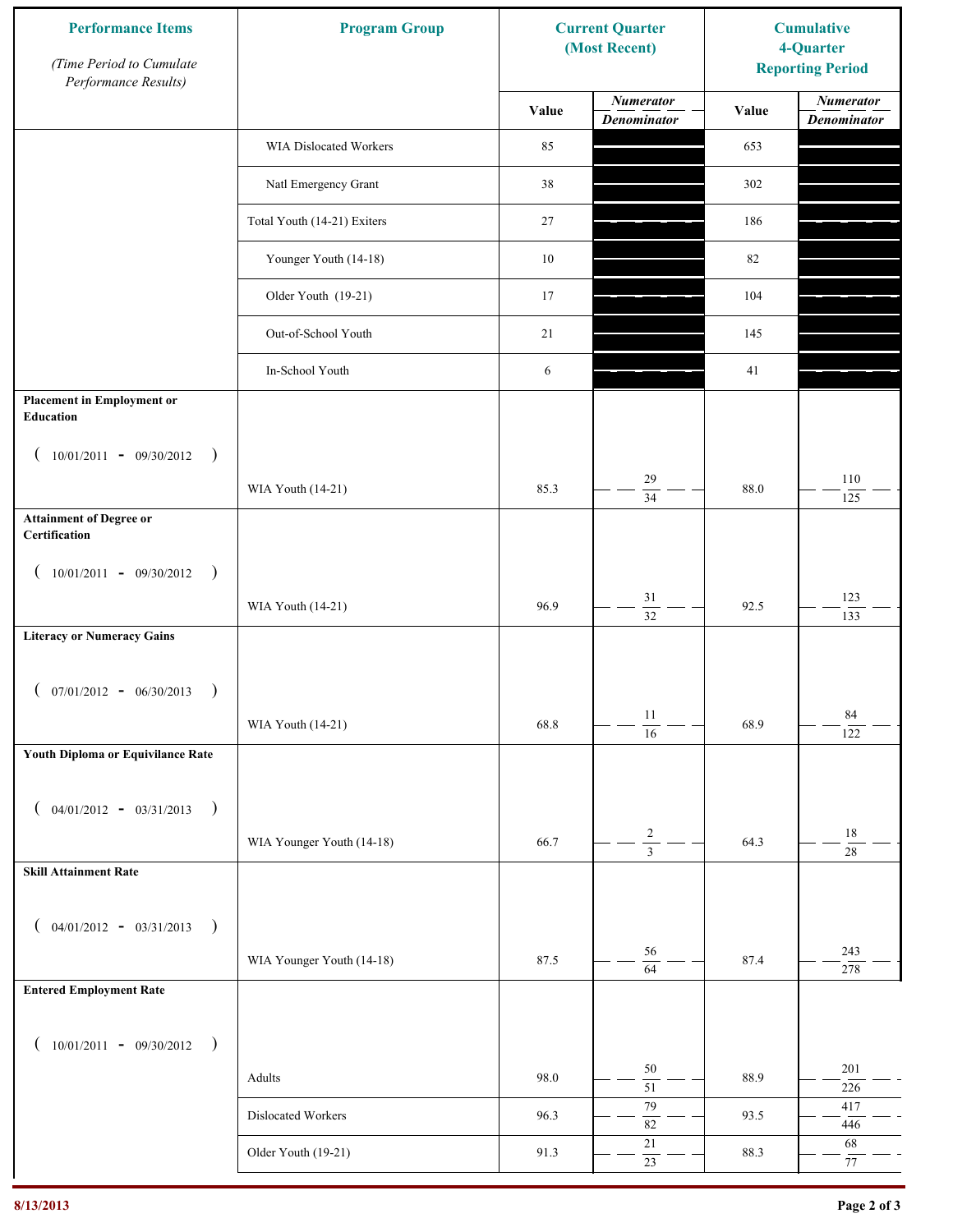| Performance Items *(Time Period to Cumulate Performance Results)* | Program Group | Current Quarter (Most Recent) Value | Current Quarter *Numerator / Denominator* | Cumulative 4-Quarter Reporting Period Value | Cumulative *Numerator / Denominator* |
|---|---|---|---|---|---|
| | WIA Dislocated Workers | 85 | | 653 | |
| | Natl Emergency Grant | 38 | | 302 | |
| | Total Youth (14-21) Exiters | 27 | | 186 | |
| | Younger Youth (14-18) | 10 | | 82 | |
| | Older Youth (19-21) | 17 | | 104 | |
| | Out-of-School Youth | 21 | | 145 | |
| | In-School Youth | 6 | | 41 | |
| **Placement in Employment or Education** (10/01/2011 - 09/30/2012) | WIA Youth (14-21) | 85.3 | 29 / 34 | 88.0 | 110 / 125 |
| **Attainment of Degree or Certification** (10/01/2011 - 09/30/2012) | WIA Youth (14-21) | 96.9 | 31 / 32 | 92.5 | 123 / 133 |
| **Literacy or Numeracy Gains** (07/01/2012 - 06/30/2013) | WIA Youth (14-21) | 68.8 | 11 / 16 | 68.9 | 84 / 122 |
| **Youth Diploma or Equivilance Rate** (04/01/2012 - 03/31/2013) | WIA Younger Youth (14-18) | 66.7 | 2 / 3 | 64.3 | 18 / 28 |
| **Skill Attainment Rate** (04/01/2012 - 03/31/2013) | WIA Younger Youth (14-18) | 87.5 | 56 / 64 | 87.4 | 243 / 278 |
| **Entered Employment Rate** (10/01/2011 - 09/30/2012) | Adults | 98.0 | 50 / 51 | 88.9 | 201 / 226 |
| | Dislocated Workers | 96.3 | 79 / 82 | 93.5 | 417 / 446 |
| | Older Youth (19-21) | 91.3 | 21 / 23 | 88.3 | 68 / 77 |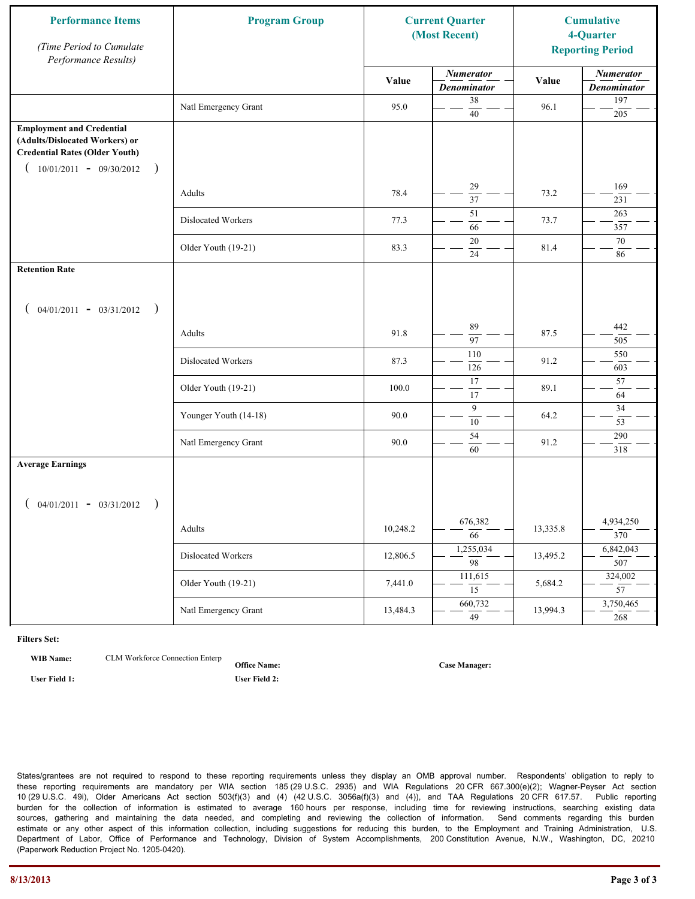| Performance Items (Time Period to Cumulate Performance Results) | Program Group | Current Quarter (Most Recent) Value | Current Quarter Numerator / Denominator | Cumulative 4-Quarter Reporting Period Value | Cumulative 4-Quarter Numerator / Denominator |
|---|---|---|---|---|---|
| | Natl Emergency Grant | 95.0 | 38 / 40 | 96.1 | 197 / 205 |
| **Employment and Credential (Adults/Dislocated Workers) or Credential Rates (Older Youth)** ( 10/01/2011 - 09/30/2012 ) | | | | | |
| | Adults | 78.4 | 29 / 37 | 73.2 | 169 / 231 |
| | Dislocated Workers | 77.3 | 51 / 66 | 73.7 | 263 / 357 |
| | Older Youth (19-21) | 83.3 | 20 / 24 | 81.4 | 70 / 86 |
| **Retention Rate** ( 04/01/2011 - 03/31/2012 ) | | | | | |
| | Adults | 91.8 | 89 / 97 | 87.5 | 442 / 505 |
| | Dislocated Workers | 87.3 | 110 / 126 | 91.2 | 550 / 603 |
| | Older Youth (19-21) | 100.0 | 17 / 17 | 89.1 | 57 / 64 |
| | Younger Youth (14-18) | 90.0 | 9 / 10 | 64.2 | 34 / 53 |
| | Natl Emergency Grant | 90.0 | 54 / 60 | 91.2 | 290 / 318 |
| **Average Earnings** ( 04/01/2011 - 03/31/2012 ) | | | | | |
| | Adults | 10,248.2 | 676,382 / 66 | 13,335.8 | 4,934,250 / 370 |
| | Dislocated Workers | 12,806.5 | 1,255,034 / 98 | 13,495.2 | 6,842,043 / 507 |
| | Older Youth (19-21) | 7,441.0 | 111,615 / 15 | 5,684.2 | 324,002 / 57 |
| | Natl Emergency Grant | 13,484.3 | 660,732 / 49 | 13,994.3 | 3,750,465 / 268 |

**Filters Set:**

**WIB Name:** CLM Workforce Connection Enterp **Office Name:** **Case Manager:**

**User Field 1:** **User Field 2:**

States/grantees are not required to respond to these reporting requirements unless they display an OMB approval number. Respondents' obligation to reply to these reporting requirements are mandatory per WIA section 185 (29 U.S.C. 2935) and WIA Regulations 20 CFR 667.300(e)(2); Wagner-Peyser Act section 10 (29 U.S.C. 49i), Older Americans Act section 503(f)(3) and (4) (42 U.S.C. 3056a(f)(3) and (4)), and TAA Regulations 20 CFR 617.57. Public reporting burden for the collection of information is estimated to average 160 hours per response, including time for reviewing instructions, searching existing data sources, gathering and maintaining the data needed, and completing and reviewing the collection of information. Send comments regarding this burden estimate or any other aspect of this information collection, including suggestions for reducing this burden, to the Employment and Training Administration, U.S. Department of Labor, Office of Performance and Technology, Division of System Accomplishments, 200 Constitution Avenue, N.W., Washington, DC, 20210 (Paperwork Reduction Project No. 1205-0420).

8/13/2013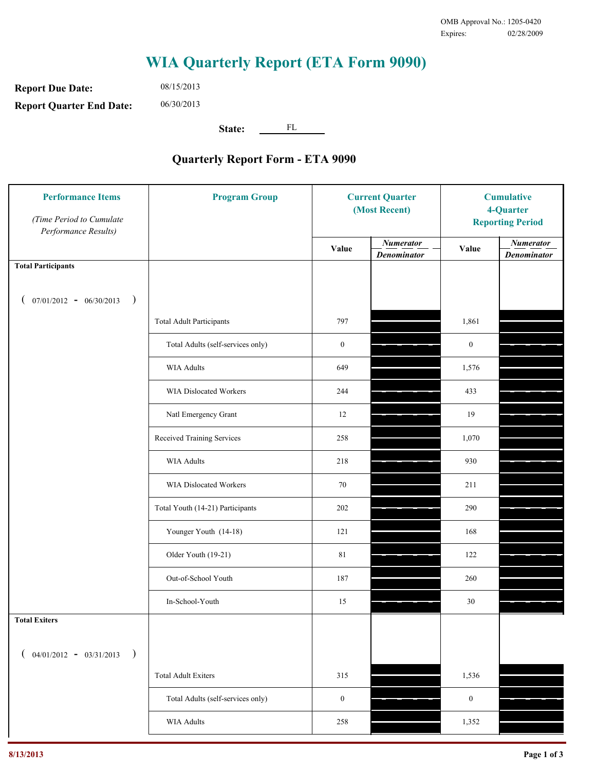OMB Approval No.: 1205-0420
Expires: 02/28/2009

# WIA Quarterly Report (ETA Form 9090)

**Report Due Date:** 08/15/2013

**Report Quarter End Date:** 06/30/2013

**State:** FL

## Quarterly Report Form - ETA 9090

| Performance Items *(Time Period to Cumulate Performance Results)* | Program Group | Current Quarter (Most Recent) Value | Current Quarter Numerator / Denominator | Cumulative 4-Quarter Reporting Period Value | Cumulative Numerator / Denominator |
|---|---|---|---|---|---|
| **Total Participants** ( 07/01/2012 - 06/30/2013 ) | | | | | |
| | Total Adult Participants | 797 | | 1,861 | |
| | Total Adults (self-services only) | 0 | | 0 | |
| | WIA Adults | 649 | | 1,576 | |
| | WIA Dislocated Workers | 244 | | 433 | |
| | Natl Emergency Grant | 12 | | 19 | |
| | Received Training Services | 258 | | 1,070 | |
| | WIA Adults | 218 | | 930 | |
| | WIA Dislocated Workers | 70 | | 211 | |
| | Total Youth (14-21) Participants | 202 | | 290 | |
| | Younger Youth (14-18) | 121 | | 168 | |
| | Older Youth (19-21) | 81 | | 122 | |
| | Out-of-School Youth | 187 | | 260 | |
| | In-School-Youth | 15 | | 30 | |
| **Total Exiters** ( 04/01/2012 - 03/31/2013 ) | | | | | |
| | Total Adult Exiters | 315 | | 1,536 | |
| | Total Adults (self-services only) | 0 | | 0 | |
| | WIA Adults | 258 | | 1,352 | |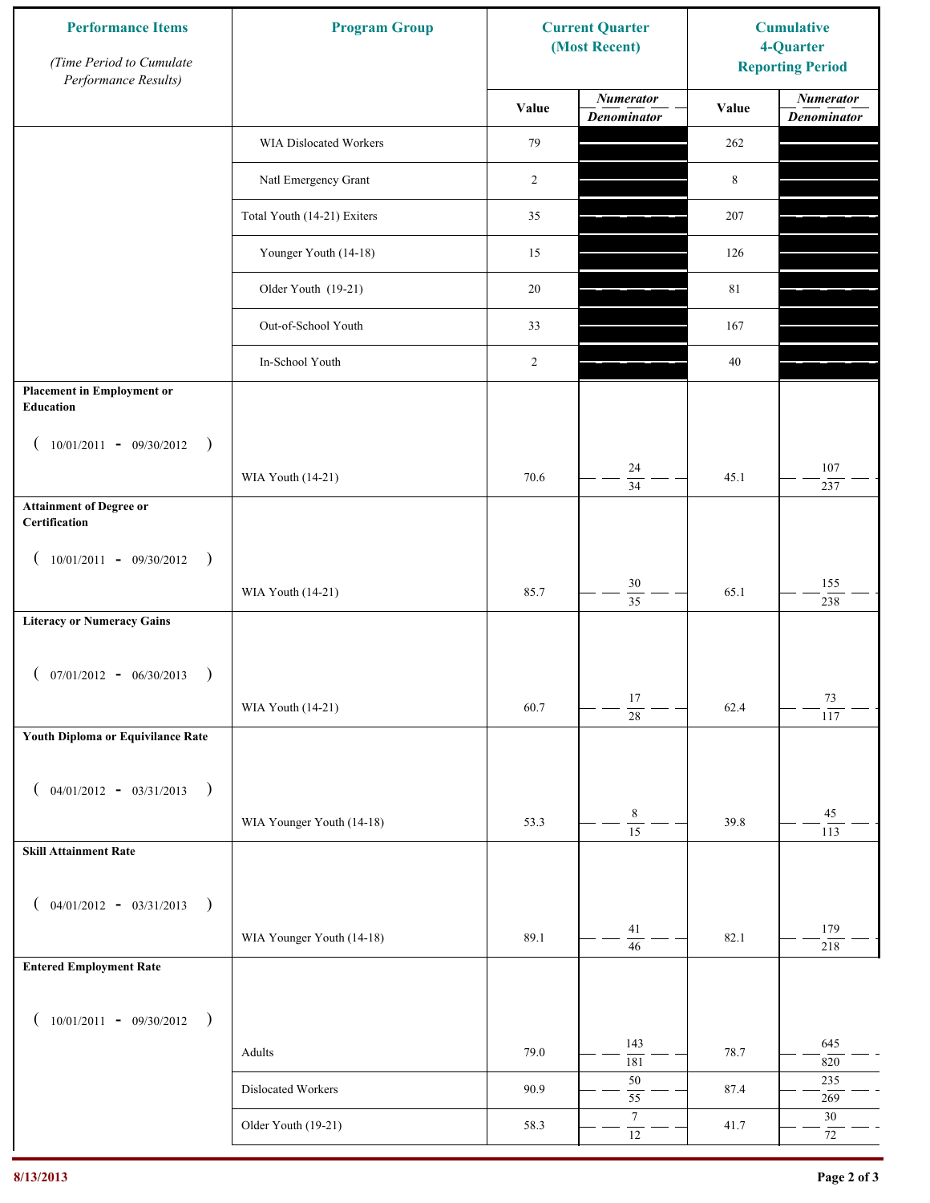| Performance Items *(Time Period to Cumulate Performance Results)* | Program Group | Current Quarter (Most Recent) | | Cumulative 4-Quarter Reporting Period | |
|---|---|---|---|---|---|
| | | Value | *Numerator* / *Denominator* | Value | *Numerator* / *Denominator* |
| | WIA Dislocated Workers | 79 | | 262 | |
| | Natl Emergency Grant | 2 | | 8 | |
| | Total Youth (14-21) Exiters | 35 | | 207 | |
| | Younger Youth (14-18) | 15 | | 126 | |
| | Older Youth (19-21) | 20 | | 81 | |
| | Out-of-School Youth | 33 | | 167 | |
| | In-School Youth | 2 | | 40 | |
| **Placement in Employment or Education** ( 10/01/2011 - 09/30/2012 ) | WIA Youth (14-21) | 70.6 | 24 / 34 | 45.1 | 107 / 237 |
| **Attainment of Degree or Certification** ( 10/01/2011 - 09/30/2012 ) | WIA Youth (14-21) | 85.7 | 30 / 35 | 65.1 | 155 / 238 |
| **Literacy or Numeracy Gains** ( 07/01/2012 - 06/30/2013 ) | WIA Youth (14-21) | 60.7 | 17 / 28 | 62.4 | 73 / 117 |
| **Youth Diploma or Equivilance Rate** ( 04/01/2012 - 03/31/2013 ) | WIA Younger Youth (14-18) | 53.3 | 8 / 15 | 39.8 | 45 / 113 |
| **Skill Attainment Rate** ( 04/01/2012 - 03/31/2013 ) | WIA Younger Youth (14-18) | 89.1 | 41 / 46 | 82.1 | 179 / 218 |
| **Entered Employment Rate** ( 10/01/2011 - 09/30/2012 ) | Adults | 79.0 | 143 / 181 | 78.7 | 645 / 820 |
| | Dislocated Workers | 90.9 | 50 / 55 | 87.4 | 235 / 269 |
| | Older Youth (19-21) | 58.3 | 7 / 12 | 41.7 | 30 / 72 |

8/13/2013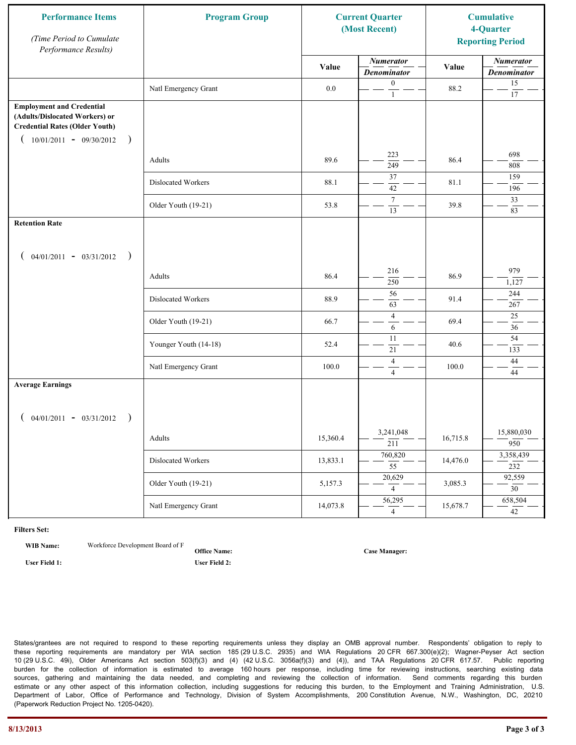| Performance Items (Time Period to Cumulate Performance Results) | Program Group | Current Quarter (Most Recent) | | Cumulative 4-Quarter Reporting Period | |
|---|---|---|---|---|---|
| | | Value | Numerator / Denominator | Value | Numerator / Denominator |
| | Natl Emergency Grant | 0.0 | 0 / 1 | 88.2 | 15 / 17 |
| **Employment and Credential (Adults/Dislocated Workers) or Credential Rates (Older Youth)** ( 10/01/2011 - 09/30/2012 ) | | | | | |
| | Adults | 89.6 | 223 / 249 | 86.4 | 698 / 808 |
| | Dislocated Workers | 88.1 | 37 / 42 | 81.1 | 159 / 196 |
| | Older Youth (19-21) | 53.8 | 7 / 13 | 39.8 | 33 / 83 |
| **Retention Rate** ( 04/01/2011 - 03/31/2012 ) | | | | | |
| | Adults | 86.4 | 216 / 250 | 86.9 | 979 / 1,127 |
| | Dislocated Workers | 88.9 | 56 / 63 | 91.4 | 244 / 267 |
| | Older Youth (19-21) | 66.7 | 4 / 6 | 69.4 | 25 / 36 |
| | Younger Youth (14-18) | 52.4 | 11 / 21 | 40.6 | 54 / 133 |
| | Natl Emergency Grant | 100.0 | 4 / 4 | 100.0 | 44 / 44 |
| **Average Earnings** ( 04/01/2011 - 03/31/2012 ) | | | | | |
| | Adults | 15,360.4 | 3,241,048 / 211 | 16,715.8 | 15,880,030 / 950 |
| | Dislocated Workers | 13,833.1 | 760,820 / 55 | 14,476.0 | 3,358,439 / 232 |
| | Older Youth (19-21) | 5,157.3 | 20,629 / 4 | 3,085.3 | 92,559 / 30 |
| | Natl Emergency Grant | 14,073.8 | 56,295 / 4 | 15,678.7 | 658,504 / 42 |

**Filters Set:**

**WIB Name:** Workforce Development Board of F

**Office Name:**

**Case Manager:**

**User Field 1:**

**User Field 2:**

States/grantees are not required to respond to these reporting requirements unless they display an OMB approval number. Respondents' obligation to reply to these reporting requirements are mandatory per WIA section 185 (29 U.S.C. 2935) and WIA Regulations 20 CFR 667.300(e)(2); Wagner-Peyser Act section 10 (29 U.S.C. 49i), Older Americans Act section 503(f)(3) and (4) (42 U.S.C. 3056a(f)(3) and (4)), and TAA Regulations 20 CFR 617.57. Public reporting burden for the collection of information is estimated to average 160 hours per response, including time for reviewing instructions, searching existing data sources, gathering and maintaining the data needed, and completing and reviewing the collection of information. Send comments regarding this burden estimate or any other aspect of this information collection, including suggestions for reducing this burden, to the Employment and Training Administration, U.S. Department of Labor, Office of Performance and Technology, Division of System Accomplishments, 200 Constitution Avenue, N.W., Washington, DC, 20210 (Paperwork Reduction Project No. 1205-0420).

8/13/2013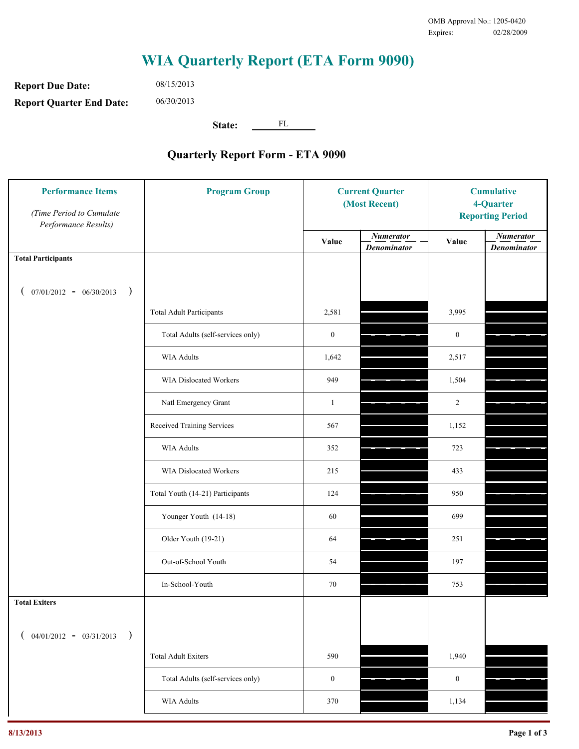OMB Approval No.: 1205-0420
Expires: 02/28/2009

# WIA Quarterly Report (ETA Form 9090)

**Report Due Date:** 08/15/2013

**Report Quarter End Date:** 06/30/2013

**State:** FL

## Quarterly Report Form - ETA 9090

| Performance Items *(Time Period to Cumulate Performance Results)* | Program Group | Current Quarter (Most Recent) Value | Current Quarter *Numerator / Denominator* | Cumulative 4-Quarter Reporting Period Value | Cumulative 4-Quarter *Numerator / Denominator* |
|---|---|---|---|---|---|
| **Total Participants** ( 07/01/2012 - 06/30/2013 ) | | | | | |
| | Total Adult Participants | 2,581 | | 3,995 | |
| | Total Adults (self-services only) | 0 | | 0 | |
| | WIA Adults | 1,642 | | 2,517 | |
| | WIA Dislocated Workers | 949 | | 1,504 | |
| | Natl Emergency Grant | 1 | | 2 | |
| | Received Training Services | 567 | | 1,152 | |
| | WIA Adults | 352 | | 723 | |
| | WIA Dislocated Workers | 215 | | 433 | |
| | Total Youth (14-21) Participants | 124 | | 950 | |
| | Younger Youth (14-18) | 60 | | 699 | |
| | Older Youth (19-21) | 64 | | 251 | |
| | Out-of-School Youth | 54 | | 197 | |
| | In-School-Youth | 70 | | 753 | |
| **Total Exiters** ( 04/01/2012 - 03/31/2013 ) | | | | | |
| | Total Adult Exiters | 590 | | 1,940 | |
| | Total Adults (self-services only) | 0 | | 0 | |
| | WIA Adults | 370 | | 1,134 | |

8/13/2013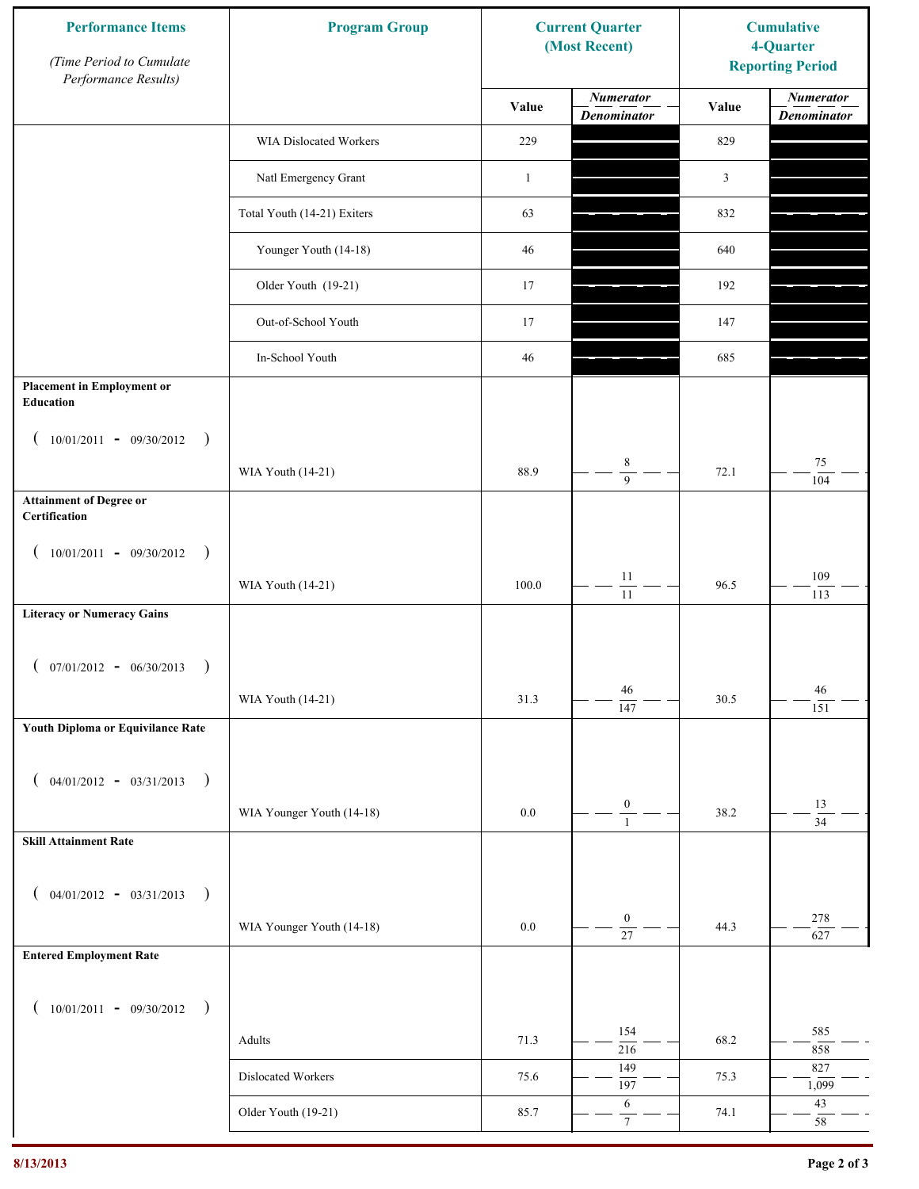| Performance Items *(Time Period to Cumulate Performance Results)* | Program Group | Current Quarter (Most Recent) | | Cumulative 4-Quarter Reporting Period | |
|---|---|---|---|---|---|
| | | Value | *Numerator* / *Denominator* | Value | *Numerator* / *Denominator* |
| | WIA Dislocated Workers | 229 | | 829 | |
| | Natl Emergency Grant | 1 | | 3 | |
| | Total Youth (14-21) Exiters | 63 | | 832 | |
| | Younger Youth (14-18) | 46 | | 640 | |
| | Older Youth (19-21) | 17 | | 192 | |
| | Out-of-School Youth | 17 | | 147 | |
| | In-School Youth | 46 | | 685 | |
| **Placement in Employment or Education** ( 10/01/2011 - 09/30/2012 ) | WIA Youth (14-21) | 88.9 | 8 / 9 | 72.1 | 75 / 104 |
| **Attainment of Degree or Certification** ( 10/01/2011 - 09/30/2012 ) | WIA Youth (14-21) | 100.0 | 11 / 11 | 96.5 | 109 / 113 |
| **Literacy or Numeracy Gains** ( 07/01/2012 - 06/30/2013 ) | WIA Youth (14-21) | 31.3 | 46 / 147 | 30.5 | 46 / 151 |
| **Youth Diploma or Equivilance Rate** ( 04/01/2012 - 03/31/2013 ) | WIA Younger Youth (14-18) | 0.0 | 0 / 1 | 38.2 | 13 / 34 |
| **Skill Attainment Rate** ( 04/01/2012 - 03/31/2013 ) | WIA Younger Youth (14-18) | 0.0 | 0 / 27 | 44.3 | 278 / 627 |
| **Entered Employment Rate** ( 10/01/2011 - 09/30/2012 ) | Adults | 71.3 | 154 / 216 | 68.2 | 585 / 858 |
| | Dislocated Workers | 75.6 | 149 / 197 | 75.3 | 827 / 1,099 |
| | Older Youth (19-21) | 85.7 | 6 / 7 | 74.1 | 43 / 58 |

8/13/2013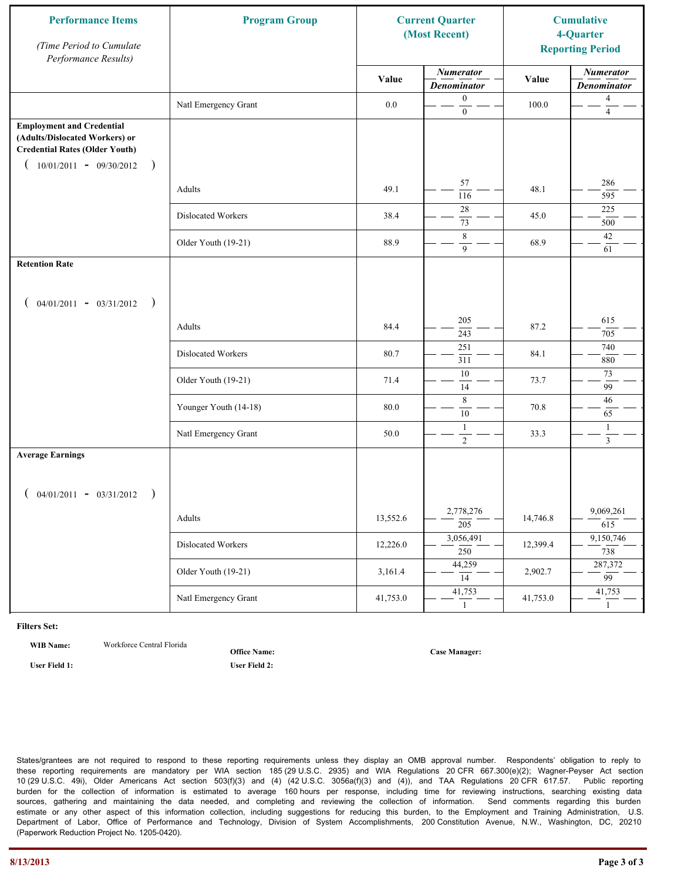| Performance Items<br>*(Time Period to Cumulate Performance Results)* | Program Group | Current Quarter (Most Recent) | | Cumulative 4-Quarter Reporting Period | |
|---|---|---|---|---|---|
| | | Value | *Numerator / Denominator* | Value | *Numerator / Denominator* |
| | Natl Emergency Grant | 0.0 | 0 / 0 | 100.0 | 4 / 4 |
| **Employment and Credential (Adults/Dislocated Workers) or Credential Rates (Older Youth)** ( 10/01/2011 - 09/30/2012 ) | | | | | |
| | Adults | 49.1 | 57 / 116 | 48.1 | 286 / 595 |
| | Dislocated Workers | 38.4 | 28 / 73 | 45.0 | 225 / 500 |
| | Older Youth (19-21) | 88.9 | 8 / 9 | 68.9 | 42 / 61 |
| **Retention Rate** ( 04/01/2011 - 03/31/2012 ) | | | | | |
| | Adults | 84.4 | 205 / 243 | 87.2 | 615 / 705 |
| | Dislocated Workers | 80.7 | 251 / 311 | 84.1 | 740 / 880 |
| | Older Youth (19-21) | 71.4 | 10 / 14 | 73.7 | 73 / 99 |
| | Younger Youth (14-18) | 80.0 | 8 / 10 | 70.8 | 46 / 65 |
| | Natl Emergency Grant | 50.0 | 1 / 2 | 33.3 | 1 / 3 |
| **Average Earnings** ( 04/01/2011 - 03/31/2012 ) | | | | | |
| | Adults | 13,552.6 | 2,778,276 / 205 | 14,746.8 | 9,069,261 / 615 |
| | Dislocated Workers | 12,226.0 | 3,056,491 / 250 | 12,399.4 | 9,150,746 / 738 |
| | Older Youth (19-21) | 3,161.4 | 44,259 / 14 | 2,902.7 | 287,372 / 99 |
| | Natl Emergency Grant | 41,753.0 | 41,753 / 1 | 41,753.0 | 41,753 / 1 |

**Filters Set:**

**WIB Name:** Workforce Central Florida

**Office Name:**

**Case Manager:**

**User Field 1:**

**User Field 2:**

States/grantees are not required to respond to these reporting requirements unless they display an OMB approval number. Respondents' obligation to reply to these reporting requirements are mandatory per WIA section 185 (29 U.S.C. 2935) and WIA Regulations 20 CFR 667.300(e)(2); Wagner-Peyser Act section 10 (29 U.S.C. 49i), Older Americans Act section 503(f)(3) and (4) (42 U.S.C. 3056a(f)(3) and (4)), and TAA Regulations 20 CFR 617.57. Public reporting burden for the collection of information is estimated to average 160 hours per response, including time for reviewing instructions, searching existing data sources, gathering and maintaining the data needed, and completing and reviewing the collection of information. Send comments regarding this burden estimate or any other aspect of this information collection, including suggestions for reducing this burden, to the Employment and Training Administration, U.S. Department of Labor, Office of Performance and Technology, Division of System Accomplishments, 200 Constitution Avenue, N.W., Washington, DC, 20210 (Paperwork Reduction Project No. 1205-0420).

8/13/2013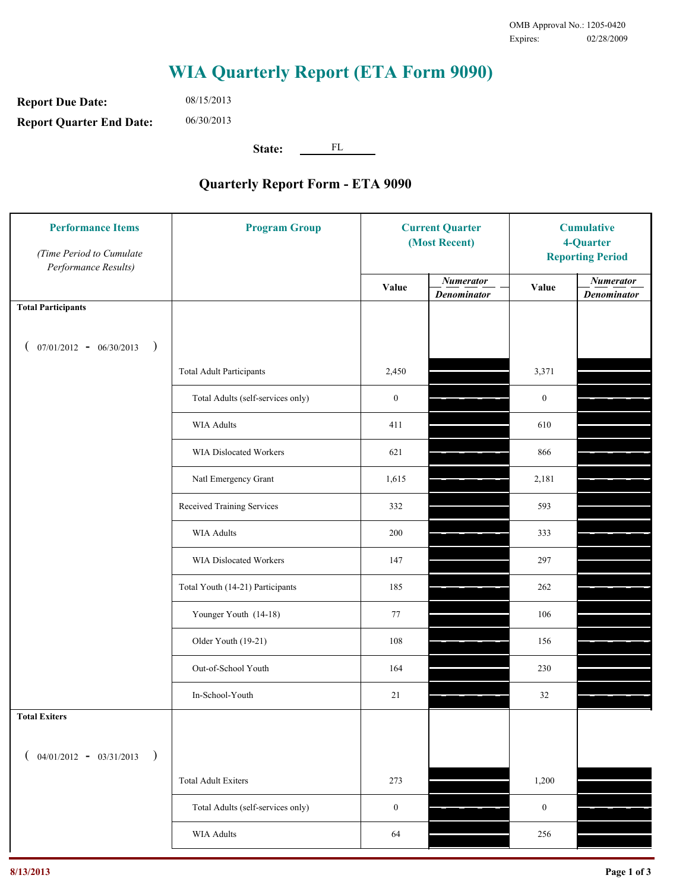OMB Approval No.: 1205-0420
Expires: 02/28/2009

# WIA Quarterly Report (ETA Form 9090)

**Report Due Date:** 08/15/2013

**Report Quarter End Date:** 06/30/2013

**State:** FL

## Quarterly Report Form - ETA 9090

| Performance Items (Time Period to Cumulate Performance Results) | Program Group | Current Quarter (Most Recent) Value | Current Quarter Numerator/Denominator | Cumulative 4-Quarter Reporting Period Value | Cumulative Numerator/Denominator |
|---|---|---|---|---|---|
| **Total Participants** (07/01/2012 - 06/30/2013) | | | | | |
| | Total Adult Participants | 2,450 | | 3,371 | |
| | Total Adults (self-services only) | 0 | | 0 | |
| | WIA Adults | 411 | | 610 | |
| | WIA Dislocated Workers | 621 | | 866 | |
| | Natl Emergency Grant | 1,615 | | 2,181 | |
| | Received Training Services | 332 | | 593 | |
| | WIA Adults | 200 | | 333 | |
| | WIA Dislocated Workers | 147 | | 297 | |
| | Total Youth (14-21) Participants | 185 | | 262 | |
| | Younger Youth (14-18) | 77 | | 106 | |
| | Older Youth (19-21) | 108 | | 156 | |
| | Out-of-School Youth | 164 | | 230 | |
| | In-School-Youth | 21 | | 32 | |
| **Total Exiters** (04/01/2012 - 03/31/2013) | | | | | |
| | Total Adult Exiters | 273 | | 1,200 | |
| | Total Adults (self-services only) | 0 | | 0 | |
| | WIA Adults | 64 | | 256 | |

8/13/2013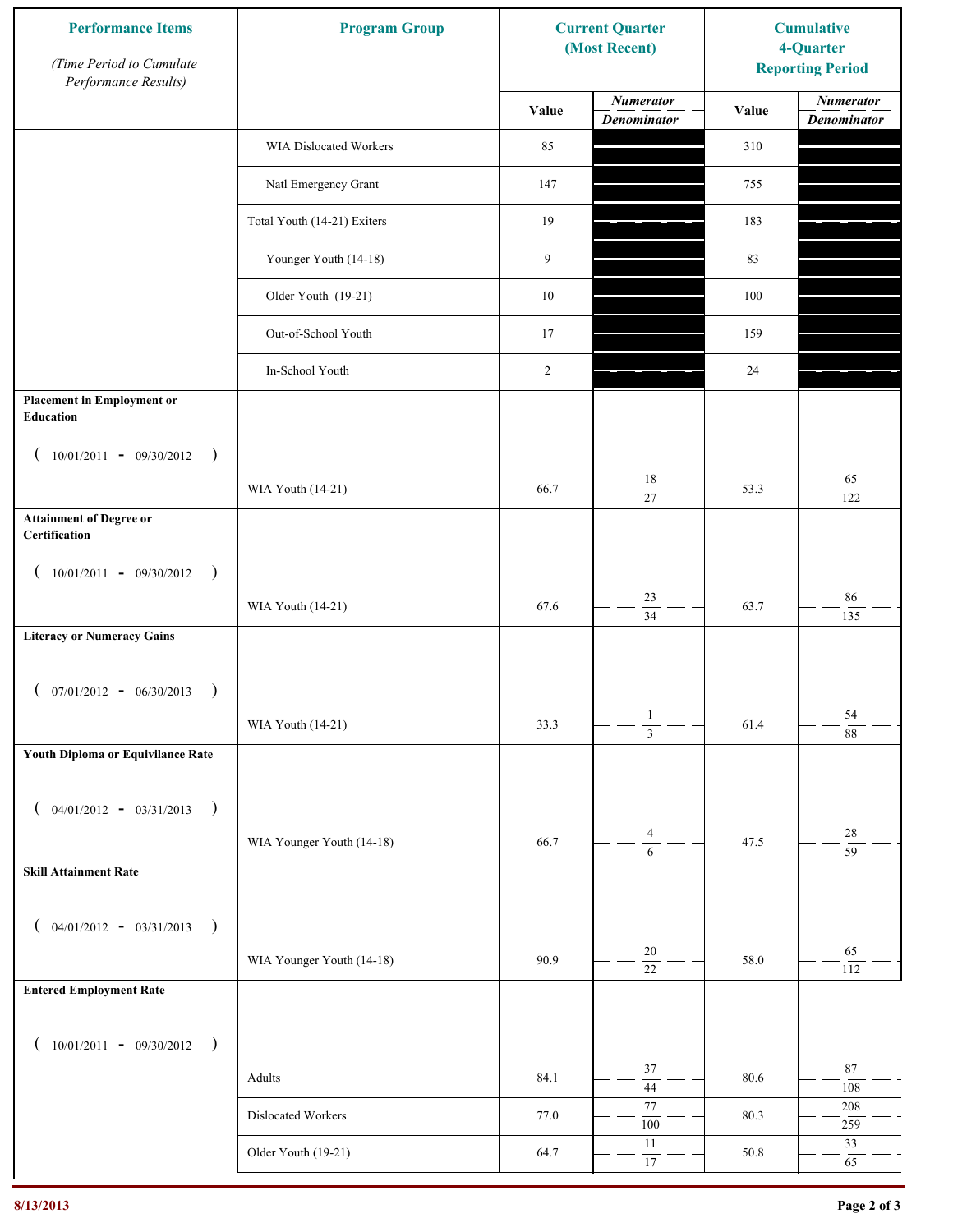| Performance Items (Time Period to Cumulate Performance Results) | Program Group | Current Quarter (Most Recent) Value | Current Quarter Numerator / Denominator | Cumulative 4-Quarter Reporting Period Value | Cumulative Numerator / Denominator |
|---|---|---|---|---|---|
| | WIA Dislocated Workers | 85 | | 310 | |
| | Natl Emergency Grant | 147 | | 755 | |
| | Total Youth (14-21) Exiters | 19 | | 183 | |
| | Younger Youth (14-18) | 9 | | 83 | |
| | Older Youth (19-21) | 10 | | 100 | |
| | Out-of-School Youth | 17 | | 159 | |
| | In-School Youth | 2 | | 24 | |
| **Placement in Employment or Education** (10/01/2011 - 09/30/2012) | WIA Youth (14-21) | 66.7 | 18 / 27 | 53.3 | 65 / 122 |
| **Attainment of Degree or Certification** (10/01/2011 - 09/30/2012) | WIA Youth (14-21) | 67.6 | 23 / 34 | 63.7 | 86 / 135 |
| **Literacy or Numeracy Gains** (07/01/2012 - 06/30/2013) | WIA Youth (14-21) | 33.3 | 1 / 3 | 61.4 | 54 / 88 |
| **Youth Diploma or Equivilance Rate** (04/01/2012 - 03/31/2013) | WIA Younger Youth (14-18) | 66.7 | 4 / 6 | 47.5 | 28 / 59 |
| **Skill Attainment Rate** (04/01/2012 - 03/31/2013) | WIA Younger Youth (14-18) | 90.9 | 20 / 22 | 58.0 | 65 / 112 |
| **Entered Employment Rate** (10/01/2011 - 09/30/2012) | Adults | 84.1 | 37 / 44 | 80.6 | 87 / 108 |
| | Dislocated Workers | 77.0 | 77 / 100 | 80.3 | 208 / 259 |
| | Older Youth (19-21) | 64.7 | 11 / 17 | 50.8 | 33 / 65 |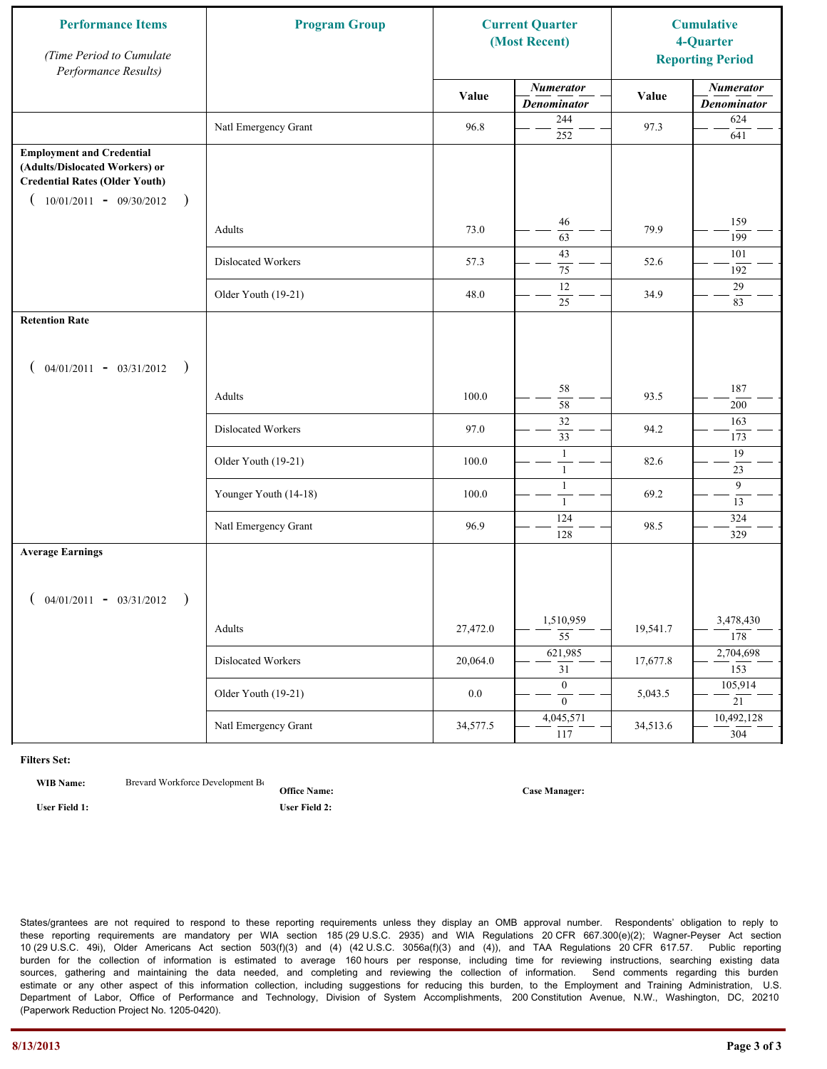| Performance Items<br>*(Time Period to Cumulate Performance Results)* | Program Group | Current Quarter (Most Recent) | | Cumulative 4-Quarter Reporting Period | |
|---|---|---|---|---|---|
| | | Value | *Numerator* / *Denominator* | Value | *Numerator* / *Denominator* |
| | Natl Emergency Grant | 96.8 | 244 / 252 | 97.3 | 624 / 641 |
| **Employment and Credential (Adults/Dislocated Workers) or Credential Rates (Older Youth)** ( 10/01/2011 - 09/30/2012 ) | | | | | |
| | Adults | 73.0 | 46 / 63 | 79.9 | 159 / 199 |
| | Dislocated Workers | 57.3 | 43 / 75 | 52.6 | 101 / 192 |
| | Older Youth (19-21) | 48.0 | 12 / 25 | 34.9 | 29 / 83 |
| **Retention Rate** ( 04/01/2011 - 03/31/2012 ) | | | | | |
| | Adults | 100.0 | 58 / 58 | 93.5 | 187 / 200 |
| | Dislocated Workers | 97.0 | 32 / 33 | 94.2 | 163 / 173 |
| | Older Youth (19-21) | 100.0 | 1 / 1 | 82.6 | 19 / 23 |
| | Younger Youth (14-18) | 100.0 | 1 / 1 | 69.2 | 9 / 13 |
| | Natl Emergency Grant | 96.9 | 124 / 128 | 98.5 | 324 / 329 |
| **Average Earnings** ( 04/01/2011 - 03/31/2012 ) | | | | | |
| | Adults | 27,472.0 | 1,510,959 / 55 | 19,541.7 | 3,478,430 / 178 |
| | Dislocated Workers | 20,064.0 | 621,985 / 31 | 17,677.8 | 2,704,698 / 153 |
| | Older Youth (19-21) | 0.0 | 0 / 0 | 5,043.5 | 105,914 / 21 |
| | Natl Emergency Grant | 34,577.5 | 4,045,571 / 117 | 34,513.6 | 10,492,128 / 304 |

**Filters Set:**

**WIB Name:** Brevard Workforce Development Bo

**Office Name:**

**Case Manager:**

**User Field 1:**

**User Field 2:**

States/grantees are not required to respond to these reporting requirements unless they display an OMB approval number. Respondents' obligation to reply to these reporting requirements are mandatory per WIA section 185 (29 U.S.C. 2935) and WIA Regulations 20 CFR 667.300(e)(2); Wagner-Peyser Act section 10 (29 U.S.C. 49i), Older Americans Act section 503(f)(3) and (4) (42 U.S.C. 3056a(f)(3) and (4)), and TAA Regulations 20 CFR 617.57. Public reporting burden for the collection of information is estimated to average 160 hours per response, including time for reviewing instructions, searching existing data sources, gathering and maintaining the data needed, and completing and reviewing the collection of information. Send comments regarding this burden estimate or any other aspect of this information collection, including suggestions for reducing this burden, to the Employment and Training Administration, U.S. Department of Labor, Office of Performance and Technology, Division of System Accomplishments, 200 Constitution Avenue, N.W., Washington, DC, 20210 (Paperwork Reduction Project No. 1205-0420).

8/13/2013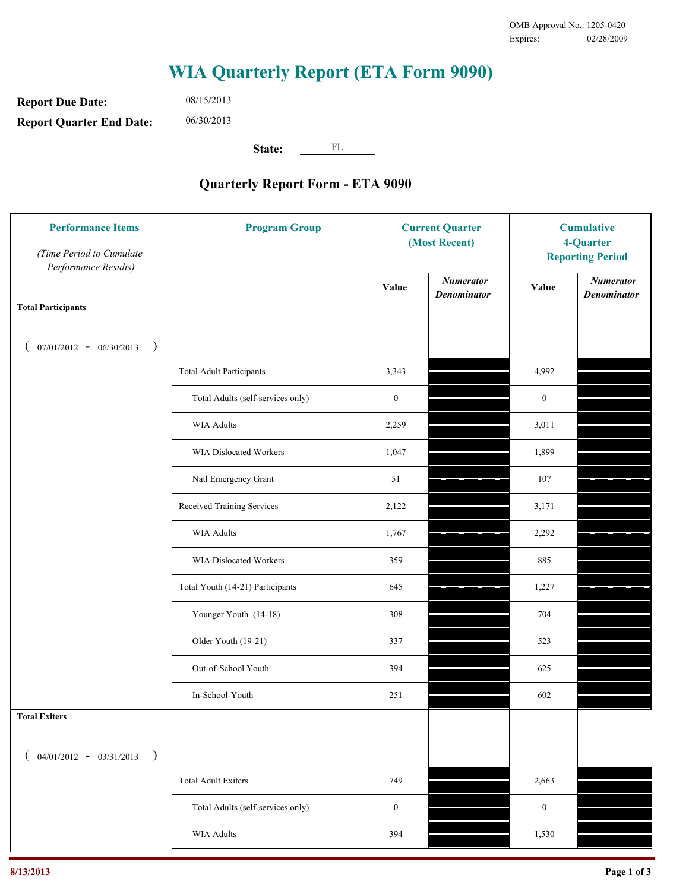OMB Approval No.: 1205-0420
Expires: 02/28/2009

# WIA Quarterly Report (ETA Form 9090)

**Report Due Date:** 08/15/2013

**Report Quarter End Date:** 06/30/2013

**State:** FL

## Quarterly Report Form - ETA 9090

| Performance Items *(Time Period to Cumulate Performance Results)* | Program Group | Current Quarter (Most Recent) Value | Current Quarter *Numerator / Denominator* | Cumulative 4-Quarter Reporting Period Value | Cumulative *Numerator / Denominator* |
|---|---|---|---|---|---|
| **Total Participants** ( 07/01/2012 - 06/30/2013 ) | | | | | |
| | Total Adult Participants | 3,343 | | 4,992 | |
| | Total Adults (self-services only) | 0 | | 0 | |
| | WIA Adults | 2,259 | | 3,011 | |
| | WIA Dislocated Workers | 1,047 | | 1,899 | |
| | Natl Emergency Grant | 51 | | 107 | |
| | Received Training Services | 2,122 | | 3,171 | |
| | WIA Adults | 1,767 | | 2,292 | |
| | WIA Dislocated Workers | 359 | | 885 | |
| | Total Youth (14-21) Participants | 645 | | 1,227 | |
| | Younger Youth (14-18) | 308 | | 704 | |
| | Older Youth (19-21) | 337 | | 523 | |
| | Out-of-School Youth | 394 | | 625 | |
| | In-School-Youth | 251 | | 602 | |
| **Total Exiters** ( 04/01/2012 - 03/31/2013 ) | | | | | |
| | Total Adult Exiters | 749 | | 2,663 | |
| | Total Adults (self-services only) | 0 | | 0 | |
| | WIA Adults | 394 | | 1,530 | |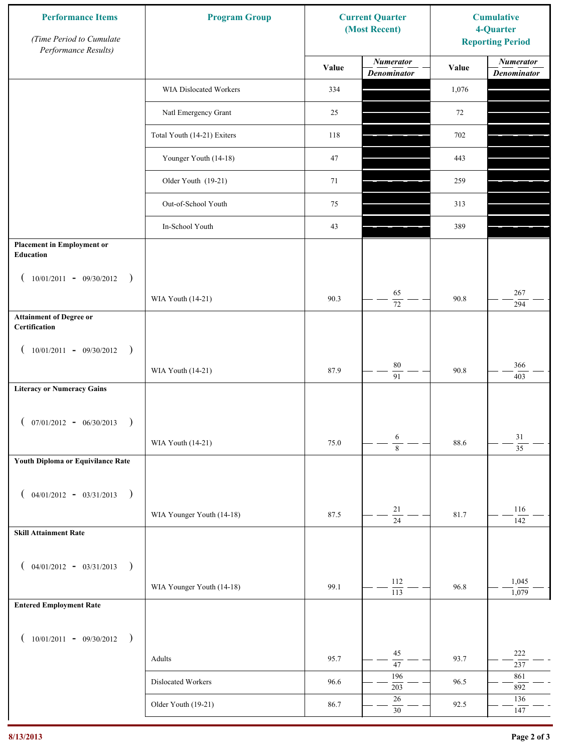| Performance Items<br>*(Time Period to Cumulate Performance Results)* | Program Group | Current Quarter (Most Recent) | | Cumulative 4-Quarter Reporting Period | |
|---|---|---|---|---|---|
| | | Value | *Numerator* / *Denominator* | Value | *Numerator* / *Denominator* |
| | WIA Dislocated Workers | 334 | | 1,076 | |
| | Natl Emergency Grant | 25 | | 72 | |
| | Total Youth (14-21) Exiters | 118 | | 702 | |
| | Younger Youth (14-18) | 47 | | 443 | |
| | Older Youth (19-21) | 71 | | 259 | |
| | Out-of-School Youth | 75 | | 313 | |
| | In-School Youth | 43 | | 389 | |
| **Placement in Employment or Education** ( 10/01/2011 - 09/30/2012 ) | WIA Youth (14-21) | 90.3 | 65 / 72 | 90.8 | 267 / 294 |
| **Attainment of Degree or Certification** ( 10/01/2011 - 09/30/2012 ) | WIA Youth (14-21) | 87.9 | 80 / 91 | 90.8 | 366 / 403 |
| **Literacy or Numeracy Gains** ( 07/01/2012 - 06/30/2013 ) | WIA Youth (14-21) | 75.0 | 6 / 8 | 88.6 | 31 / 35 |
| **Youth Diploma or Equivilance Rate** ( 04/01/2012 - 03/31/2013 ) | WIA Younger Youth (14-18) | 87.5 | 21 / 24 | 81.7 | 116 / 142 |
| **Skill Attainment Rate** ( 04/01/2012 - 03/31/2013 ) | WIA Younger Youth (14-18) | 99.1 | 112 / 113 | 96.8 | 1,045 / 1,079 |
| **Entered Employment Rate** ( 10/01/2011 - 09/30/2012 ) | Adults | 95.7 | 45 / 47 | 93.7 | 222 / 237 |
| | Dislocated Workers | 96.6 | 196 / 203 | 96.5 | 861 / 892 |
| | Older Youth (19-21) | 86.7 | 26 / 30 | 92.5 | 136 / 147 |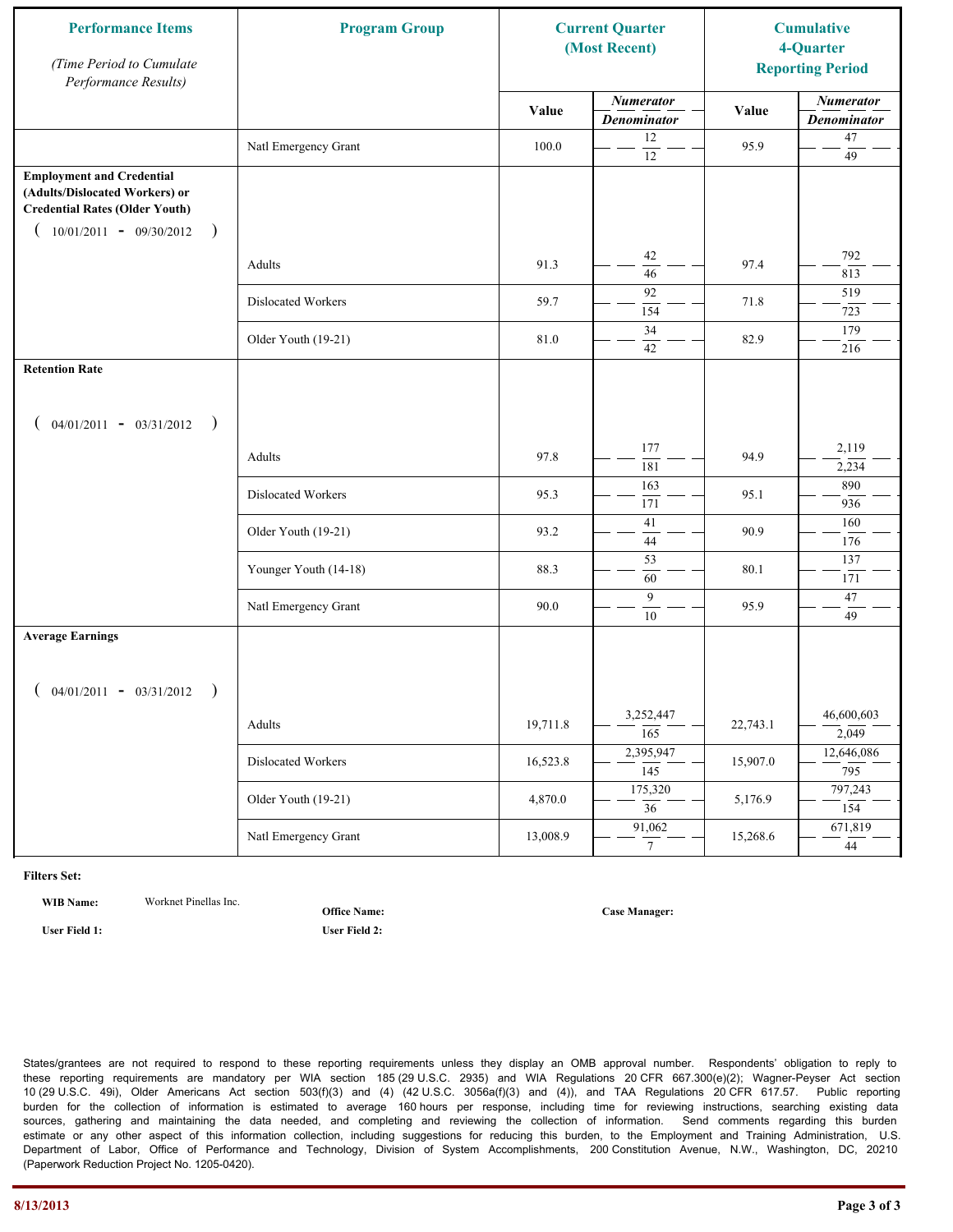| Performance Items *(Time Period to Cumulate Performance Results)* | Program Group | Current Quarter (Most Recent) | | Cumulative 4-Quarter Reporting Period | |
|---|---|---|---|---|---|
| | | Value | *Numerator* / *Denominator* | Value | *Numerator* / *Denominator* |
| | Natl Emergency Grant | 100.0 | 12 / 12 | 95.9 | 47 / 49 |
| **Employment and Credential (Adults/Dislocated Workers) or Credential Rates (Older Youth)** ( 10/01/2011 - 09/30/2012 ) | | | | | |
| | Adults | 91.3 | 42 / 46 | 97.4 | 792 / 813 |
| | Dislocated Workers | 59.7 | 92 / 154 | 71.8 | 519 / 723 |
| | Older Youth (19-21) | 81.0 | 34 / 42 | 82.9 | 179 / 216 |
| **Retention Rate** ( 04/01/2011 - 03/31/2012 ) | | | | | |
| | Adults | 97.8 | 177 / 181 | 94.9 | 2,119 / 2,234 |
| | Dislocated Workers | 95.3 | 163 / 171 | 95.1 | 890 / 936 |
| | Older Youth (19-21) | 93.2 | 41 / 44 | 90.9 | 160 / 176 |
| | Younger Youth (14-18) | 88.3 | 53 / 60 | 80.1 | 137 / 171 |
| | Natl Emergency Grant | 90.0 | 9 / 10 | 95.9 | 47 / 49 |
| **Average Earnings** ( 04/01/2011 - 03/31/2012 ) | | | | | |
| | Adults | 19,711.8 | 3,252,447 / 165 | 22,743.1 | 46,600,603 / 2,049 |
| | Dislocated Workers | 16,523.8 | 2,395,947 / 145 | 15,907.0 | 12,646,086 / 795 |
| | Older Youth (19-21) | 4,870.0 | 175,320 / 36 | 5,176.9 | 797,243 / 154 |
| | Natl Emergency Grant | 13,008.9 | 91,062 / 7 | 15,268.6 | 671,819 / 44 |

**Filters Set:**

**WIB Name:** Worknet Pinellas Inc. **Office Name:** **Case Manager:**

**User Field 1:** **User Field 2:**

States/grantees are not required to respond to these reporting requirements unless they display an OMB approval number. Respondents' obligation to reply to these reporting requirements are mandatory per WIA section 185 (29 U.S.C. 2935) and WIA Regulations 20 CFR 667.300(e)(2); Wagner-Peyser Act section 10 (29 U.S.C. 49i), Older Americans Act section 503(f)(3) and (4) (42 U.S.C. 3056a(f)(3) and (4)), and TAA Regulations 20 CFR 617.57. Public reporting burden for the collection of information is estimated to average 160 hours per response, including time for reviewing instructions, searching existing data sources, gathering and maintaining the data needed, and completing and reviewing the collection of information. Send comments regarding this burden estimate or any other aspect of this information collection, including suggestions for reducing this burden, to the Employment and Training Administration, U.S. Department of Labor, Office of Performance and Technology, Division of System Accomplishments, 200 Constitution Avenue, N.W., Washington, DC, 20210 (Paperwork Reduction Project No. 1205-0420).

8/13/2013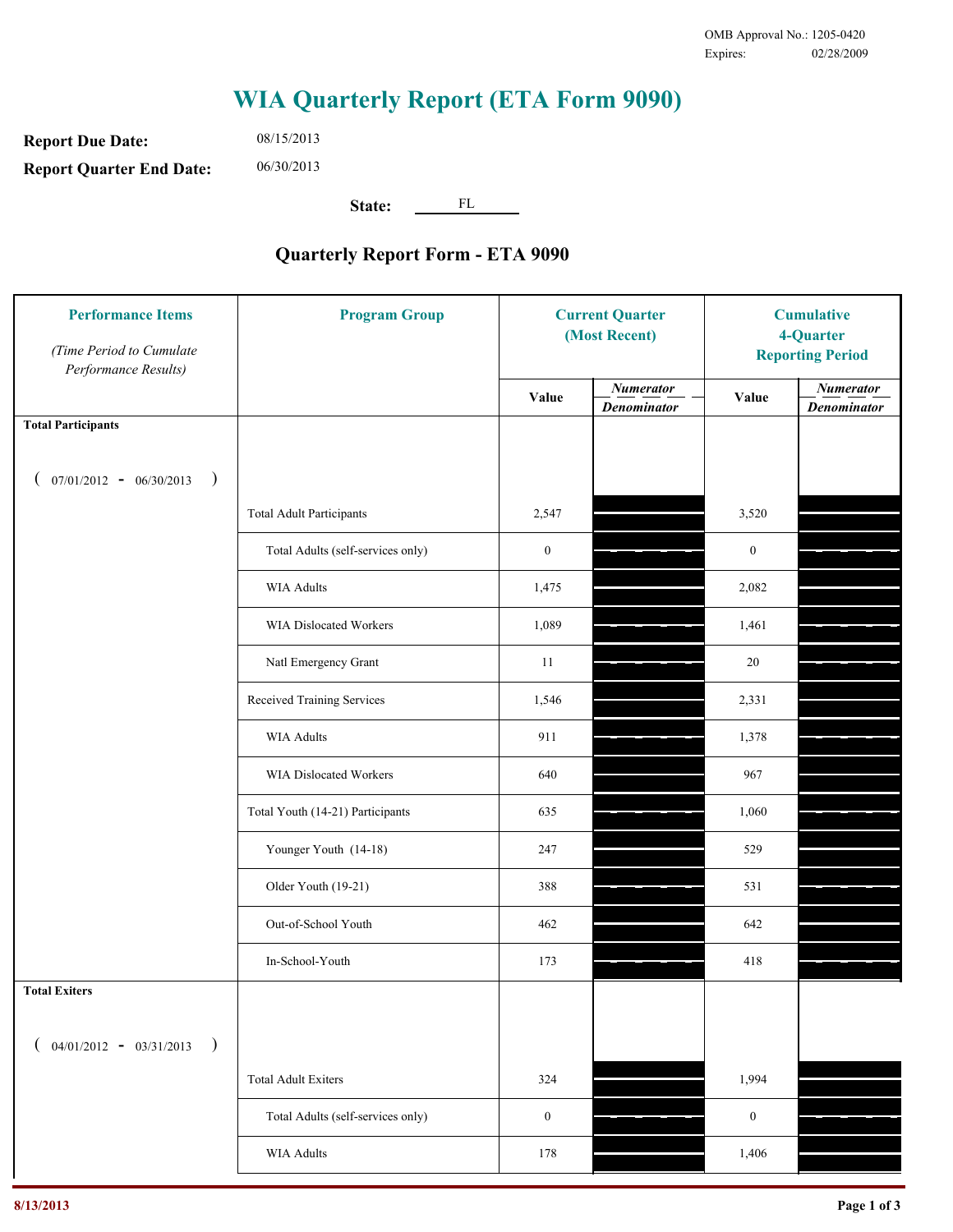OMB Approval No.: 1205-0420
Expires: 02/28/2009

# WIA Quarterly Report (ETA Form 9090)

**Report Due Date:** 08/15/2013

**Report Quarter End Date:** 06/30/2013

**State:** FL

## Quarterly Report Form - ETA 9090

| Performance Items *(Time Period to Cumulate Performance Results)* | Program Group | Current Quarter (Most Recent) | | Cumulative 4-Quarter Reporting Period | |
|---|---|---|---|---|---|
| | | Value | *Numerator / Denominator* | Value | *Numerator / Denominator* |
| **Total Participants** ( 07/01/2012 - 06/30/2013 ) | | | | | |
| | Total Adult Participants | 2,547 | | 3,520 | |
| | Total Adults (self-services only) | 0 | | 0 | |
| | WIA Adults | 1,475 | | 2,082 | |
| | WIA Dislocated Workers | 1,089 | | 1,461 | |
| | Natl Emergency Grant | 11 | | 20 | |
| | Received Training Services | 1,546 | | 2,331 | |
| | WIA Adults | 911 | | 1,378 | |
| | WIA Dislocated Workers | 640 | | 967 | |
| | Total Youth (14-21) Participants | 635 | | 1,060 | |
| | Younger Youth (14-18) | 247 | | 529 | |
| | Older Youth (19-21) | 388 | | 531 | |
| | Out-of-School Youth | 462 | | 642 | |
| | In-School-Youth | 173 | | 418 | |
| **Total Exiters** ( 04/01/2012 - 03/31/2013 ) | | | | | |
| | Total Adult Exiters | 324 | | 1,994 | |
| | Total Adults (self-services only) | 0 | | 0 | |
| | WIA Adults | 178 | | 1,406 | |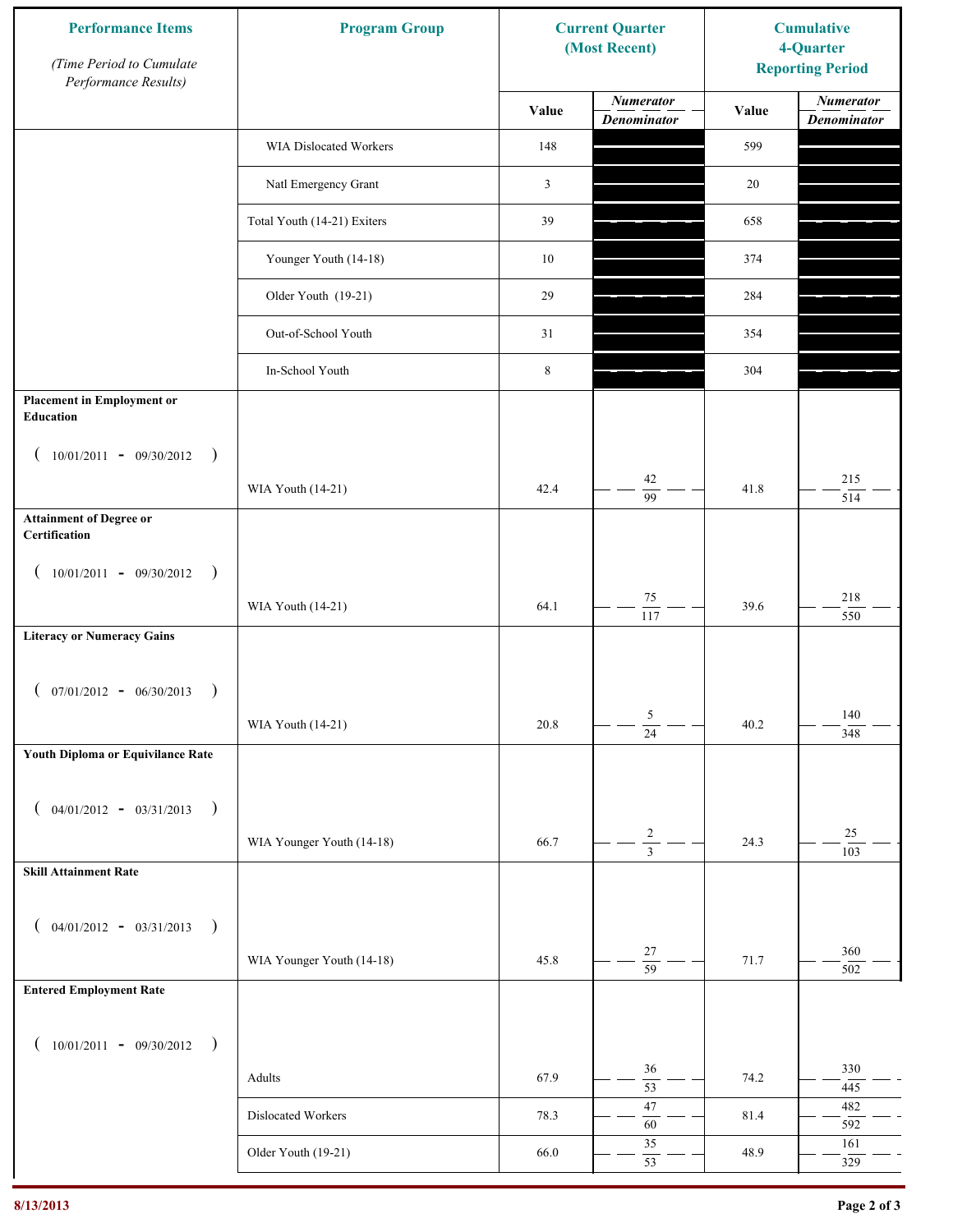| Performance Items *(Time Period to Cumulate Performance Results)* | Program Group | Current Quarter (Most Recent) | | Cumulative 4-Quarter Reporting Period | |
|---|---|---|---|---|---|
| | | Value | *Numerator* / *Denominator* | Value | *Numerator* / *Denominator* |
| | WIA Dislocated Workers | 148 | | 599 | |
| | Natl Emergency Grant | 3 | | 20 | |
| | Total Youth (14-21) Exiters | 39 | | 658 | |
| | Younger Youth (14-18) | 10 | | 374 | |
| | Older Youth (19-21) | 29 | | 284 | |
| | Out-of-School Youth | 31 | | 354 | |
| | In-School Youth | 8 | | 304 | |
| **Placement in Employment or Education** ( 10/01/2011 - 09/30/2012 ) | WIA Youth (14-21) | 42.4 | 42 / 99 | 41.8 | 215 / 514 |
| **Attainment of Degree or Certification** ( 10/01/2011 - 09/30/2012 ) | WIA Youth (14-21) | 64.1 | 75 / 117 | 39.6 | 218 / 550 |
| **Literacy or Numeracy Gains** ( 07/01/2012 - 06/30/2013 ) | WIA Youth (14-21) | 20.8 | 5 / 24 | 40.2 | 140 / 348 |
| **Youth Diploma or Equivilance Rate** ( 04/01/2012 - 03/31/2013 ) | WIA Younger Youth (14-18) | 66.7 | 2 / 3 | 24.3 | 25 / 103 |
| **Skill Attainment Rate** ( 04/01/2012 - 03/31/2013 ) | WIA Younger Youth (14-18) | 45.8 | 27 / 59 | 71.7 | 360 / 502 |
| **Entered Employment Rate** ( 10/01/2011 - 09/30/2012 ) | Adults | 67.9 | 36 / 53 | 74.2 | 330 / 445 |
| | Dislocated Workers | 78.3 | 47 / 60 | 81.4 | 482 / 592 |
| | Older Youth (19-21) | 66.0 | 35 / 53 | 48.9 | 161 / 329 |

8/13/2013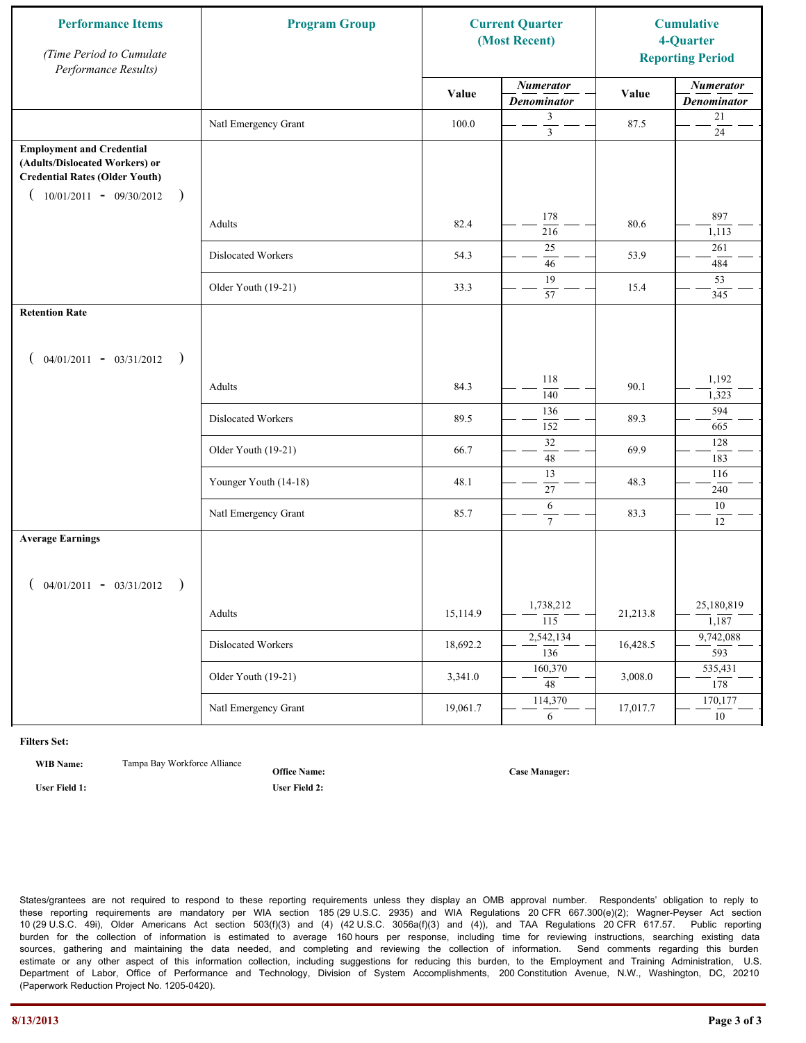| Performance Items<br>*(Time Period to Cumulate Performance Results)* | Program Group | Current Quarter (Most Recent) | | Cumulative 4-Quarter Reporting Period | |
|---|---|---|---|---|---|
| | | Value | *Numerator* / *Denominator* | Value | *Numerator* / *Denominator* |
| | Natl Emergency Grant | 100.0 | 3 / 3 | 87.5 | 21 / 24 |
| **Employment and Credential (Adults/Dislocated Workers) or Credential Rates (Older Youth)**<br>( 10/01/2011 - 09/30/2012 ) | | | | | |
| | Adults | 82.4 | 178 / 216 | 80.6 | 897 / 1,113 |
| | Dislocated Workers | 54.3 | 25 / 46 | 53.9 | 261 / 484 |
| | Older Youth (19-21) | 33.3 | 19 / 57 | 15.4 | 53 / 345 |
| **Retention Rate**<br>( 04/01/2011 - 03/31/2012 ) | | | | | |
| | Adults | 84.3 | 118 / 140 | 90.1 | 1,192 / 1,323 |
| | Dislocated Workers | 89.5 | 136 / 152 | 89.3 | 594 / 665 |
| | Older Youth (19-21) | 66.7 | 32 / 48 | 69.9 | 128 / 183 |
| | Younger Youth (14-18) | 48.1 | 13 / 27 | 48.3 | 116 / 240 |
| | Natl Emergency Grant | 85.7 | 6 / 7 | 83.3 | 10 / 12 |
| **Average Earnings**<br>( 04/01/2011 - 03/31/2012 ) | | | | | |
| | Adults | 15,114.9 | 1,738,212 / 115 | 21,213.8 | 25,180,819 / 1,187 |
| | Dislocated Workers | 18,692.2 | 2,542,134 / 136 | 16,428.5 | 9,742,088 / 593 |
| | Older Youth (19-21) | 3,341.0 | 160,370 / 48 | 3,008.0 | 535,431 / 178 |
| | Natl Emergency Grant | 19,061.7 | 114,370 / 6 | 17,017.7 | 170,177 / 10 |

**Filters Set:**

**WIB Name:** Tampa Bay Workforce Alliance  **Office Name:**  **Case Manager:**

**User Field 1:**  **User Field 2:**

States/grantees are not required to respond to these reporting requirements unless they display an OMB approval number. Respondents' obligation to reply to these reporting requirements are mandatory per WIA section 185 (29 U.S.C. 2935) and WIA Regulations 20 CFR 667.300(e)(2); Wagner-Peyser Act section 10 (29 U.S.C. 49i), Older Americans Act section 503(f)(3) and (4) (42 U.S.C. 3056a(f)(3) and (4)), and TAA Regulations 20 CFR 617.57. Public reporting burden for the collection of information is estimated to average 160 hours per response, including time for reviewing instructions, searching existing data sources, gathering and maintaining the data needed, and completing and reviewing the collection of information. Send comments regarding this burden estimate or any other aspect of this information collection, including suggestions for reducing this burden, to the Employment and Training Administration, U.S. Department of Labor, Office of Performance and Technology, Division of System Accomplishments, 200 Constitution Avenue, N.W., Washington, DC, 20210 (Paperwork Reduction Project No. 1205-0420).

8/13/2013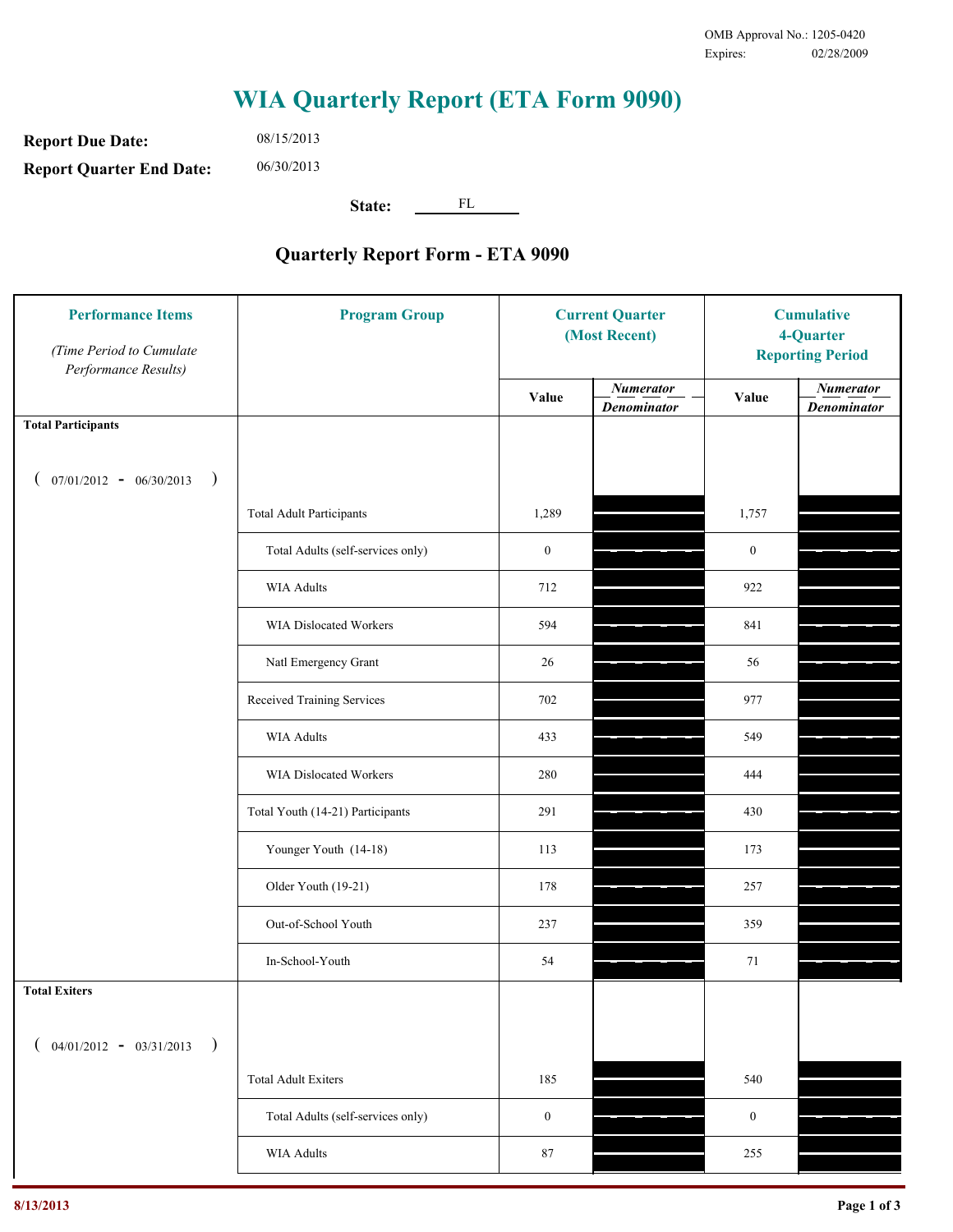OMB Approval No.: 1205-0420
Expires: 02/28/2009

# WIA Quarterly Report (ETA Form 9090)

**Report Due Date:** 08/15/2013

**Report Quarter End Date:** 06/30/2013

**State:** FL

## Quarterly Report Form - ETA 9090

| Performance Items *(Time Period to Cumulate Performance Results)* | Program Group | Current Quarter (Most Recent) Value | Current Quarter Numerator / Denominator | Cumulative 4-Quarter Reporting Period Value | Cumulative 4-Quarter Numerator / Denominator |
|---|---|---|---|---|---|
| **Total Participants** ( 07/01/2012 - 06/30/2013 ) | | | | | |
| | Total Adult Participants | 1,289 | | 1,757 | |
| | Total Adults (self-services only) | 0 | | 0 | |
| | WIA Adults | 712 | | 922 | |
| | WIA Dislocated Workers | 594 | | 841 | |
| | Natl Emergency Grant | 26 | | 56 | |
| | Received Training Services | 702 | | 977 | |
| | WIA Adults | 433 | | 549 | |
| | WIA Dislocated Workers | 280 | | 444 | |
| | Total Youth (14-21) Participants | 291 | | 430 | |
| | Younger Youth (14-18) | 113 | | 173 | |
| | Older Youth (19-21) | 178 | | 257 | |
| | Out-of-School Youth | 237 | | 359 | |
| | In-School-Youth | 54 | | 71 | |
| **Total Exiters** ( 04/01/2012 - 03/31/2013 ) | | | | | |
| | Total Adult Exiters | 185 | | 540 | |
| | Total Adults (self-services only) | 0 | | 0 | |
| | WIA Adults | 87 | | 255 | |

8/13/2013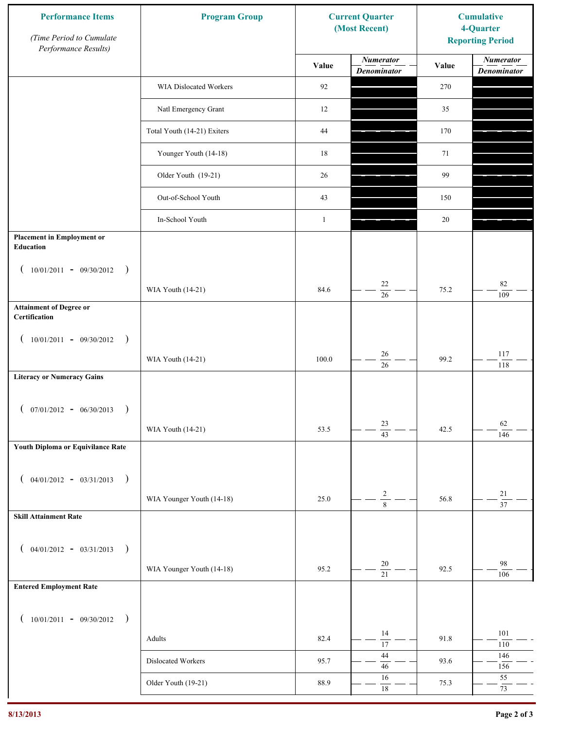| Performance Items (Time Period to Cumulate Performance Results) | Program Group | Current Quarter (Most Recent) | | Cumulative 4-Quarter Reporting Period | |
|---|---|---|---|---|---|
| | | Value | Numerator / Denominator | Value | Numerator / Denominator |
| | WIA Dislocated Workers | 92 | | 270 | |
| | Natl Emergency Grant | 12 | | 35 | |
| | Total Youth (14-21) Exiters | 44 | | 170 | |
| | Younger Youth (14-18) | 18 | | 71 | |
| | Older Youth (19-21) | 26 | | 99 | |
| | Out-of-School Youth | 43 | | 150 | |
| | In-School Youth | 1 | | 20 | |
| **Placement in Employment or Education** ( 10/01/2011 - 09/30/2012 ) | WIA Youth (14-21) | 84.6 | 22 / 26 | 75.2 | 82 / 109 |
| **Attainment of Degree or Certification** ( 10/01/2011 - 09/30/2012 ) | WIA Youth (14-21) | 100.0 | 26 / 26 | 99.2 | 117 / 118 |
| **Literacy or Numeracy Gains** ( 07/01/2012 - 06/30/2013 ) | WIA Youth (14-21) | 53.5 | 23 / 43 | 42.5 | 62 / 146 |
| **Youth Diploma or Equivilance Rate** ( 04/01/2012 - 03/31/2013 ) | WIA Younger Youth (14-18) | 25.0 | 2 / 8 | 56.8 | 21 / 37 |
| **Skill Attainment Rate** ( 04/01/2012 - 03/31/2013 ) | WIA Younger Youth (14-18) | 95.2 | 20 / 21 | 92.5 | 98 / 106 |
| **Entered Employment Rate** ( 10/01/2011 - 09/30/2012 ) | Adults | 82.4 | 14 / 17 | 91.8 | 101 / 110 |
| | Dislocated Workers | 95.7 | 44 / 46 | 93.6 | 146 / 156 |
| | Older Youth (19-21) | 88.9 | 16 / 18 | 75.3 | 55 / 73 |

8/13/2013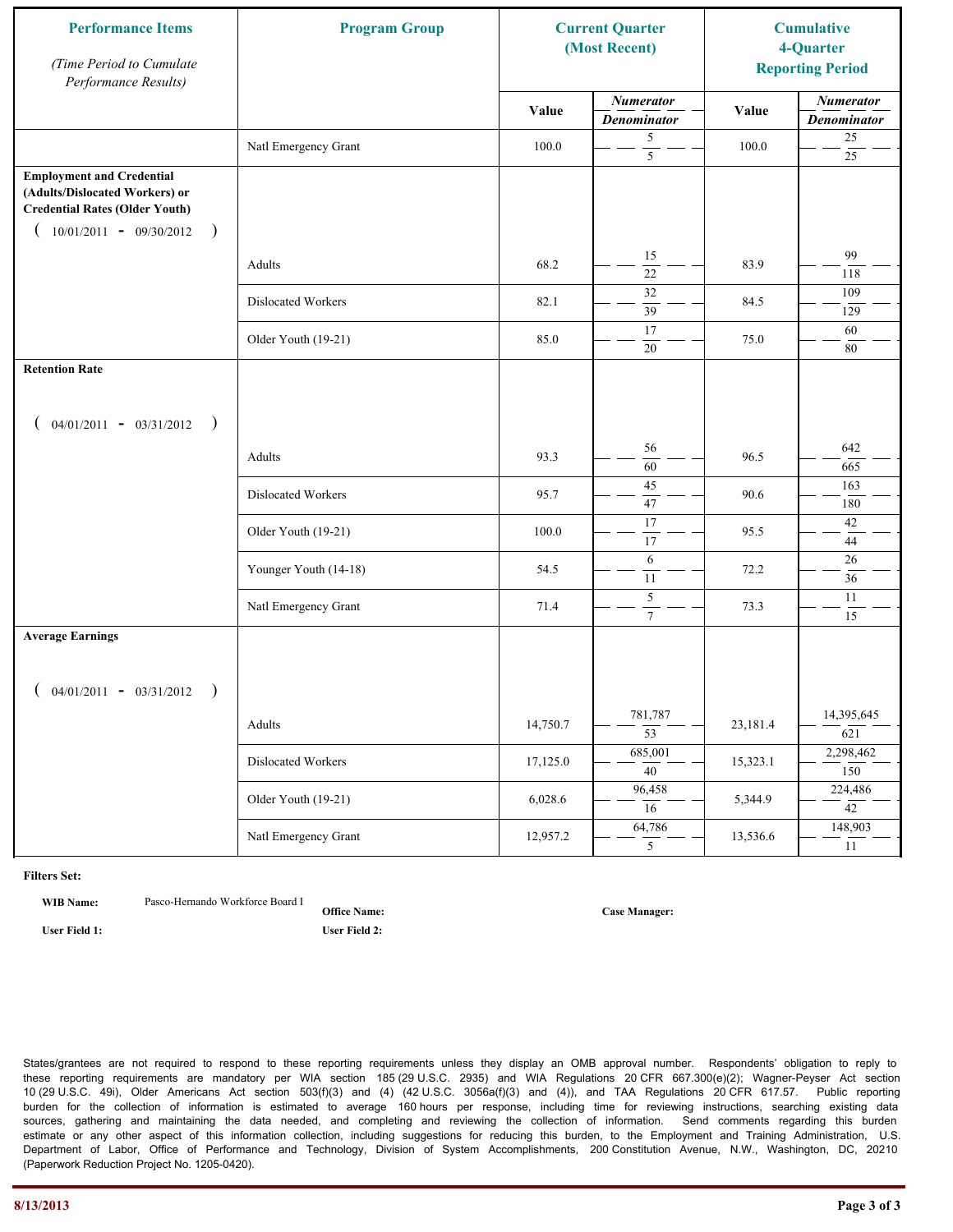| Performance Items *(Time Period to Cumulate Performance Results)* | Program Group | Current Quarter (Most Recent) | | Cumulative 4-Quarter Reporting Period | |
|---|---|---|---|---|---|
| | | Value | *Numerator* / *Denominator* | Value | *Numerator* / *Denominator* |
| | Natl Emergency Grant | 100.0 | 5 / 5 | 100.0 | 25 / 25 |
| **Employment and Credential (Adults/Dislocated Workers) or Credential Rates (Older Youth)** ( 10/01/2011 - 09/30/2012 ) | Adults | 68.2 | 15 / 22 | 83.9 | 99 / 118 |
| | Dislocated Workers | 82.1 | 32 / 39 | 84.5 | 109 / 129 |
| | Older Youth (19-21) | 85.0 | 17 / 20 | 75.0 | 60 / 80 |
| **Retention Rate** ( 04/01/2011 - 03/31/2012 ) | Adults | 93.3 | 56 / 60 | 96.5 | 642 / 665 |
| | Dislocated Workers | 95.7 | 45 / 47 | 90.6 | 163 / 180 |
| | Older Youth (19-21) | 100.0 | 17 / 17 | 95.5 | 42 / 44 |
| | Younger Youth (14-18) | 54.5 | 6 / 11 | 72.2 | 26 / 36 |
| | Natl Emergency Grant | 71.4 | 5 / 7 | 73.3 | 11 / 15 |
| **Average Earnings** ( 04/01/2011 - 03/31/2012 ) | Adults | 14,750.7 | 781,787 / 53 | 23,181.4 | 14,395,645 / 621 |
| | Dislocated Workers | 17,125.0 | 685,001 / 40 | 15,323.1 | 2,298,462 / 150 |
| | Older Youth (19-21) | 6,028.6 | 96,458 / 16 | 5,344.9 | 224,486 / 42 |
| | Natl Emergency Grant | 12,957.2 | 64,786 / 5 | 13,536.6 | 148,903 / 11 |

**Filters Set:**

**WIB Name:** Pasco-Hernando Workforce Board I

**Office Name:**

**Case Manager:**

**User Field 1:**

**User Field 2:**

States/grantees are not required to respond to these reporting requirements unless they display an OMB approval number. Respondents' obligation to reply to these reporting requirements are mandatory per WIA section 185 (29 U.S.C. 2935) and WIA Regulations 20 CFR 667.300(e)(2); Wagner-Peyser Act section 10 (29 U.S.C. 49i), Older Americans Act section 503(f)(3) and (4) (42 U.S.C. 3056a(f)(3) and (4)), and TAA Regulations 20 CFR 617.57. Public reporting burden for the collection of information is estimated to average 160 hours per response, including time for reviewing instructions, searching existing data sources, gathering and maintaining the data needed, and completing and reviewing the collection of information. Send comments regarding this burden estimate or any other aspect of this information collection, including suggestions for reducing this burden, to the Employment and Training Administration, U.S. Department of Labor, Office of Performance and Technology, Division of System Accomplishments, 200 Constitution Avenue, N.W., Washington, DC, 20210 (Paperwork Reduction Project No. 1205-0420).

8/13/2013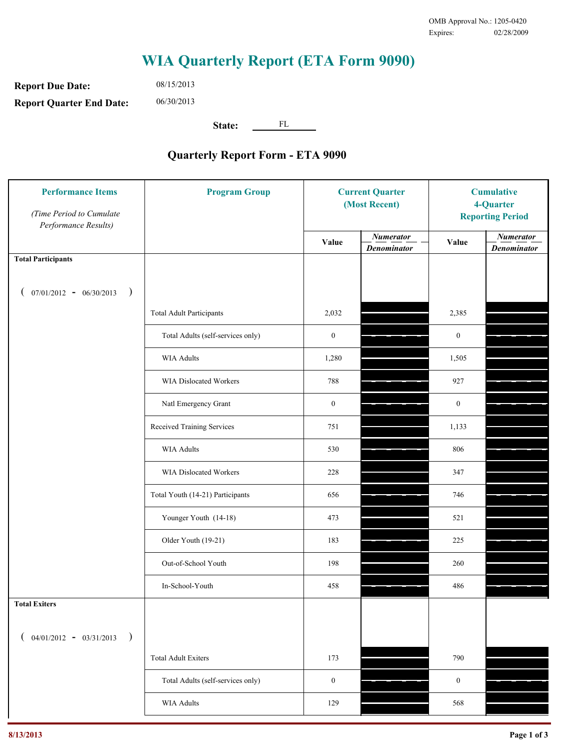OMB Approval No.: 1205-0420
Expires: 02/28/2009

# WIA Quarterly Report (ETA Form 9090)

**Report Due Date:** 08/15/2013

**Report Quarter End Date:** 06/30/2013

**State:** FL

## Quarterly Report Form - ETA 9090

| Performance Items *(Time Period to Cumulate Performance Results)* | Program Group | Current Quarter (Most Recent) Value | Current Quarter *Numerator / Denominator* | Cumulative 4-Quarter Reporting Period Value | Cumulative 4-Quarter *Numerator / Denominator* |
|---|---|---|---|---|---|
| **Total Participants** ( 07/01/2012 - 06/30/2013 ) | | | | | |
| | Total Adult Participants | 2,032 | | 2,385 | |
| | Total Adults (self-services only) | 0 | | 0 | |
| | WIA Adults | 1,280 | | 1,505 | |
| | WIA Dislocated Workers | 788 | | 927 | |
| | Natl Emergency Grant | 0 | | 0 | |
| | Received Training Services | 751 | | 1,133 | |
| | WIA Adults | 530 | | 806 | |
| | WIA Dislocated Workers | 228 | | 347 | |
| | Total Youth (14-21) Participants | 656 | | 746 | |
| | Younger Youth (14-18) | 473 | | 521 | |
| | Older Youth (19-21) | 183 | | 225 | |
| | Out-of-School Youth | 198 | | 260 | |
| | In-School-Youth | 458 | | 486 | |
| **Total Exiters** ( 04/01/2012 - 03/31/2013 ) | | | | | |
| | Total Adult Exiters | 173 | | 790 | |
| | Total Adults (self-services only) | 0 | | 0 | |
| | WIA Adults | 129 | | 568 | |

8/13/2013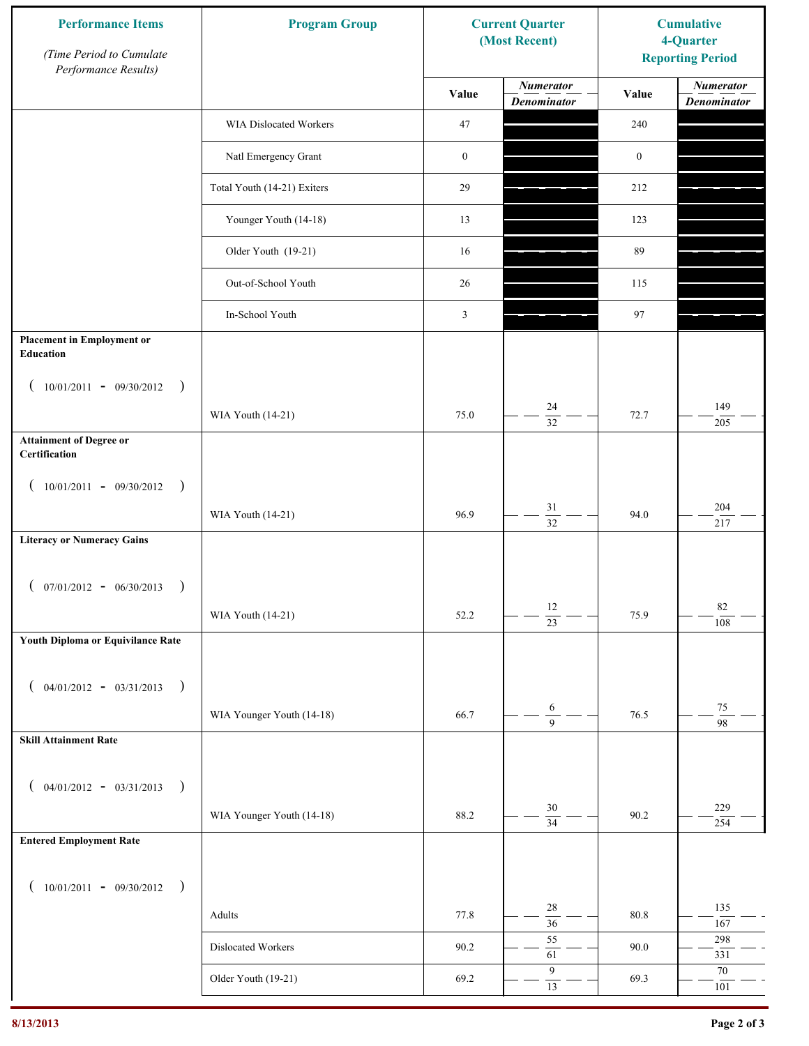| Performance Items *(Time Period to Cumulate Performance Results)* | Program Group | Current Quarter (Most Recent) | | Cumulative 4-Quarter Reporting Period | |
|---|---|---|---|---|---|
| | | Value | *Numerator* / *Denominator* | Value | *Numerator* / *Denominator* |
| | WIA Dislocated Workers | 47 | | 240 | |
| | Natl Emergency Grant | 0 | | 0 | |
| | Total Youth (14-21) Exiters | 29 | | 212 | |
| | Younger Youth (14-18) | 13 | | 123 | |
| | Older Youth (19-21) | 16 | | 89 | |
| | Out-of-School Youth | 26 | | 115 | |
| | In-School Youth | 3 | | 97 | |
| **Placement in Employment or Education** ( 10/01/2011 - 09/30/2012 ) | WIA Youth (14-21) | 75.0 | 24 / 32 | 72.7 | 149 / 205 |
| **Attainment of Degree or Certification** ( 10/01/2011 - 09/30/2012 ) | WIA Youth (14-21) | 96.9 | 31 / 32 | 94.0 | 204 / 217 |
| **Literacy or Numeracy Gains** ( 07/01/2012 - 06/30/2013 ) | WIA Youth (14-21) | 52.2 | 12 / 23 | 75.9 | 82 / 108 |
| **Youth Diploma or Equivilance Rate** ( 04/01/2012 - 03/31/2013 ) | WIA Younger Youth (14-18) | 66.7 | 6 / 9 | 76.5 | 75 / 98 |
| **Skill Attainment Rate** ( 04/01/2012 - 03/31/2013 ) | WIA Younger Youth (14-18) | 88.2 | 30 / 34 | 90.2 | 229 / 254 |
| **Entered Employment Rate** ( 10/01/2011 - 09/30/2012 ) | Adults | 77.8 | 28 / 36 | 80.8 | 135 / 167 |
| | Dislocated Workers | 90.2 | 55 / 61 | 90.0 | 298 / 331 |
| | Older Youth (19-21) | 69.2 | 9 / 13 | 69.3 | 70 / 101 |

8/13/2013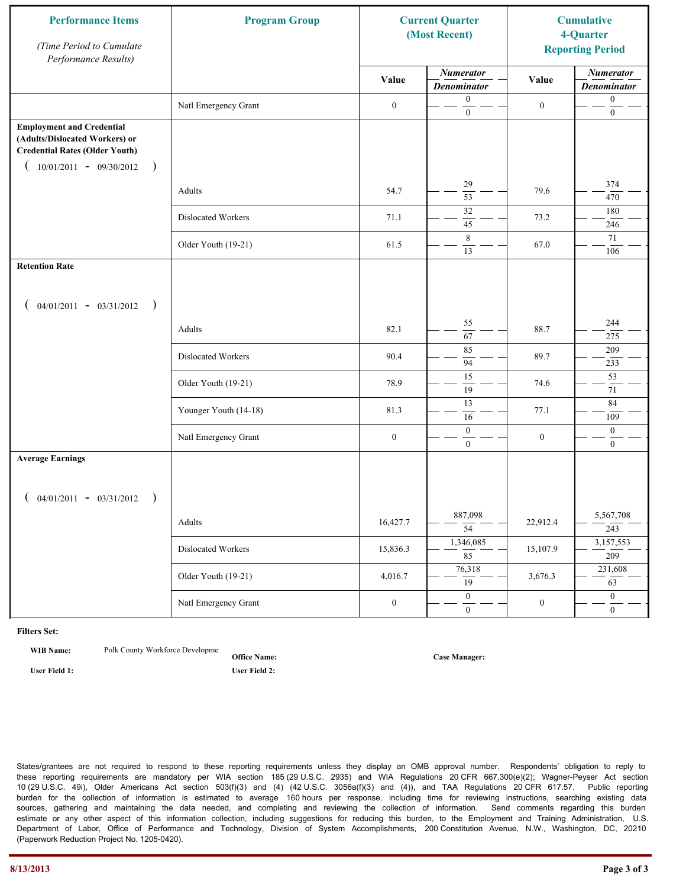| Performance Items *(Time Period to Cumulate Performance Results)* | Program Group | Current Quarter (Most Recent) | | Cumulative 4-Quarter Reporting Period | |
|---|---|---|---|---|---|
| | | Value | *Numerator* / *Denominator* | Value | *Numerator* / *Denominator* |
| | Natl Emergency Grant | 0 | 0 / 0 | 0 | 0 / 0 |
| **Employment and Credential (Adults/Dislocated Workers) or Credential Rates (Older Youth)** ( 10/01/2011 - 09/30/2012 ) | | | | | |
| | Adults | 54.7 | 29 / 53 | 79.6 | 374 / 470 |
| | Dislocated Workers | 71.1 | 32 / 45 | 73.2 | 180 / 246 |
| | Older Youth (19-21) | 61.5 | 8 / 13 | 67.0 | 71 / 106 |
| **Retention Rate** ( 04/01/2011 - 03/31/2012 ) | | | | | |
| | Adults | 82.1 | 55 / 67 | 88.7 | 244 / 275 |
| | Dislocated Workers | 90.4 | 85 / 94 | 89.7 | 209 / 233 |
| | Older Youth (19-21) | 78.9 | 15 / 19 | 74.6 | 53 / 71 |
| | Younger Youth (14-18) | 81.3 | 13 / 16 | 77.1 | 84 / 109 |
| | Natl Emergency Grant | 0 | 0 / 0 | 0 | 0 / 0 |
| **Average Earnings** ( 04/01/2011 - 03/31/2012 ) | | | | | |
| | Adults | 16,427.7 | 887,098 / 54 | 22,912.4 | 5,567,708 / 243 |
| | Dislocated Workers | 15,836.3 | 1,346,085 / 85 | 15,107.9 | 3,157,553 / 209 |
| | Older Youth (19-21) | 4,016.7 | 76,318 / 19 | 3,676.3 | 231,608 / 63 |
| | Natl Emergency Grant | 0 | 0 / 0 | 0 | 0 / 0 |

**Filters Set:**

**WIB Name:** Polk County Workforce Developme

**Office Name:**

**Case Manager:**

**User Field 1:**

**User Field 2:**

States/grantees are not required to respond to these reporting requirements unless they display an OMB approval number. Respondents' obligation to reply to these reporting requirements are mandatory per WIA section 185 (29 U.S.C. 2935) and WIA Regulations 20 CFR 667.300(e)(2); Wagner-Peyser Act section 10 (29 U.S.C. 49i), Older Americans Act section 503(f)(3) and (4) (42 U.S.C. 3056a(f)(3) and (4)), and TAA Regulations 20 CFR 617.57. Public reporting burden for the collection of information is estimated to average 160 hours per response, including time for reviewing instructions, searching existing data sources, gathering and maintaining the data needed, and completing and reviewing the collection of information. Send comments regarding this burden estimate or any other aspect of this information collection, including suggestions for reducing this burden, to the Employment and Training Administration, U.S. Department of Labor, Office of Performance and Technology, Division of System Accomplishments, 200 Constitution Avenue, N.W., Washington, DC, 20210 (Paperwork Reduction Project No. 1205-0420).

8/13/2013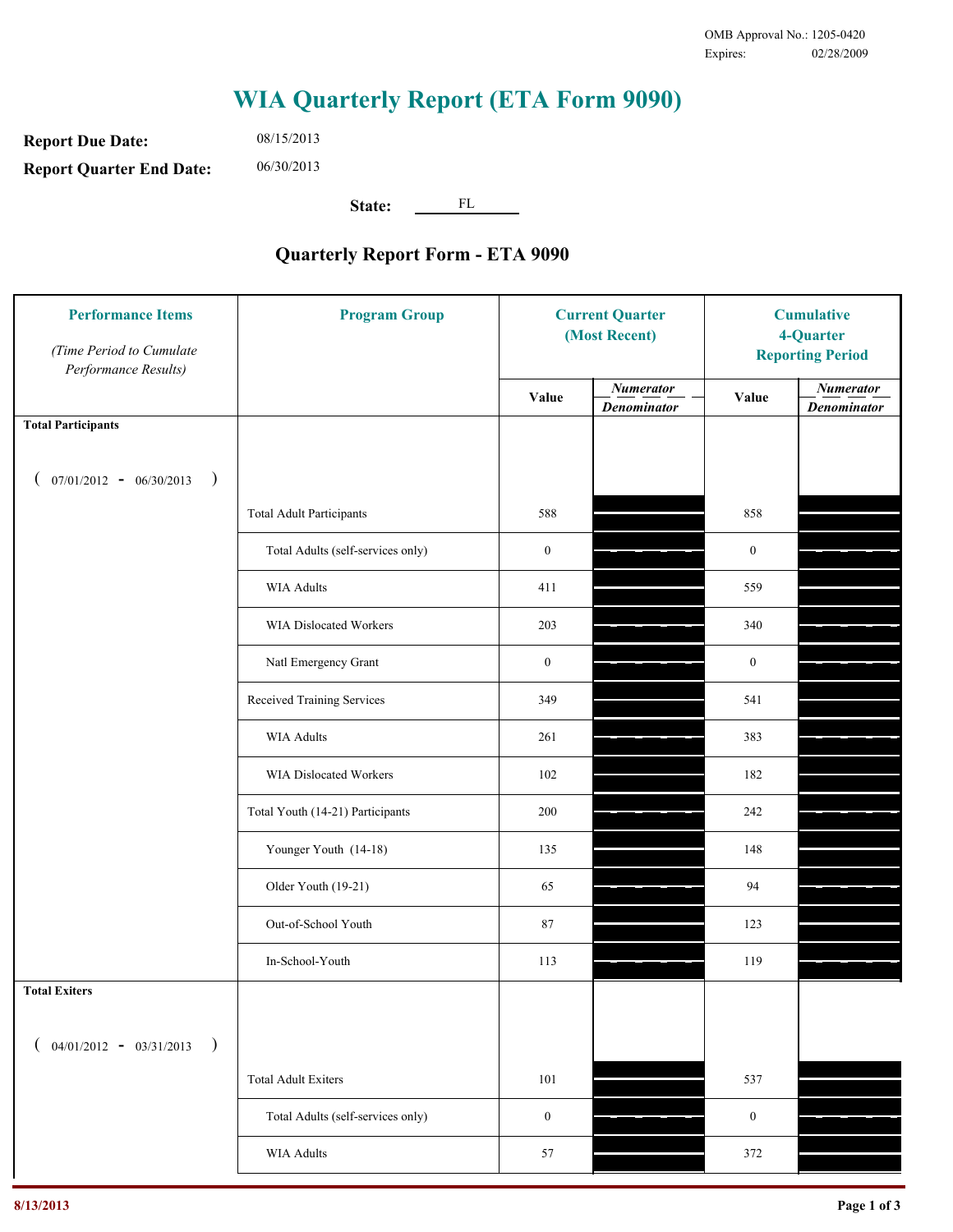OMB Approval No.: 1205-0420
Expires: 02/28/2009

# WIA Quarterly Report (ETA Form 9090)

**Report Due Date:** 08/15/2013

**Report Quarter End Date:** 06/30/2013

**State:** FL

## Quarterly Report Form - ETA 9090

| Performance Items *(Time Period to Cumulate Performance Results)* | Program Group | Current Quarter (Most Recent) Value | Current Quarter *Numerator / Denominator* | Cumulative 4-Quarter Reporting Period Value | Cumulative *Numerator / Denominator* |
|---|---|---|---|---|---|
| **Total Participants** ( 07/01/2012 - 06/30/2013 ) | | | | | |
| | Total Adult Participants | 588 | | 858 | |
| | Total Adults (self-services only) | 0 | | 0 | |
| | WIA Adults | 411 | | 559 | |
| | WIA Dislocated Workers | 203 | | 340 | |
| | Natl Emergency Grant | 0 | | 0 | |
| | Received Training Services | 349 | | 541 | |
| | WIA Adults | 261 | | 383 | |
| | WIA Dislocated Workers | 102 | | 182 | |
| | Total Youth (14-21) Participants | 200 | | 242 | |
| | Younger Youth (14-18) | 135 | | 148 | |
| | Older Youth (19-21) | 65 | | 94 | |
| | Out-of-School Youth | 87 | | 123 | |
| | In-School-Youth | 113 | | 119 | |
| **Total Exiters** ( 04/01/2012 - 03/31/2013 ) | | | | | |
| | Total Adult Exiters | 101 | | 537 | |
| | Total Adults (self-services only) | 0 | | 0 | |
| | WIA Adults | 57 | | 372 | |

8/13/2013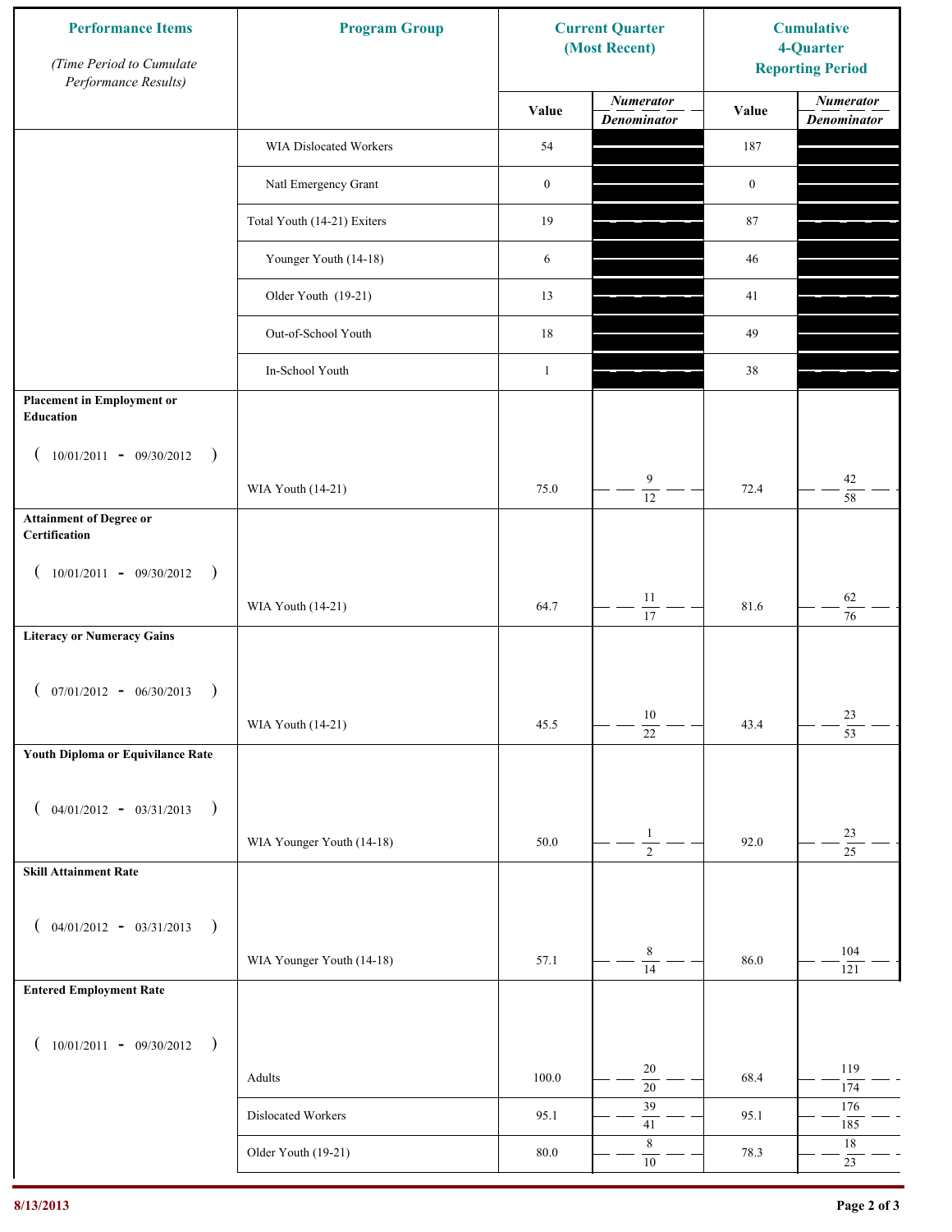| Performance Items *(Time Period to Cumulate Performance Results)* | Program Group | Current Quarter (Most Recent) | | Cumulative 4-Quarter Reporting Period | |
|---|---|---|---|---|---|
| | | Value | *Numerator* / *Denominator* | Value | *Numerator* / *Denominator* |
| | WIA Dislocated Workers | 54 | | 187 | |
| | Natl Emergency Grant | 0 | | 0 | |
| | Total Youth (14-21) Exiters | 19 | | 87 | |
| | Younger Youth (14-18) | 6 | | 46 | |
| | Older Youth (19-21) | 13 | | 41 | |
| | Out-of-School Youth | 18 | | 49 | |
| | In-School Youth | 1 | | 38 | |
| **Placement in Employment or Education** ( 10/01/2011 - 09/30/2012 ) | WIA Youth (14-21) | 75.0 | 9 / 12 | 72.4 | 42 / 58 |
| **Attainment of Degree or Certification** ( 10/01/2011 - 09/30/2012 ) | WIA Youth (14-21) | 64.7 | 11 / 17 | 81.6 | 62 / 76 |
| **Literacy or Numeracy Gains** ( 07/01/2012 - 06/30/2013 ) | WIA Youth (14-21) | 45.5 | 10 / 22 | 43.4 | 23 / 53 |
| **Youth Diploma or Equivilance Rate** ( 04/01/2012 - 03/31/2013 ) | WIA Younger Youth (14-18) | 50.0 | 1 / 2 | 92.0 | 23 / 25 |
| **Skill Attainment Rate** ( 04/01/2012 - 03/31/2013 ) | WIA Younger Youth (14-18) | 57.1 | 8 / 14 | 86.0 | 104 / 121 |
| **Entered Employment Rate** ( 10/01/2011 - 09/30/2012 ) | Adults | 100.0 | 20 / 20 | 68.4 | 119 / 174 |
| | Dislocated Workers | 95.1 | 39 / 41 | 95.1 | 176 / 185 |
| | Older Youth (19-21) | 80.0 | 8 / 10 | 78.3 | 18 / 23 |

8/13/2013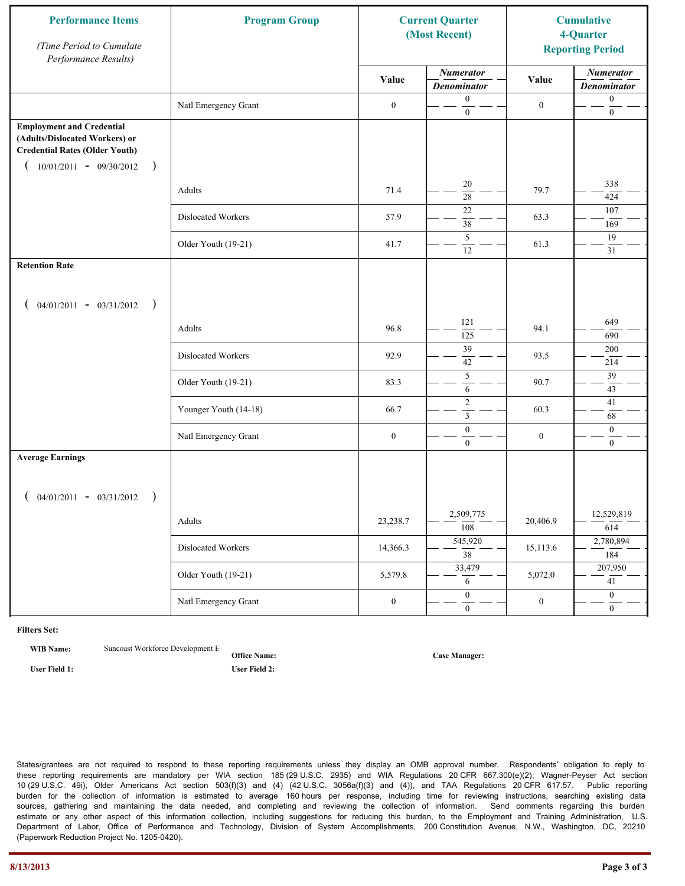| Performance Items<br>*(Time Period to Cumulate Performance Results)* | Program Group | Current Quarter (Most Recent) | | Cumulative 4-Quarter Reporting Period | |
|---|---|---|---|---|---|
| | | Value | *Numerator / Denominator* | Value | *Numerator / Denominator* |
| | Natl Emergency Grant | 0 | 0 / 0 | 0 | 0 / 0 |
| **Employment and Credential (Adults/Dislocated Workers) or Credential Rates (Older Youth)** ( 10/01/2011 - 09/30/2012 ) | | | | | |
| | Adults | 71.4 | 20 / 28 | 79.7 | 338 / 424 |
| | Dislocated Workers | 57.9 | 22 / 38 | 63.3 | 107 / 169 |
| | Older Youth (19-21) | 41.7 | 5 / 12 | 61.3 | 19 / 31 |
| **Retention Rate** ( 04/01/2011 - 03/31/2012 ) | | | | | |
| | Adults | 96.8 | 121 / 125 | 94.1 | 649 / 690 |
| | Dislocated Workers | 92.9 | 39 / 42 | 93.5 | 200 / 214 |
| | Older Youth (19-21) | 83.3 | 5 / 6 | 90.7 | 39 / 43 |
| | Younger Youth (14-18) | 66.7 | 2 / 3 | 60.3 | 41 / 68 |
| | Natl Emergency Grant | 0 | 0 / 0 | 0 | 0 / 0 |
| **Average Earnings** ( 04/01/2011 - 03/31/2012 ) | | | | | |
| | Adults | 23,238.7 | 2,509,775 / 108 | 20,406.9 | 12,529,819 / 614 |
| | Dislocated Workers | 14,366.3 | 545,920 / 38 | 15,113.6 | 2,780,894 / 184 |
| | Older Youth (19-21) | 5,579.8 | 33,479 / 6 | 5,072.0 | 207,950 / 41 |
| | Natl Emergency Grant | 0 | 0 / 0 | 0 | 0 / 0 |

**Filters Set:**

**WIB Name:** Suncoast Workforce Development E **Office Name:** **Case Manager:**

**User Field 1:** **User Field 2:**

States/grantees are not required to respond to these reporting requirements unless they display an OMB approval number. Respondents' obligation to reply to these reporting requirements are mandatory per WIA section 185 (29 U.S.C. 2935) and WIA Regulations 20 CFR 667.300(e)(2); Wagner-Peyser Act section 10 (29 U.S.C. 49i), Older Americans Act section 503(f)(3) and (4) (42 U.S.C. 3056a(f)(3) and (4)), and TAA Regulations 20 CFR 617.57. Public reporting burden for the collection of information is estimated to average 160 hours per response, including time for reviewing instructions, searching existing data sources, gathering and maintaining the data needed, and completing and reviewing the collection of information. Send comments regarding this burden estimate or any other aspect of this information collection, including suggestions for reducing this burden, to the Employment and Training Administration, U.S. Department of Labor, Office of Performance and Technology, Division of System Accomplishments, 200 Constitution Avenue, N.W., Washington, DC, 20210 (Paperwork Reduction Project No. 1205-0420).

8/13/2013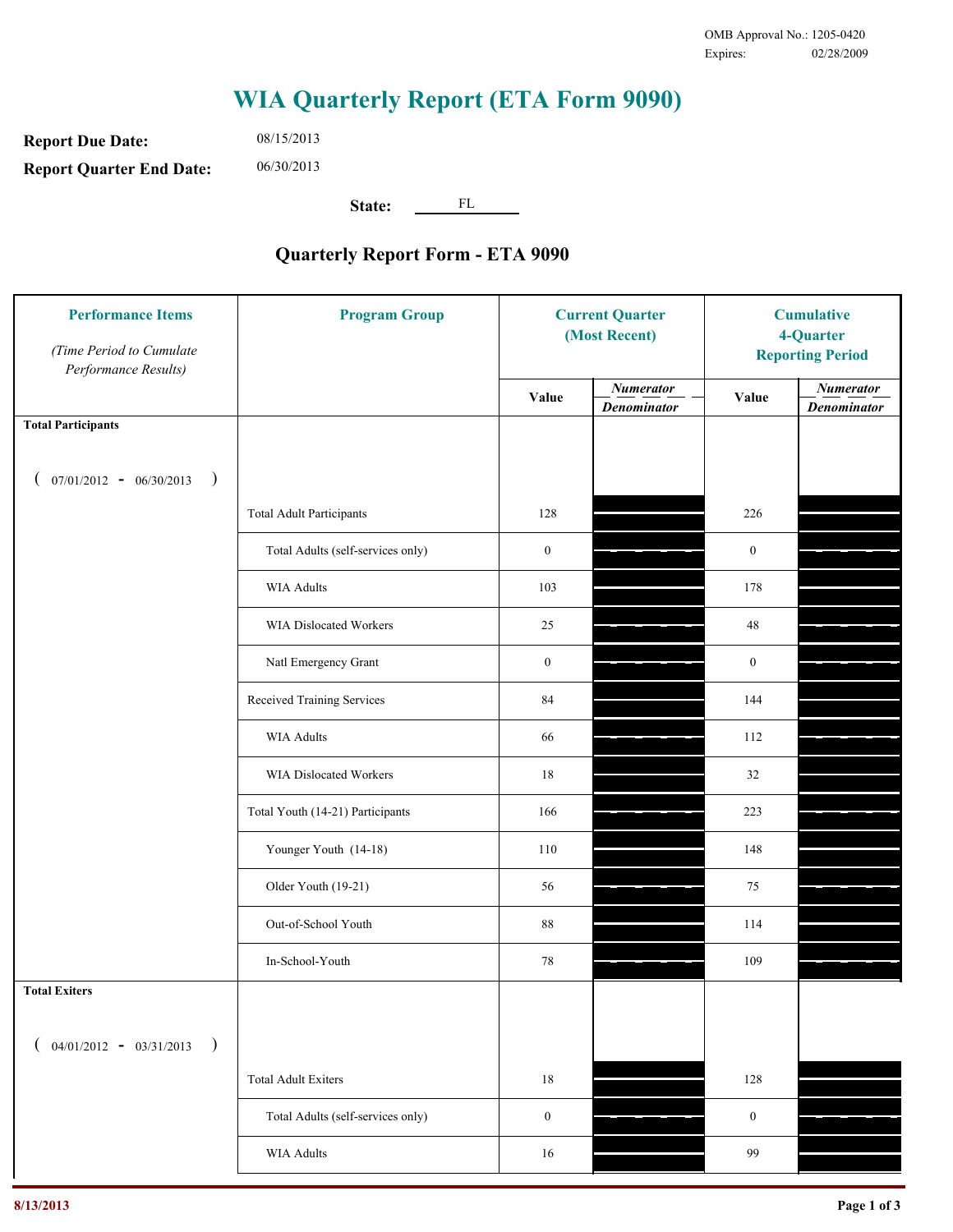OMB Approval No.: 1205-0420
Expires: 02/28/2009

# WIA Quarterly Report (ETA Form 9090)

**Report Due Date:** 08/15/2013

**Report Quarter End Date:** 06/30/2013

**State:** FL

## Quarterly Report Form - ETA 9090

| Performance Items *(Time Period to Cumulate Performance Results)* | Program Group | Current Quarter (Most Recent) Value | Current Quarter Numerator / Denominator | Cumulative 4-Quarter Reporting Period Value | Cumulative 4-Quarter Numerator / Denominator |
|---|---|---|---|---|---|
| **Total Participants** ( 07/01/2012 - 06/30/2013 ) | | | | | |
| | Total Adult Participants | 128 | | 226 | |
| | Total Adults (self-services only) | 0 | | 0 | |
| | WIA Adults | 103 | | 178 | |
| | WIA Dislocated Workers | 25 | | 48 | |
| | Natl Emergency Grant | 0 | | 0 | |
| | Received Training Services | 84 | | 144 | |
| | WIA Adults | 66 | | 112 | |
| | WIA Dislocated Workers | 18 | | 32 | |
| | Total Youth (14-21) Participants | 166 | | 223 | |
| | Younger Youth (14-18) | 110 | | 148 | |
| | Older Youth (19-21) | 56 | | 75 | |
| | Out-of-School Youth | 88 | | 114 | |
| | In-School-Youth | 78 | | 109 | |
| **Total Exiters** ( 04/01/2012 - 03/31/2013 ) | | | | | |
| | Total Adult Exiters | 18 | | 128 | |
| | Total Adults (self-services only) | 0 | | 0 | |
| | WIA Adults | 16 | | 99 | |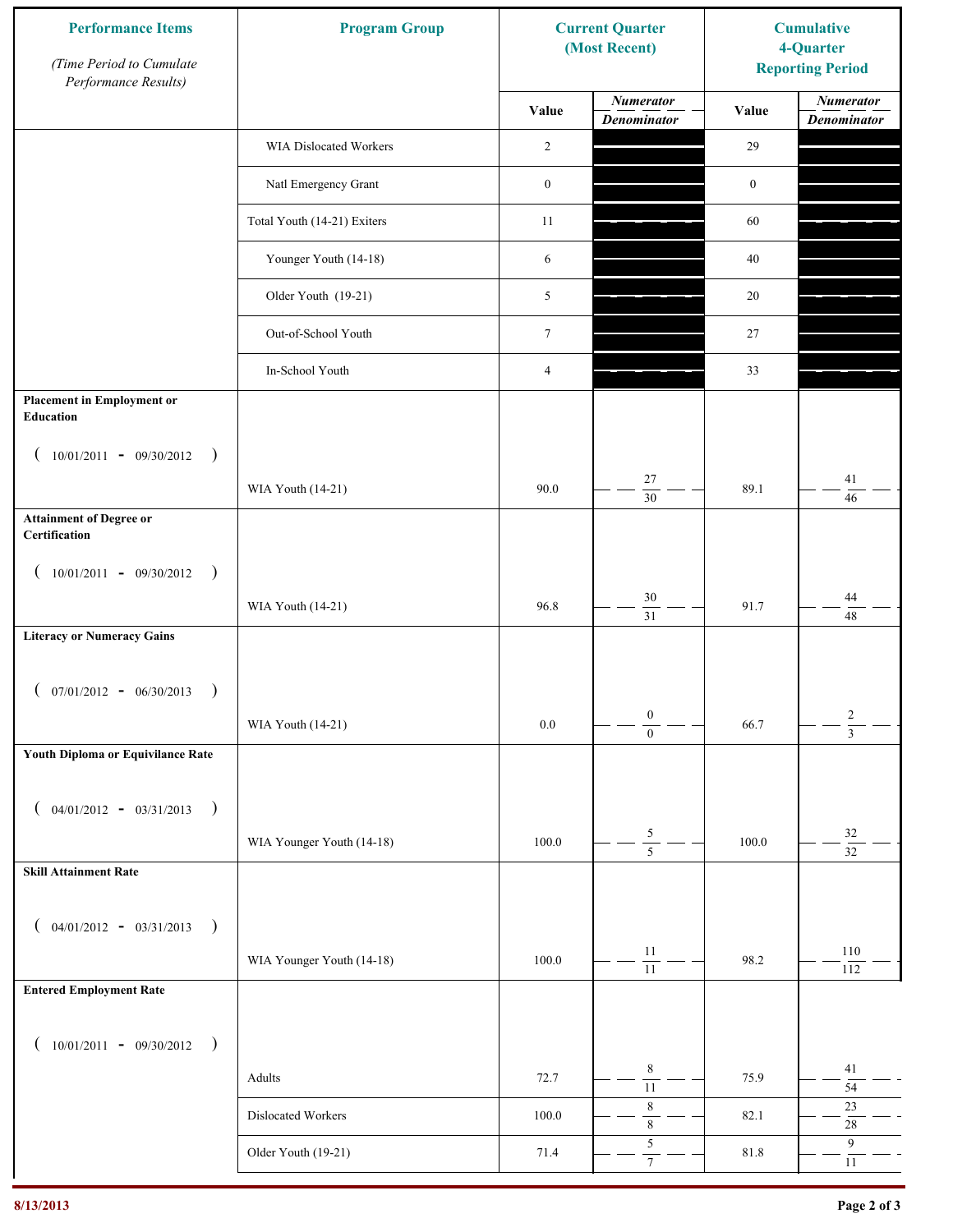| Performance Items (Time Period to Cumulate Performance Results) | Program Group | Current Quarter (Most Recent) | | Cumulative 4-Quarter Reporting Period | |
|---|---|---|---|---|---|
| | | Value | Numerator / Denominator | Value | Numerator / Denominator |
| | WIA Dislocated Workers | 2 | | 29 | |
| | Natl Emergency Grant | 0 | | 0 | |
| | Total Youth (14-21) Exiters | 11 | | 60 | |
| | Younger Youth (14-18) | 6 | | 40 | |
| | Older Youth (19-21) | 5 | | 20 | |
| | Out-of-School Youth | 7 | | 27 | |
| | In-School Youth | 4 | | 33 | |
| **Placement in Employment or Education** ( 10/01/2011 - 09/30/2012 ) | WIA Youth (14-21) | 90.0 | 27 / 30 | 89.1 | 41 / 46 |
| **Attainment of Degree or Certification** ( 10/01/2011 - 09/30/2012 ) | WIA Youth (14-21) | 96.8 | 30 / 31 | 91.7 | 44 / 48 |
| **Literacy or Numeracy Gains** ( 07/01/2012 - 06/30/2013 ) | WIA Youth (14-21) | 0.0 | 0 / 0 | 66.7 | 2 / 3 |
| **Youth Diploma or Equivilance Rate** ( 04/01/2012 - 03/31/2013 ) | WIA Younger Youth (14-18) | 100.0 | 5 / 5 | 100.0 | 32 / 32 |
| **Skill Attainment Rate** ( 04/01/2012 - 03/31/2013 ) | WIA Younger Youth (14-18) | 100.0 | 11 / 11 | 98.2 | 110 / 112 |
| **Entered Employment Rate** ( 10/01/2011 - 09/30/2012 ) | Adults | 72.7 | 8 / 11 | 75.9 | 41 / 54 |
| | Dislocated Workers | 100.0 | 8 / 8 | 82.1 | 23 / 28 |
| | Older Youth (19-21) | 71.4 | 5 / 7 | 81.8 | 9 / 11 |

8/13/2013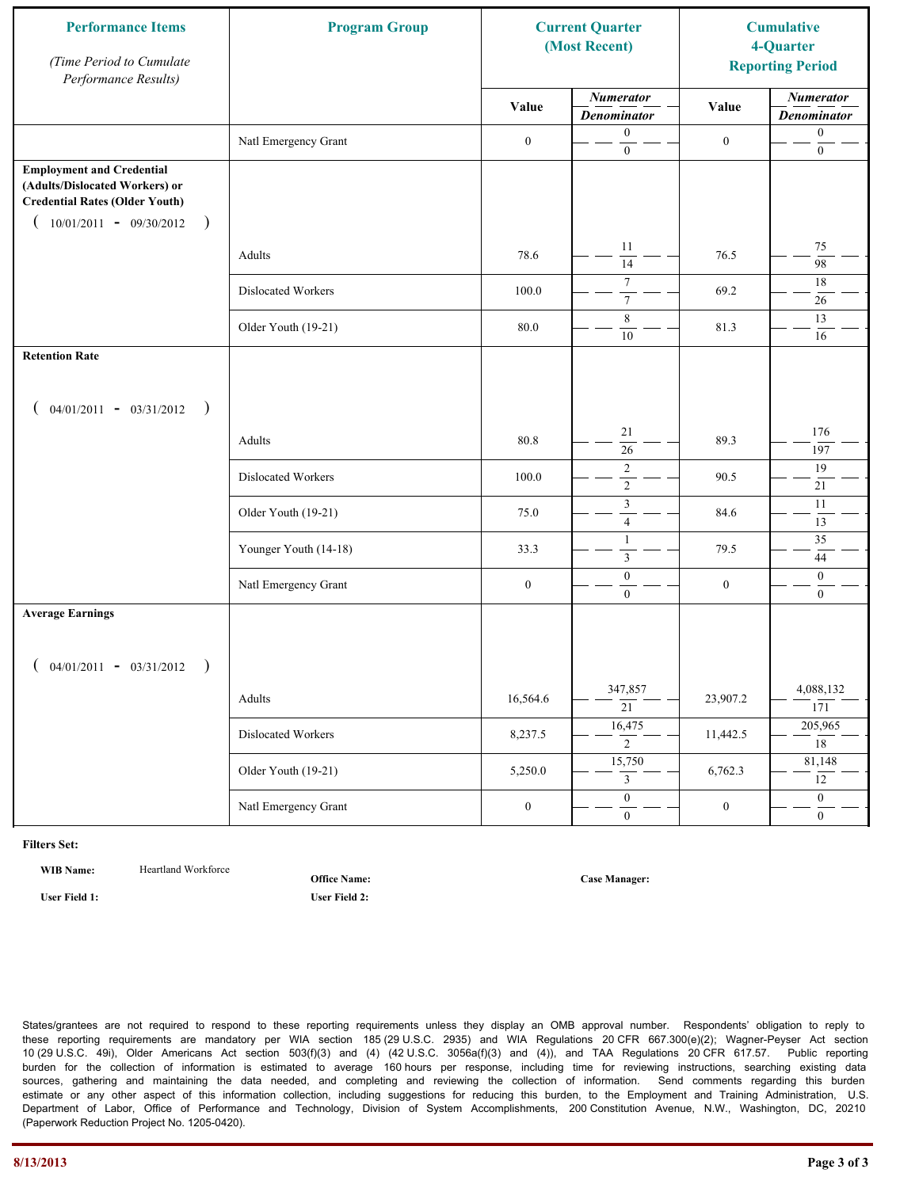| Performance Items<br>*(Time Period to Cumulate Performance Results)* | Program Group | Current Quarter (Most Recent) | | Cumulative 4-Quarter Reporting Period | |
|---|---|---|---|---|---|
| | | Value | *Numerator / Denominator* | Value | *Numerator / Denominator* |
| | Natl Emergency Grant | 0 | 0 / 0 | 0 | 0 / 0 |
| **Employment and Credential (Adults/Dislocated Workers) or Credential Rates (Older Youth)** ( 10/01/2011 - 09/30/2012 ) | | | | | |
| | Adults | 78.6 | 11 / 14 | 76.5 | 75 / 98 |
| | Dislocated Workers | 100.0 | 7 / 7 | 69.2 | 18 / 26 |
| | Older Youth (19-21) | 80.0 | 8 / 10 | 81.3 | 13 / 16 |
| **Retention Rate** ( 04/01/2011 - 03/31/2012 ) | | | | | |
| | Adults | 80.8 | 21 / 26 | 89.3 | 176 / 197 |
| | Dislocated Workers | 100.0 | 2 / 2 | 90.5 | 19 / 21 |
| | Older Youth (19-21) | 75.0 | 3 / 4 | 84.6 | 11 / 13 |
| | Younger Youth (14-18) | 33.3 | 1 / 3 | 79.5 | 35 / 44 |
| | Natl Emergency Grant | 0 | 0 / 0 | 0 | 0 / 0 |
| **Average Earnings** ( 04/01/2011 - 03/31/2012 ) | | | | | |
| | Adults | 16,564.6 | 347,857 / 21 | 23,907.2 | 4,088,132 / 171 |
| | Dislocated Workers | 8,237.5 | 16,475 / 2 | 11,442.5 | 205,965 / 18 |
| | Older Youth (19-21) | 5,250.0 | 15,750 / 3 | 6,762.3 | 81,148 / 12 |
| | Natl Emergency Grant | 0 | 0 / 0 | 0 | 0 / 0 |

**Filters Set:**

**WIB Name:** Heartland Workforce

**Office Name:**

**Case Manager:**

**User Field 1:**

**User Field 2:**

States/grantees are not required to respond to these reporting requirements unless they display an OMB approval number. Respondents' obligation to reply to these reporting requirements are mandatory per WIA section 185 (29 U.S.C. 2935) and WIA Regulations 20 CFR 667.300(e)(2); Wagner-Peyser Act section 10 (29 U.S.C. 49i), Older Americans Act section 503(f)(3) and (4) (42 U.S.C. 3056a(f)(3) and (4)), and TAA Regulations 20 CFR 617.57. Public reporting burden for the collection of information is estimated to average 160 hours per response, including time for reviewing instructions, searching existing data sources, gathering and maintaining the data needed, and completing and reviewing the collection of information. Send comments regarding this burden estimate or any other aspect of this information collection, including suggestions for reducing this burden, to the Employment and Training Administration, U.S. Department of Labor, Office of Performance and Technology, Division of System Accomplishments, 200 Constitution Avenue, N.W., Washington, DC, 20210 (Paperwork Reduction Project No. 1205-0420).

8/13/2013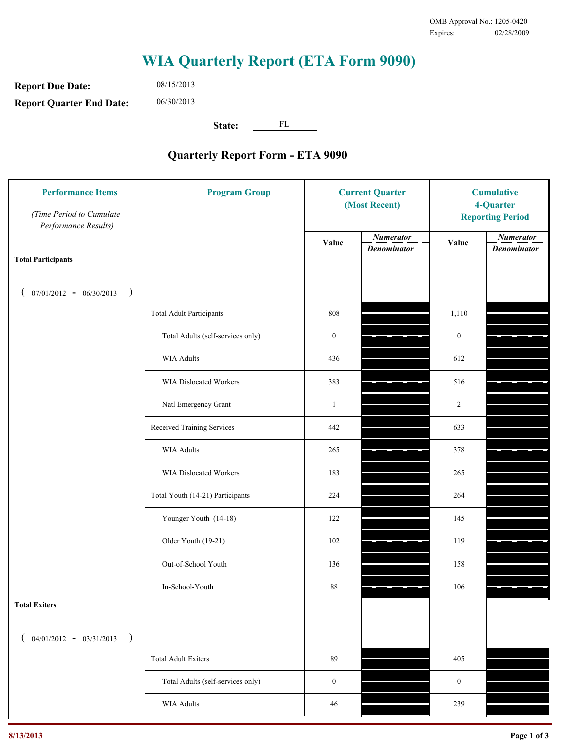OMB Approval No.: 1205-0420
Expires: 02/28/2009

# WIA Quarterly Report (ETA Form 9090)

**Report Due Date:** 08/15/2013

**Report Quarter End Date:** 06/30/2013

**State:** FL

## Quarterly Report Form - ETA 9090

| Performance Items *(Time Period to Cumulate Performance Results)* | Program Group | Current Quarter (Most Recent) Value | Current Quarter Numerator / Denominator | Cumulative 4-Quarter Reporting Period Value | Cumulative Numerator / Denominator |
|---|---|---|---|---|---|
| **Total Participants** ( 07/01/2012 - 06/30/2013 ) | | | | | |
| | Total Adult Participants | 808 | | 1,110 | |
| | Total Adults (self-services only) | 0 | | 0 | |
| | WIA Adults | 436 | | 612 | |
| | WIA Dislocated Workers | 383 | | 516 | |
| | Natl Emergency Grant | 1 | | 2 | |
| | Received Training Services | 442 | | 633 | |
| | WIA Adults | 265 | | 378 | |
| | WIA Dislocated Workers | 183 | | 265 | |
| | Total Youth (14-21) Participants | 224 | | 264 | |
| | Younger Youth (14-18) | 122 | | 145 | |
| | Older Youth (19-21) | 102 | | 119 | |
| | Out-of-School Youth | 136 | | 158 | |
| | In-School-Youth | 88 | | 106 | |
| **Total Exiters** ( 04/01/2012 - 03/31/2013 ) | | | | | |
| | Total Adult Exiters | 89 | | 405 | |
| | Total Adults (self-services only) | 0 | | 0 | |
| | WIA Adults | 46 | | 239 | |

8/13/2013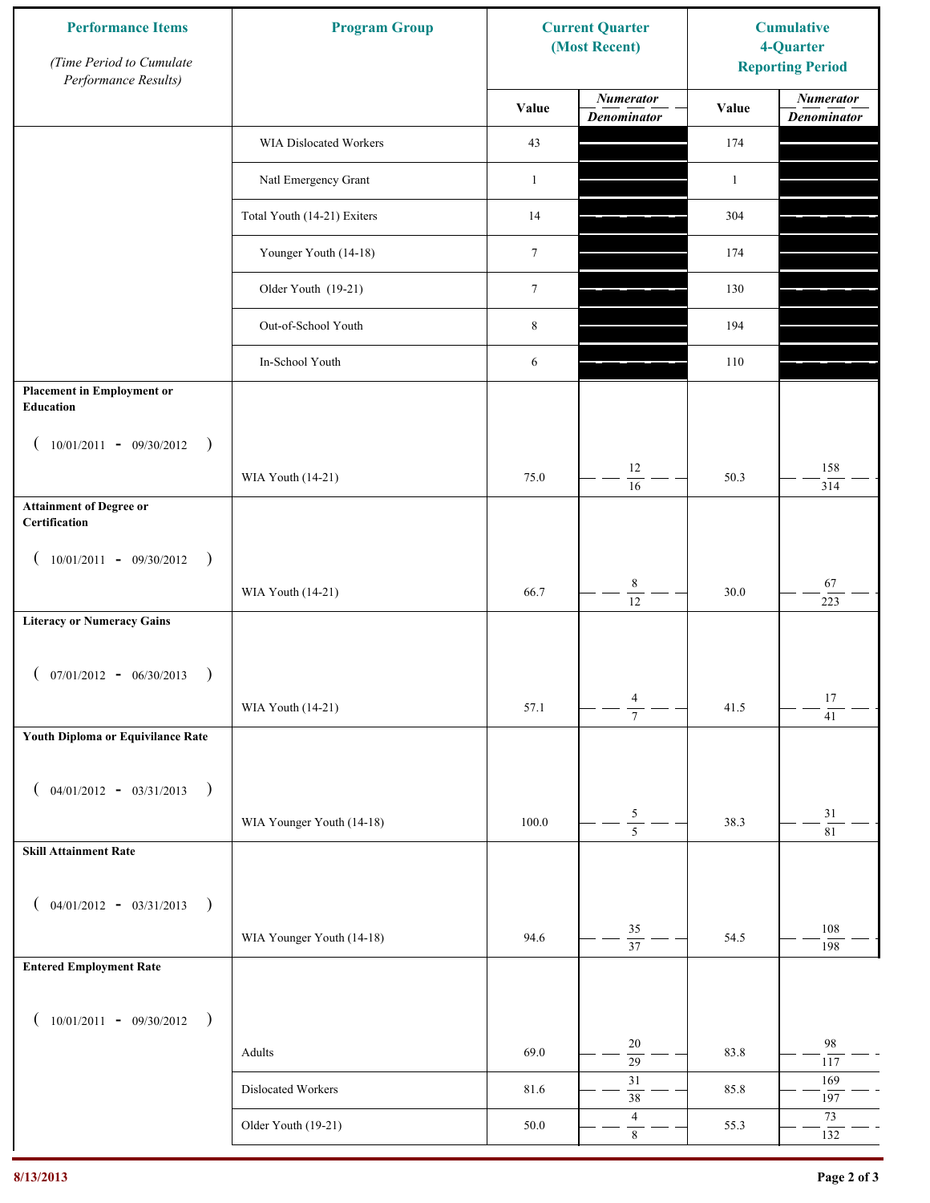| Performance Items *(Time Period to Cumulate Performance Results)* | Program Group | Current Quarter (Most Recent) Value | Current Quarter Numerator / Denominator | Cumulative 4-Quarter Reporting Period Value | Cumulative Numerator / Denominator |
|---|---|---|---|---|---|
| | WIA Dislocated Workers | 43 | | 174 | |
| | Natl Emergency Grant | 1 | | 1 | |
| | Total Youth (14-21) Exiters | 14 | | 304 | |
| | Younger Youth (14-18) | 7 | | 174 | |
| | Older Youth (19-21) | 7 | | 130 | |
| | Out-of-School Youth | 8 | | 194 | |
| | In-School Youth | 6 | | 110 | |
| **Placement in Employment or Education** ( 10/01/2011 - 09/30/2012 ) | WIA Youth (14-21) | 75.0 | 12 / 16 | 50.3 | 158 / 314 |
| **Attainment of Degree or Certification** ( 10/01/2011 - 09/30/2012 ) | WIA Youth (14-21) | 66.7 | 8 / 12 | 30.0 | 67 / 223 |
| **Literacy or Numeracy Gains** ( 07/01/2012 - 06/30/2013 ) | WIA Youth (14-21) | 57.1 | 4 / 7 | 41.5 | 17 / 41 |
| **Youth Diploma or Equivilance Rate** ( 04/01/2012 - 03/31/2013 ) | WIA Younger Youth (14-18) | 100.0 | 5 / 5 | 38.3 | 31 / 81 |
| **Skill Attainment Rate** ( 04/01/2012 - 03/31/2013 ) | WIA Younger Youth (14-18) | 94.6 | 35 / 37 | 54.5 | 108 / 198 |
| **Entered Employment Rate** ( 10/01/2011 - 09/30/2012 ) | Adults | 69.0 | 20 / 29 | 83.8 | 98 / 117 |
| | Dislocated Workers | 81.6 | 31 / 38 | 85.8 | 169 / 197 |
| | Older Youth (19-21) | 50.0 | 4 / 8 | 55.3 | 73 / 132 |

8/13/2013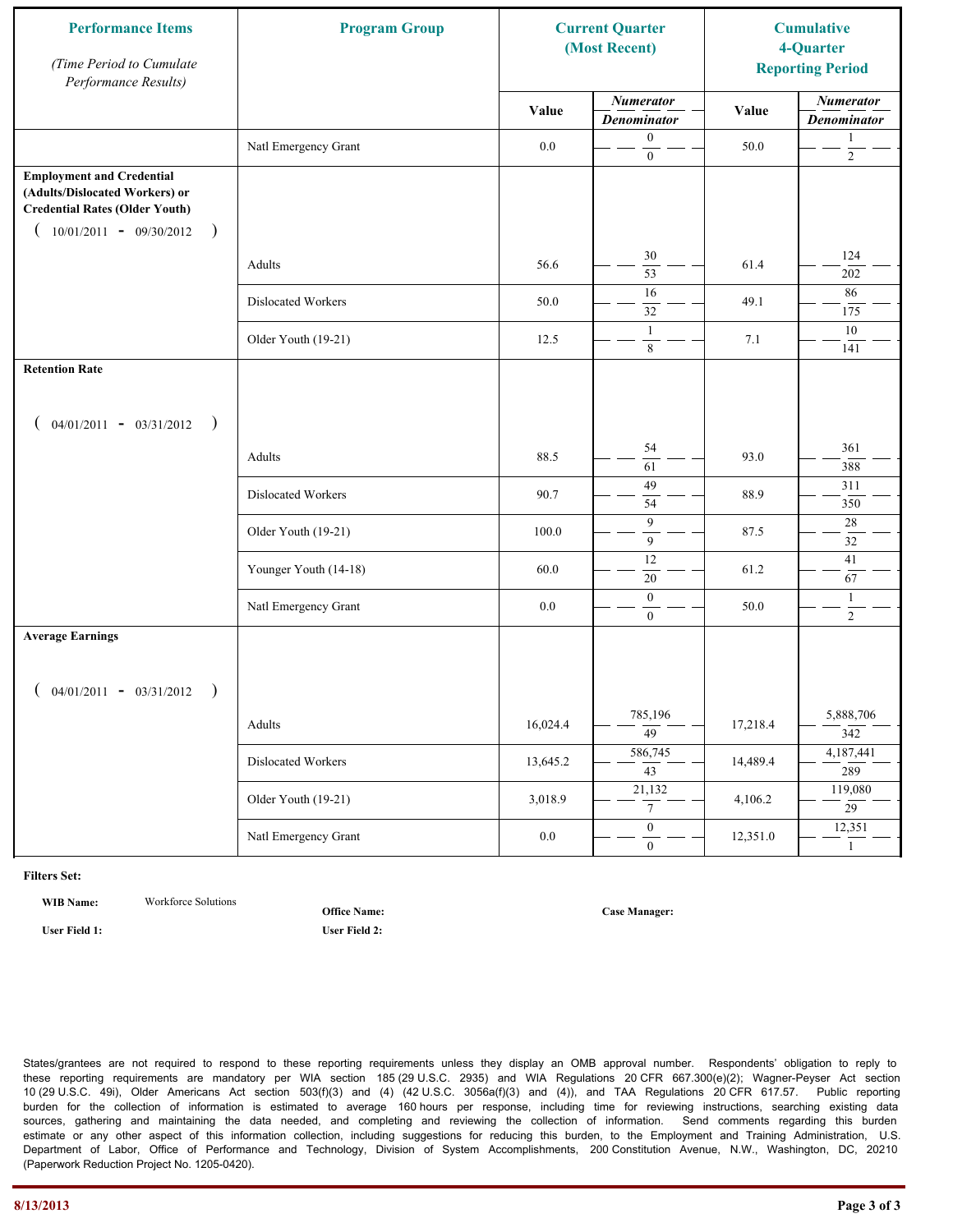| Performance Items *(Time Period to Cumulate Performance Results)* | Program Group | Current Quarter (Most Recent) | | Cumulative 4-Quarter Reporting Period | |
|---|---|---|---|---|---|
| | | Value | *Numerator* / *Denominator* | Value | *Numerator* / *Denominator* |
| | Natl Emergency Grant | 0.0 | 0 / 0 | 50.0 | 1 / 2 |
| **Employment and Credential (Adults/Dislocated Workers) or Credential Rates (Older Youth)** ( 10/01/2011 - 09/30/2012 ) | | | | | |
| | Adults | 56.6 | 30 / 53 | 61.4 | 124 / 202 |
| | Dislocated Workers | 50.0 | 16 / 32 | 49.1 | 86 / 175 |
| | Older Youth (19-21) | 12.5 | 1 / 8 | 7.1 | 10 / 141 |
| **Retention Rate** ( 04/01/2011 - 03/31/2012 ) | | | | | |
| | Adults | 88.5 | 54 / 61 | 93.0 | 361 / 388 |
| | Dislocated Workers | 90.7 | 49 / 54 | 88.9 | 311 / 350 |
| | Older Youth (19-21) | 100.0 | 9 / 9 | 87.5 | 28 / 32 |
| | Younger Youth (14-18) | 60.0 | 12 / 20 | 61.2 | 41 / 67 |
| | Natl Emergency Grant | 0.0 | 0 / 0 | 50.0 | 1 / 2 |
| **Average Earnings** ( 04/01/2011 - 03/31/2012 ) | | | | | |
| | Adults | 16,024.4 | 785,196 / 49 | 17,218.4 | 5,888,706 / 342 |
| | Dislocated Workers | 13,645.2 | 586,745 / 43 | 14,489.4 | 4,187,441 / 289 |
| | Older Youth (19-21) | 3,018.9 | 21,132 / 7 | 4,106.2 | 119,080 / 29 |
| | Natl Emergency Grant | 0.0 | 0 / 0 | 12,351.0 | 12,351 / 1 |

**Filters Set:**

**WIB Name:** Workforce Solutions

**Office Name:**

**Case Manager:**

**User Field 1:**

**User Field 2:**

States/grantees are not required to respond to these reporting requirements unless they display an OMB approval number. Respondents' obligation to reply to these reporting requirements are mandatory per WIA section 185 (29 U.S.C. 2935) and WIA Regulations 20 CFR 667.300(e)(2); Wagner-Peyser Act section 10 (29 U.S.C. 49i), Older Americans Act section 503(f)(3) and (4) (42 U.S.C. 3056a(f)(3) and (4)), and TAA Regulations 20 CFR 617.57. Public reporting burden for the collection of information is estimated to average 160 hours per response, including time for reviewing instructions, searching existing data sources, gathering and maintaining the data needed, and completing and reviewing the collection of information. Send comments regarding this burden estimate or any other aspect of this information collection, including suggestions for reducing this burden, to the Employment and Training Administration, U.S. Department of Labor, Office of Performance and Technology, Division of System Accomplishments, 200 Constitution Avenue, N.W., Washington, DC, 20210 (Paperwork Reduction Project No. 1205-0420).

8/13/2013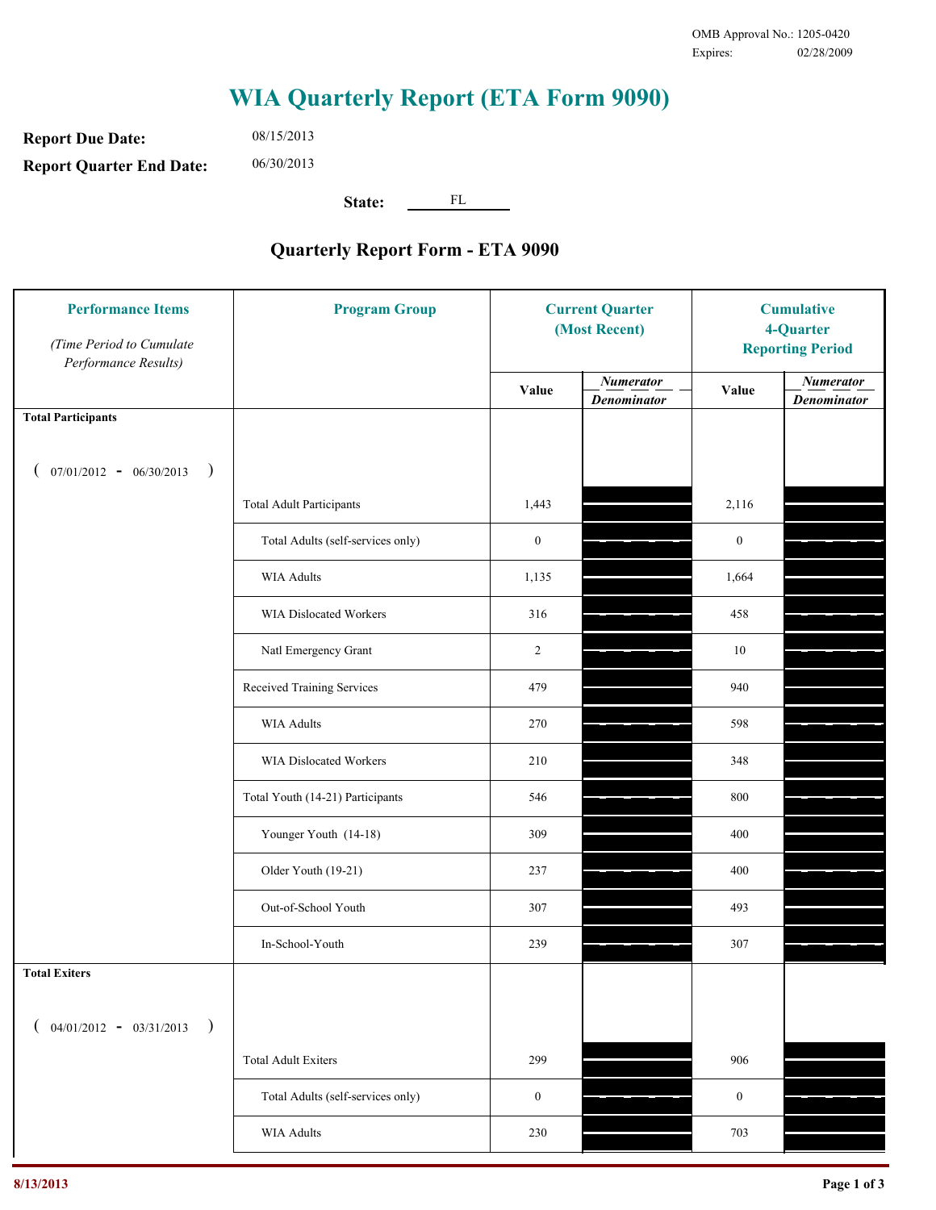OMB Approval No.: 1205-0420
Expires: 02/28/2009

# WIA Quarterly Report (ETA Form 9090)

**Report Due Date:** 08/15/2013

**Report Quarter End Date:** 06/30/2013

**State:** FL

## Quarterly Report Form - ETA 9090

| Performance Items *(Time Period to Cumulate Performance Results)* | Program Group | Current Quarter (Most Recent) Value | Current Quarter Numerator / Denominator | Cumulative 4-Quarter Reporting Period Value | Cumulative 4-Quarter Numerator / Denominator |
|---|---|---|---|---|---|
| **Total Participants** ( 07/01/2012 - 06/30/2013 ) | | | | | |
| | Total Adult Participants | 1,443 | | 2,116 | |
| | Total Adults (self-services only) | 0 | | 0 | |
| | WIA Adults | 1,135 | | 1,664 | |
| | WIA Dislocated Workers | 316 | | 458 | |
| | Natl Emergency Grant | 2 | | 10 | |
| | Received Training Services | 479 | | 940 | |
| | WIA Adults | 270 | | 598 | |
| | WIA Dislocated Workers | 210 | | 348 | |
| | Total Youth (14-21) Participants | 546 | | 800 | |
| | Younger Youth (14-18) | 309 | | 400 | |
| | Older Youth (19-21) | 237 | | 400 | |
| | Out-of-School Youth | 307 | | 493 | |
| | In-School-Youth | 239 | | 307 | |
| **Total Exiters** ( 04/01/2012 - 03/31/2013 ) | | | | | |
| | Total Adult Exiters | 299 | | 906 | |
| | Total Adults (self-services only) | 0 | | 0 | |
| | WIA Adults | 230 | | 703 | |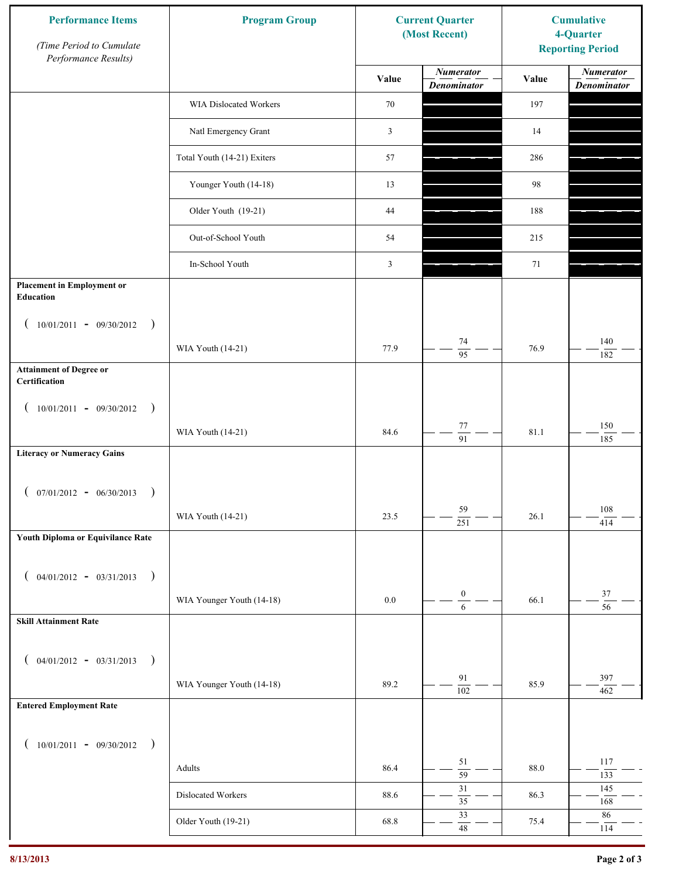| Performance Items<br>*(Time Period to Cumulate Performance Results)* | Program Group | Current Quarter (Most Recent) | | Cumulative 4-Quarter Reporting Period | |
|---|---|---|---|---|---|
| | | Value | *Numerator* / *Denominator* | Value | *Numerator* / *Denominator* |
| | WIA Dislocated Workers | 70 | | 197 | |
| | Natl Emergency Grant | 3 | | 14 | |
| | Total Youth (14-21) Exiters | 57 | | 286 | |
| | Younger Youth (14-18) | 13 | | 98 | |
| | Older Youth (19-21) | 44 | | 188 | |
| | Out-of-School Youth | 54 | | 215 | |
| | In-School Youth | 3 | | 71 | |
| **Placement in Employment or Education** ( 10/01/2011 - 09/30/2012 ) | WIA Youth (14-21) | 77.9 | 74 / 95 | 76.9 | 140 / 182 |
| **Attainment of Degree or Certification** ( 10/01/2011 - 09/30/2012 ) | WIA Youth (14-21) | 84.6 | 77 / 91 | 81.1 | 150 / 185 |
| **Literacy or Numeracy Gains** ( 07/01/2012 - 06/30/2013 ) | WIA Youth (14-21) | 23.5 | 59 / 251 | 26.1 | 108 / 414 |
| **Youth Diploma or Equivilance Rate** ( 04/01/2012 - 03/31/2013 ) | WIA Younger Youth (14-18) | 0.0 | 0 / 6 | 66.1 | 37 / 56 |
| **Skill Attainment Rate** ( 04/01/2012 - 03/31/2013 ) | WIA Younger Youth (14-18) | 89.2 | 91 / 102 | 85.9 | 397 / 462 |
| **Entered Employment Rate** ( 10/01/2011 - 09/30/2012 ) | Adults | 86.4 | 51 / 59 | 88.0 | 117 / 133 |
| | Dislocated Workers | 88.6 | 31 / 35 | 86.3 | 145 / 168 |
| | Older Youth (19-21) | 68.8 | 33 / 48 | 75.4 | 86 / 114 |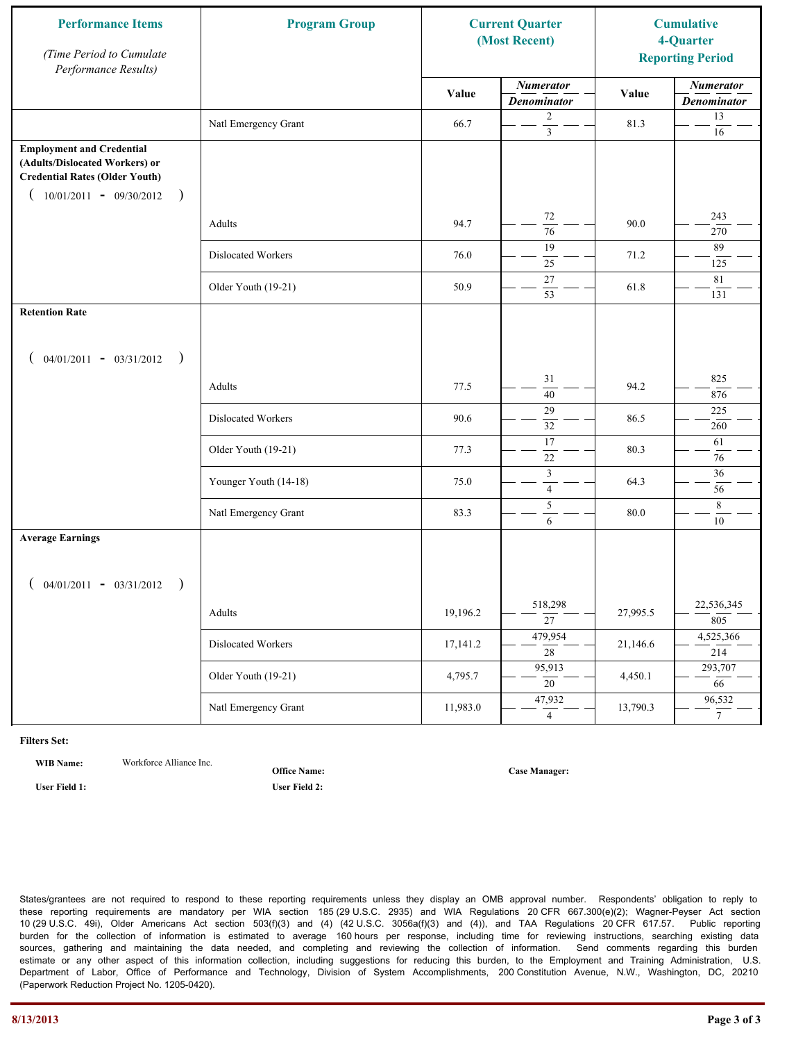| Performance Items *(Time Period to Cumulate Performance Results)* | Program Group | Current Quarter (Most Recent) | | Cumulative 4-Quarter Reporting Period | |
|---|---|---|---|---|---|
| | | Value | *Numerator* / *Denominator* | Value | *Numerator* / *Denominator* |
| | Natl Emergency Grant | 66.7 | 2 / 3 | 81.3 | 13 / 16 |
| **Employment and Credential (Adults/Dislocated Workers) or Credential Rates (Older Youth)** ( 10/01/2011 - 09/30/2012 ) | Adults | 94.7 | 72 / 76 | 90.0 | 243 / 270 |
| | Dislocated Workers | 76.0 | 19 / 25 | 71.2 | 89 / 125 |
| | Older Youth (19-21) | 50.9 | 27 / 53 | 61.8 | 81 / 131 |
| **Retention Rate** ( 04/01/2011 - 03/31/2012 ) | Adults | 77.5 | 31 / 40 | 94.2 | 825 / 876 |
| | Dislocated Workers | 90.6 | 29 / 32 | 86.5 | 225 / 260 |
| | Older Youth (19-21) | 77.3 | 17 / 22 | 80.3 | 61 / 76 |
| | Younger Youth (14-18) | 75.0 | 3 / 4 | 64.3 | 36 / 56 |
| | Natl Emergency Grant | 83.3 | 5 / 6 | 80.0 | 8 / 10 |
| **Average Earnings** ( 04/01/2011 - 03/31/2012 ) | Adults | 19,196.2 | 518,298 / 27 | 27,995.5 | 22,536,345 / 805 |
| | Dislocated Workers | 17,141.2 | 479,954 / 28 | 21,146.6 | 4,525,366 / 214 |
| | Older Youth (19-21) | 4,795.7 | 95,913 / 20 | 4,450.1 | 293,707 / 66 |
| | Natl Emergency Grant | 11,983.0 | 47,932 / 4 | 13,790.3 | 96,532 / 7 |

**Filters Set:**

**WIB Name:** Workforce Alliance Inc.

**Office Name:**

**Case Manager:**

**User Field 1:**

**User Field 2:**

States/grantees are not required to respond to these reporting requirements unless they display an OMB approval number. Respondents' obligation to reply to these reporting requirements are mandatory per WIA section 185 (29 U.S.C. 2935) and WIA Regulations 20 CFR 667.300(e)(2); Wagner-Peyser Act section 10 (29 U.S.C. 49i), Older Americans Act section 503(f)(3) and (4) (42 U.S.C. 3056a(f)(3) and (4)), and TAA Regulations 20 CFR 617.57. Public reporting burden for the collection of information is estimated to average 160 hours per response, including time for reviewing instructions, searching existing data sources, gathering and maintaining the data needed, and completing and reviewing the collection of information. Send comments regarding this burden estimate or any other aspect of this information collection, including suggestions for reducing this burden, to the Employment and Training Administration, U.S. Department of Labor, Office of Performance and Technology, Division of System Accomplishments, 200 Constitution Avenue, N.W., Washington, DC, 20210 (Paperwork Reduction Project No. 1205-0420).

8/13/2013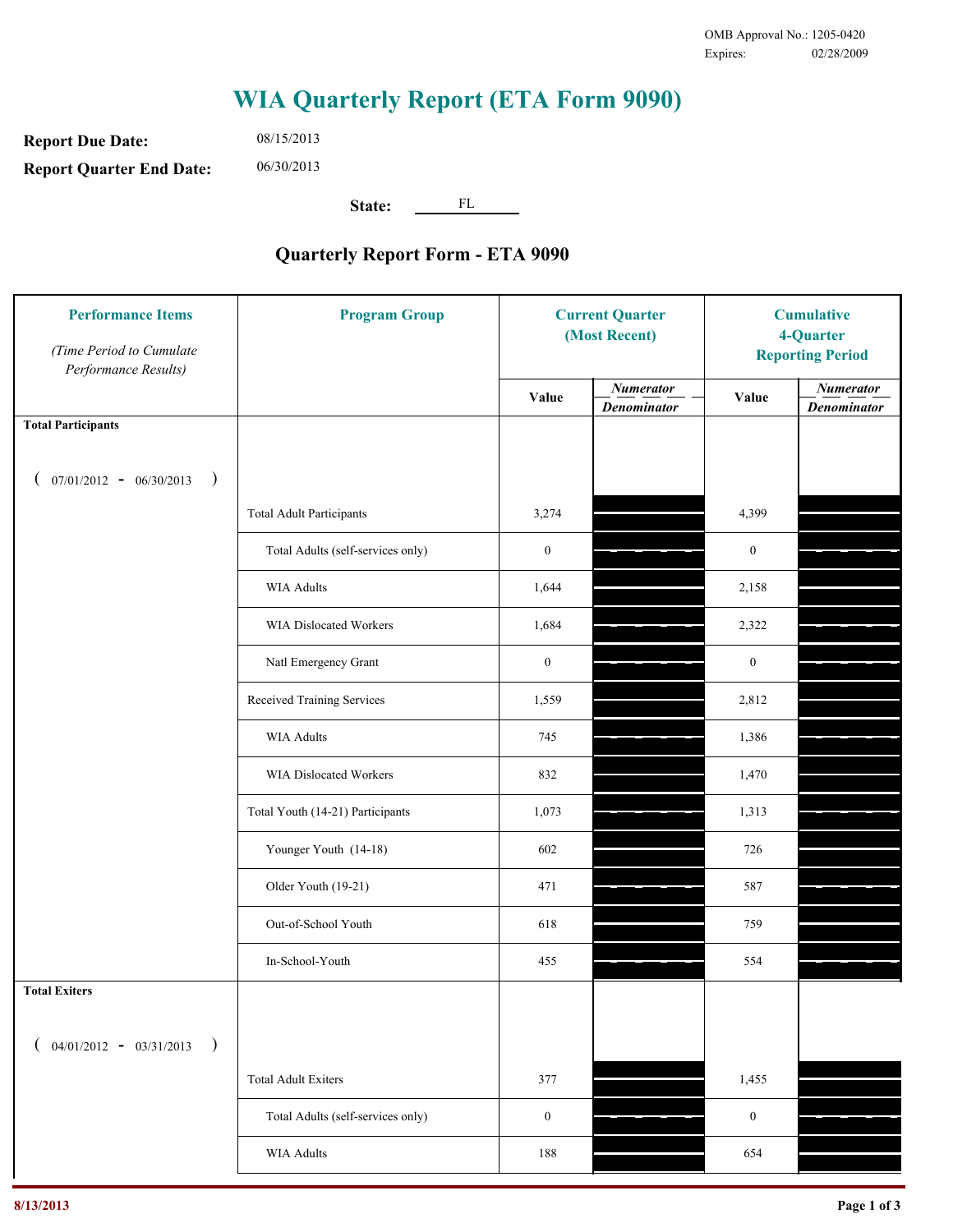OMB Approval No.: 1205-0420
Expires: 02/28/2009

# WIA Quarterly Report (ETA Form 9090)

**Report Due Date:** 08/15/2013

**Report Quarter End Date:** 06/30/2013

**State:** FL

## Quarterly Report Form - ETA 9090

| Performance Items *(Time Period to Cumulate Performance Results)* | Program Group | Current Quarter (Most Recent) | | Cumulative 4-Quarter Reporting Period | |
|---|---|---|---|---|---|
| | | Value | *Numerator / Denominator* | Value | *Numerator / Denominator* |
| **Total Participants** ( 07/01/2012 - 06/30/2013 ) | | | | | |
| | Total Adult Participants | 3,274 | | 4,399 | |
| | Total Adults (self-services only) | 0 | | 0 | |
| | WIA Adults | 1,644 | | 2,158 | |
| | WIA Dislocated Workers | 1,684 | | 2,322 | |
| | Natl Emergency Grant | 0 | | 0 | |
| | Received Training Services | 1,559 | | 2,812 | |
| | WIA Adults | 745 | | 1,386 | |
| | WIA Dislocated Workers | 832 | | 1,470 | |
| | Total Youth (14-21) Participants | 1,073 | | 1,313 | |
| | Younger Youth (14-18) | 602 | | 726 | |
| | Older Youth (19-21) | 471 | | 587 | |
| | Out-of-School Youth | 618 | | 759 | |
| | In-School-Youth | 455 | | 554 | |
| **Total Exiters** ( 04/01/2012 - 03/31/2013 ) | | | | | |
| | Total Adult Exiters | 377 | | 1,455 | |
| | Total Adults (self-services only) | 0 | | 0 | |
| | WIA Adults | 188 | | 654 | |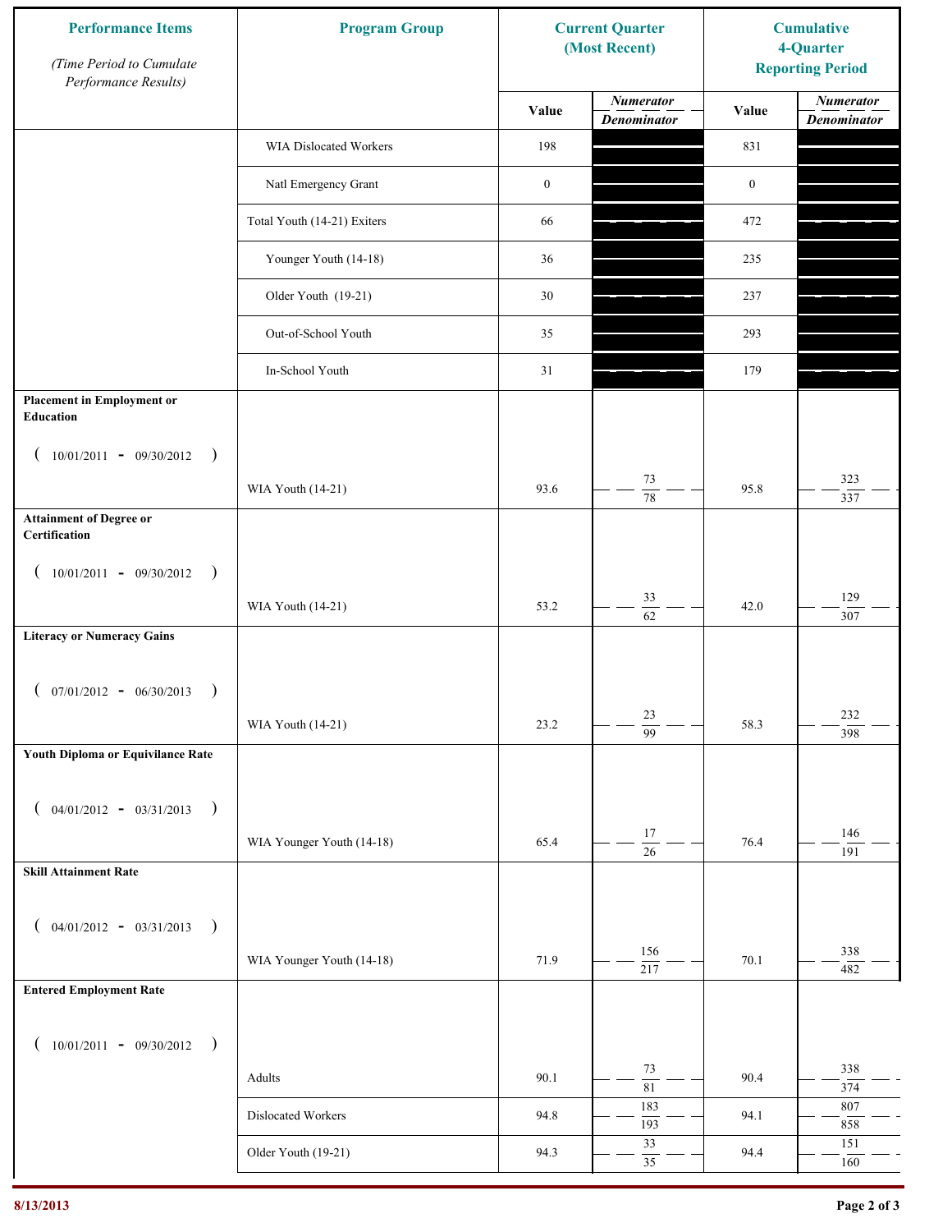| Performance Items *(Time Period to Cumulate Performance Results)* | Program Group | Current Quarter (Most Recent) | | Cumulative 4-Quarter Reporting Period | |
|---|---|---|---|---|---|
| | | Value | *Numerator / Denominator* | Value | *Numerator / Denominator* |
| | WIA Dislocated Workers | 198 | | 831 | |
| | Natl Emergency Grant | 0 | | 0 | |
| | Total Youth (14-21) Exiters | 66 | | 472 | |
| | Younger Youth (14-18) | 36 | | 235 | |
| | Older Youth (19-21) | 30 | | 237 | |
| | Out-of-School Youth | 35 | | 293 | |
| | In-School Youth | 31 | | 179 | |
| **Placement in Employment or Education** ( 10/01/2011 - 09/30/2012 ) | WIA Youth (14-21) | 93.6 | 73 / 78 | 95.8 | 323 / 337 |
| **Attainment of Degree or Certification** ( 10/01/2011 - 09/30/2012 ) | WIA Youth (14-21) | 53.2 | 33 / 62 | 42.0 | 129 / 307 |
| **Literacy or Numeracy Gains** ( 07/01/2012 - 06/30/2013 ) | WIA Youth (14-21) | 23.2 | 23 / 99 | 58.3 | 232 / 398 |
| **Youth Diploma or Equivilance Rate** ( 04/01/2012 - 03/31/2013 ) | WIA Younger Youth (14-18) | 65.4 | 17 / 26 | 76.4 | 146 / 191 |
| **Skill Attainment Rate** ( 04/01/2012 - 03/31/2013 ) | WIA Younger Youth (14-18) | 71.9 | 156 / 217 | 70.1 | 338 / 482 |
| **Entered Employment Rate** ( 10/01/2011 - 09/30/2012 ) | Adults | 90.1 | 73 / 81 | 90.4 | 338 / 374 |
| | Dislocated Workers | 94.8 | 183 / 193 | 94.1 | 807 / 858 |
| | Older Youth (19-21) | 94.3 | 33 / 35 | 94.4 | 151 / 160 |

8/13/2013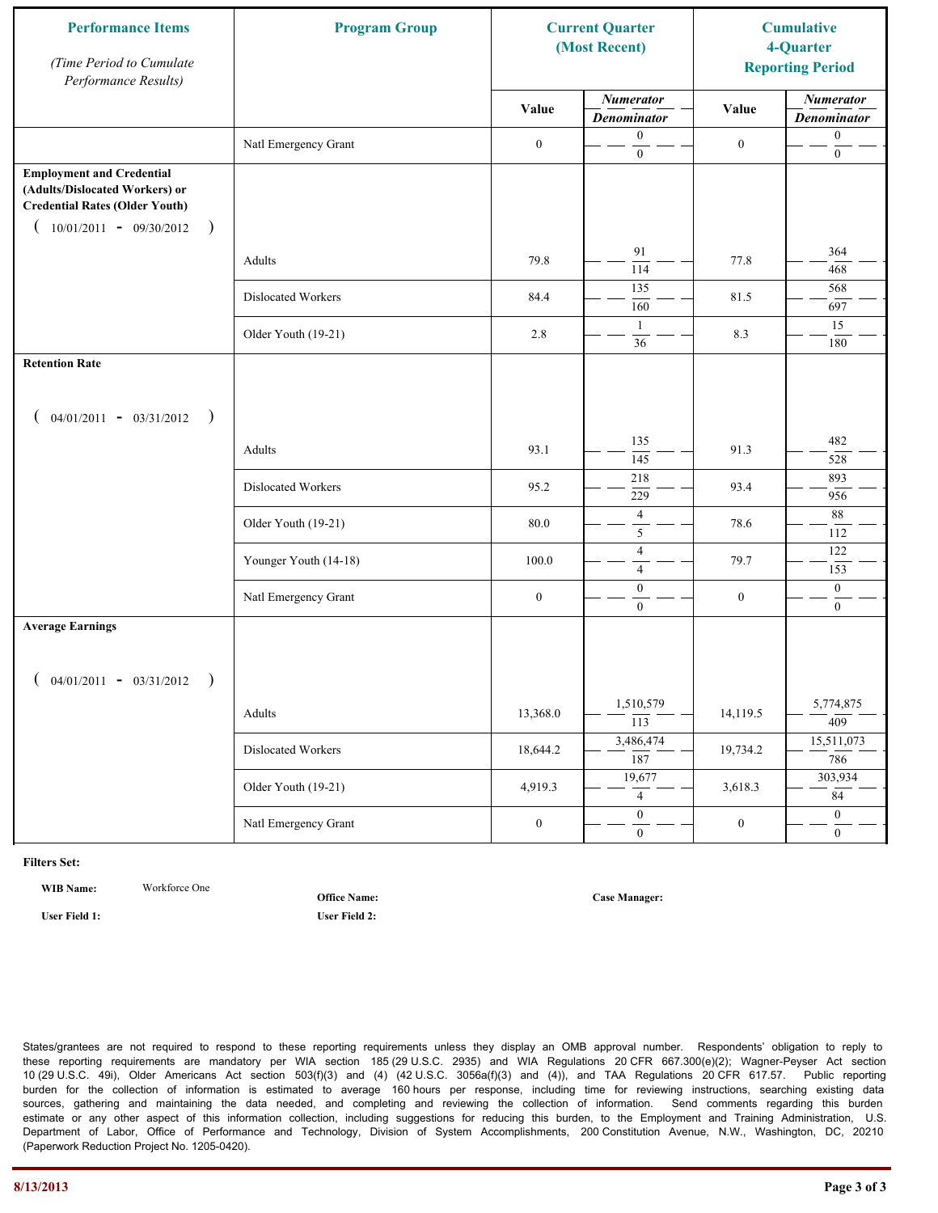| Performance Items *(Time Period to Cumulate Performance Results)* | Program Group | Current Quarter (Most Recent) | | Cumulative 4-Quarter Reporting Period | |
|---|---|---|---|---|---|
| | | Value | *Numerator* / *Denominator* | Value | *Numerator* / *Denominator* |
| | Natl Emergency Grant | 0 | 0 / 0 | 0 | 0 / 0 |
| **Employment and Credential (Adults/Dislocated Workers) or Credential Rates (Older Youth)** ( 10/01/2011 - 09/30/2012 ) | | | | | |
| | Adults | 79.8 | 91 / 114 | 77.8 | 364 / 468 |
| | Dislocated Workers | 84.4 | 135 / 160 | 81.5 | 568 / 697 |
| | Older Youth (19-21) | 2.8 | 1 / 36 | 8.3 | 15 / 180 |
| **Retention Rate** ( 04/01/2011 - 03/31/2012 ) | | | | | |
| | Adults | 93.1 | 135 / 145 | 91.3 | 482 / 528 |
| | Dislocated Workers | 95.2 | 218 / 229 | 93.4 | 893 / 956 |
| | Older Youth (19-21) | 80.0 | 4 / 5 | 78.6 | 88 / 112 |
| | Younger Youth (14-18) | 100.0 | 4 / 4 | 79.7 | 122 / 153 |
| | Natl Emergency Grant | 0 | 0 / 0 | 0 | 0 / 0 |
| **Average Earnings** ( 04/01/2011 - 03/31/2012 ) | | | | | |
| | Adults | 13,368.0 | 1,510,579 / 113 | 14,119.5 | 5,774,875 / 409 |
| | Dislocated Workers | 18,644.2 | 3,486,474 / 187 | 19,734.2 | 15,511,073 / 786 |
| | Older Youth (19-21) | 4,919.3 | 19,677 / 4 | 3,618.3 | 303,934 / 84 |
| | Natl Emergency Grant | 0 | 0 / 0 | 0 | 0 / 0 |

**Filters Set:**

**WIB Name:** Workforce One

**Office Name:**

**Case Manager:**

**User Field 1:**

**User Field 2:**

States/grantees are not required to respond to these reporting requirements unless they display an OMB approval number. Respondents' obligation to reply to these reporting requirements are mandatory per WIA section 185 (29 U.S.C. 2935) and WIA Regulations 20 CFR 667.300(e)(2); Wagner-Peyser Act section 10 (29 U.S.C. 49i), Older Americans Act section 503(f)(3) and (4) (42 U.S.C. 3056a(f)(3) and (4)), and TAA Regulations 20 CFR 617.57. Public reporting burden for the collection of information is estimated to average 160 hours per response, including time for reviewing instructions, searching existing data sources, gathering and maintaining the data needed, and completing and reviewing the collection of information. Send comments regarding this burden estimate or any other aspect of this information collection, including suggestions for reducing this burden, to the Employment and Training Administration, U.S. Department of Labor, Office of Performance and Technology, Division of System Accomplishments, 200 Constitution Avenue, N.W., Washington, DC, 20210 (Paperwork Reduction Project No. 1205-0420).

8/13/2013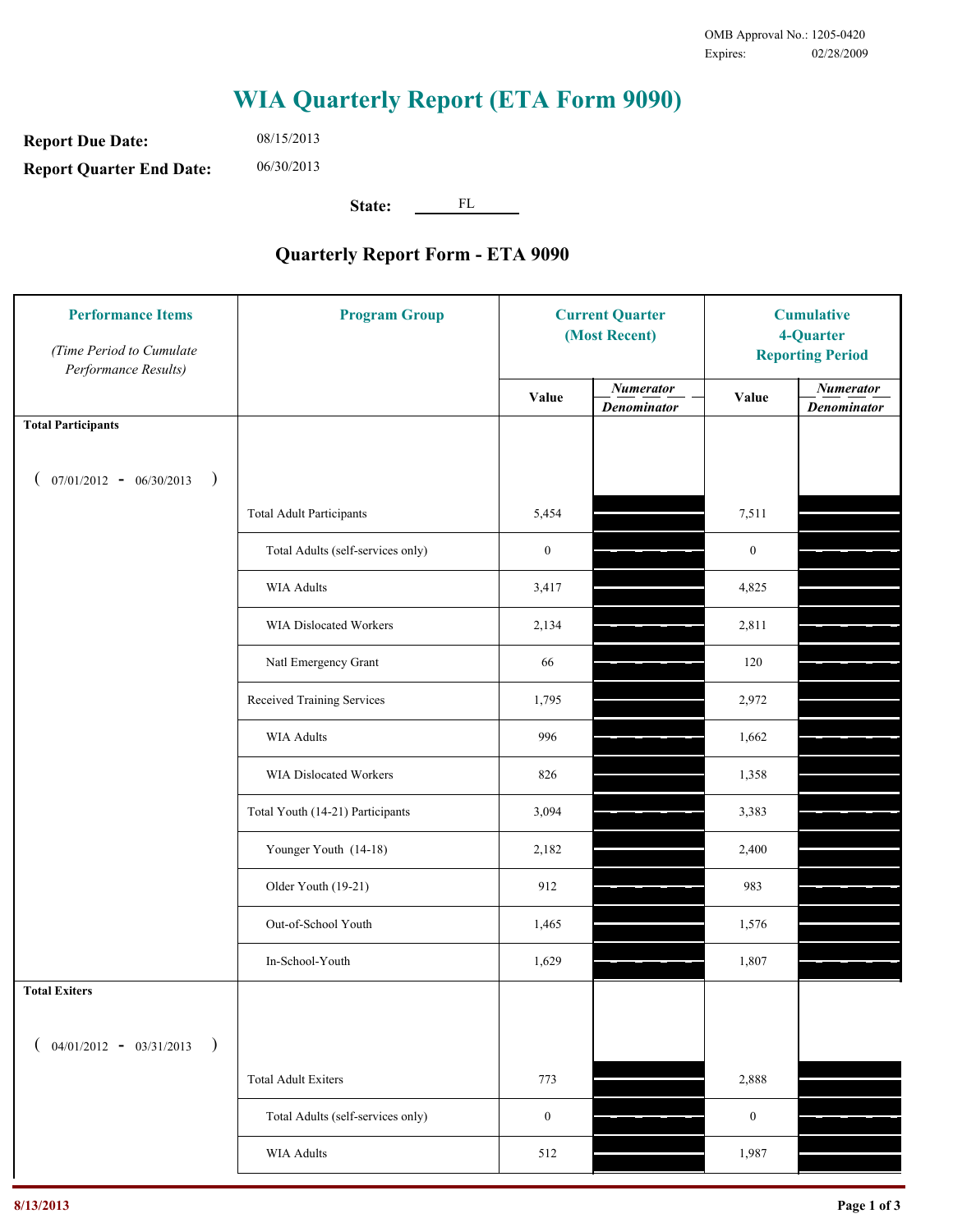OMB Approval No.: 1205-0420
Expires: 02/28/2009

# WIA Quarterly Report (ETA Form 9090)

**Report Due Date:** 08/15/2013

**Report Quarter End Date:** 06/30/2013

**State:** FL

## Quarterly Report Form - ETA 9090

| Performance Items *(Time Period to Cumulate Performance Results)* | Program Group | Current Quarter (Most Recent) Value | Current Quarter *Numerator / Denominator* | Cumulative 4-Quarter Reporting Period Value | Cumulative 4-Quarter *Numerator / Denominator* |
|---|---|---|---|---|---|
| **Total Participants** ( 07/01/2012 - 06/30/2013 ) | | | | | |
| | Total Adult Participants | 5,454 | | 7,511 | |
| | Total Adults (self-services only) | 0 | | 0 | |
| | WIA Adults | 3,417 | | 4,825 | |
| | WIA Dislocated Workers | 2,134 | | 2,811 | |
| | Natl Emergency Grant | 66 | | 120 | |
| | Received Training Services | 1,795 | | 2,972 | |
| | WIA Adults | 996 | | 1,662 | |
| | WIA Dislocated Workers | 826 | | 1,358 | |
| | Total Youth (14-21) Participants | 3,094 | | 3,383 | |
| | Younger Youth (14-18) | 2,182 | | 2,400 | |
| | Older Youth (19-21) | 912 | | 983 | |
| | Out-of-School Youth | 1,465 | | 1,576 | |
| | In-School-Youth | 1,629 | | 1,807 | |
| **Total Exiters** ( 04/01/2012 - 03/31/2013 ) | | | | | |
| | Total Adult Exiters | 773 | | 2,888 | |
| | Total Adults (self-services only) | 0 | | 0 | |
| | WIA Adults | 512 | | 1,987 | |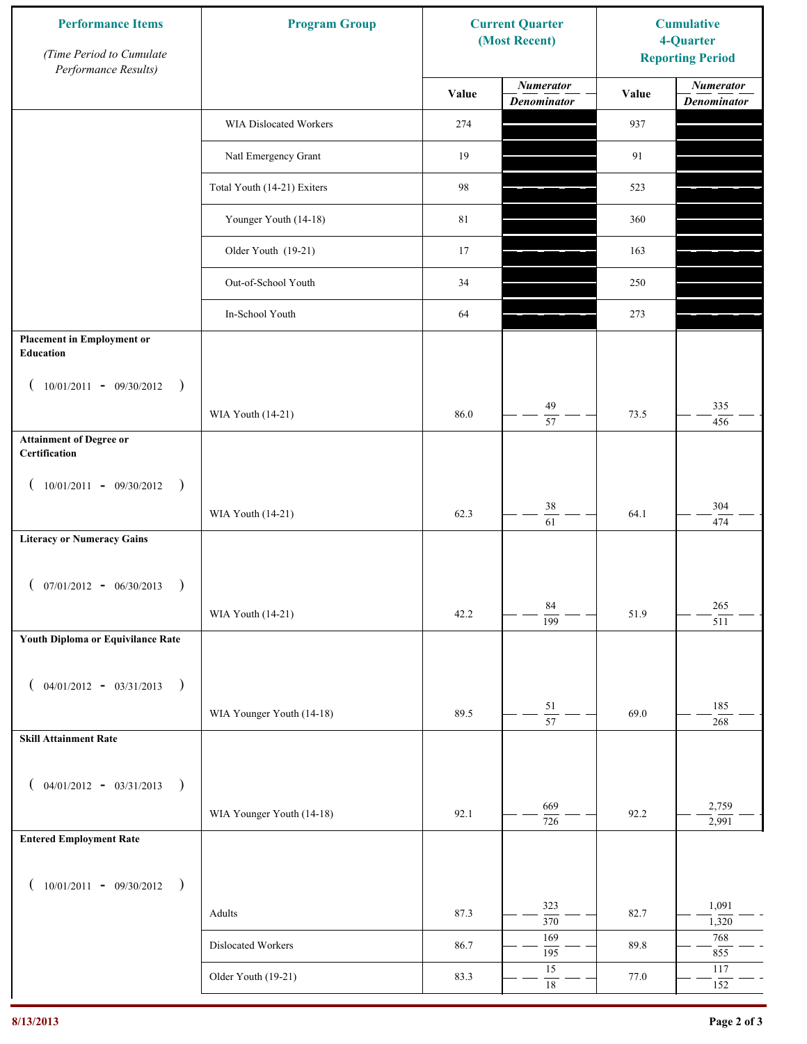| Performance Items *(Time Period to Cumulate Performance Results)* | Program Group | Current Quarter (Most Recent) | | Cumulative 4-Quarter Reporting Period | |
|---|---|---|---|---|---|
| | | Value | *Numerator* / *Denominator* | Value | *Numerator* / *Denominator* |
| | WIA Dislocated Workers | 274 | | 937 | |
| | Natl Emergency Grant | 19 | | 91 | |
| | Total Youth (14-21) Exiters | 98 | | 523 | |
| | Younger Youth (14-18) | 81 | | 360 | |
| | Older Youth (19-21) | 17 | | 163 | |
| | Out-of-School Youth | 34 | | 250 | |
| | In-School Youth | 64 | | 273 | |
| **Placement in Employment or Education** ( 10/01/2011 - 09/30/2012 ) | WIA Youth (14-21) | 86.0 | 49 / 57 | 73.5 | 335 / 456 |
| **Attainment of Degree or Certification** ( 10/01/2011 - 09/30/2012 ) | WIA Youth (14-21) | 62.3 | 38 / 61 | 64.1 | 304 / 474 |
| **Literacy or Numeracy Gains** ( 07/01/2012 - 06/30/2013 ) | WIA Youth (14-21) | 42.2 | 84 / 199 | 51.9 | 265 / 511 |
| **Youth Diploma or Equivilance Rate** ( 04/01/2012 - 03/31/2013 ) | WIA Younger Youth (14-18) | 89.5 | 51 / 57 | 69.0 | 185 / 268 |
| **Skill Attainment Rate** ( 04/01/2012 - 03/31/2013 ) | WIA Younger Youth (14-18) | 92.1 | 669 / 726 | 92.2 | 2,759 / 2,991 |
| **Entered Employment Rate** ( 10/01/2011 - 09/30/2012 ) | Adults | 87.3 | 323 / 370 | 82.7 | 1,091 / 1,320 |
| | Dislocated Workers | 86.7 | 169 / 195 | 89.8 | 768 / 855 |
| | Older Youth (19-21) | 83.3 | 15 / 18 | 77.0 | 117 / 152 |

8/13/2013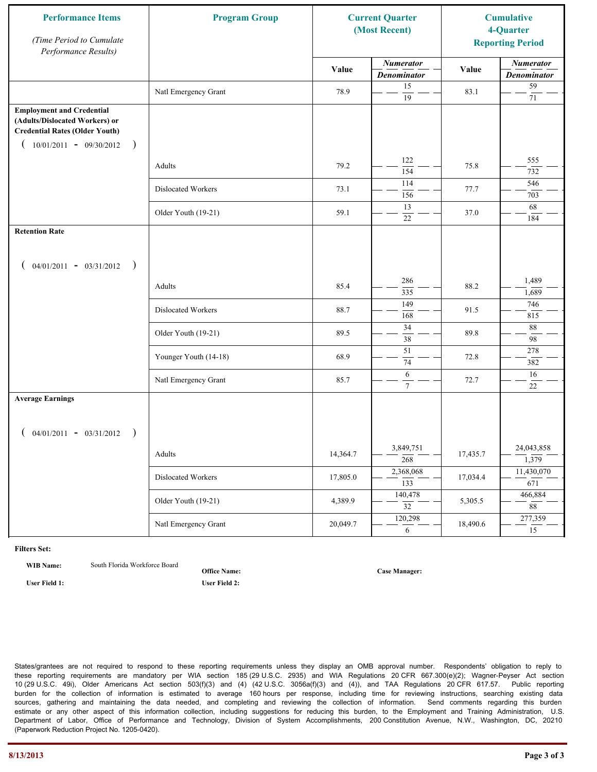| Performance Items (Time Period to Cumulate Performance Results) | Program Group | Current Quarter (Most Recent) Value | Current Quarter Numerator / Denominator | Cumulative 4-Quarter Reporting Period Value | Cumulative 4-Quarter Numerator / Denominator |
|---|---|---|---|---|---|
| | Natl Emergency Grant | 78.9 | 15 / 19 | 83.1 | 59 / 71 |
| **Employment and Credential (Adults/Dislocated Workers) or Credential Rates (Older Youth)** ( 10/01/2011 - 09/30/2012 ) | Adults | 79.2 | 122 / 154 | 75.8 | 555 / 732 |
| | Dislocated Workers | 73.1 | 114 / 156 | 77.7 | 546 / 703 |
| | Older Youth (19-21) | 59.1 | 13 / 22 | 37.0 | 68 / 184 |
| **Retention Rate** ( 04/01/2011 - 03/31/2012 ) | Adults | 85.4 | 286 / 335 | 88.2 | 1,489 / 1,689 |
| | Dislocated Workers | 88.7 | 149 / 168 | 91.5 | 746 / 815 |
| | Older Youth (19-21) | 89.5 | 34 / 38 | 89.8 | 88 / 98 |
| | Younger Youth (14-18) | 68.9 | 51 / 74 | 72.8 | 278 / 382 |
| | Natl Emergency Grant | 85.7 | 6 / 7 | 72.7 | 16 / 22 |
| **Average Earnings** ( 04/01/2011 - 03/31/2012 ) | Adults | 14,364.7 | 3,849,751 / 268 | 17,435.7 | 24,043,858 / 1,379 |
| | Dislocated Workers | 17,805.0 | 2,368,068 / 133 | 17,034.4 | 11,430,070 / 671 |
| | Older Youth (19-21) | 4,389.9 | 140,478 / 32 | 5,305.5 | 466,884 / 88 |
| | Natl Emergency Grant | 20,049.7 | 120,298 / 6 | 18,490.6 | 277,359 / 15 |

**Filters Set:**

**WIB Name:** South Florida Workforce Board  **Office Name:**  **Case Manager:**

**User Field 1:**  **User Field 2:**

States/grantees are not required to respond to these reporting requirements unless they display an OMB approval number. Respondents' obligation to reply to these reporting requirements are mandatory per WIA section 185 (29 U.S.C. 2935) and WIA Regulations 20 CFR 667.300(e)(2); Wagner-Peyser Act section 10 (29 U.S.C. 49i), Older Americans Act section 503(f)(3) and (4) (42 U.S.C. 3056a(f)(3) and (4)), and TAA Regulations 20 CFR 617.57. Public reporting burden for the collection of information is estimated to average 160 hours per response, including time for reviewing instructions, searching existing data sources, gathering and maintaining the data needed, and completing and reviewing the collection of information. Send comments regarding this burden estimate or any other aspect of this information collection, including suggestions for reducing this burden, to the Employment and Training Administration, U.S. Department of Labor, Office of Performance and Technology, Division of System Accomplishments, 200 Constitution Avenue, N.W., Washington, DC, 20210 (Paperwork Reduction Project No. 1205-0420).

8/13/2013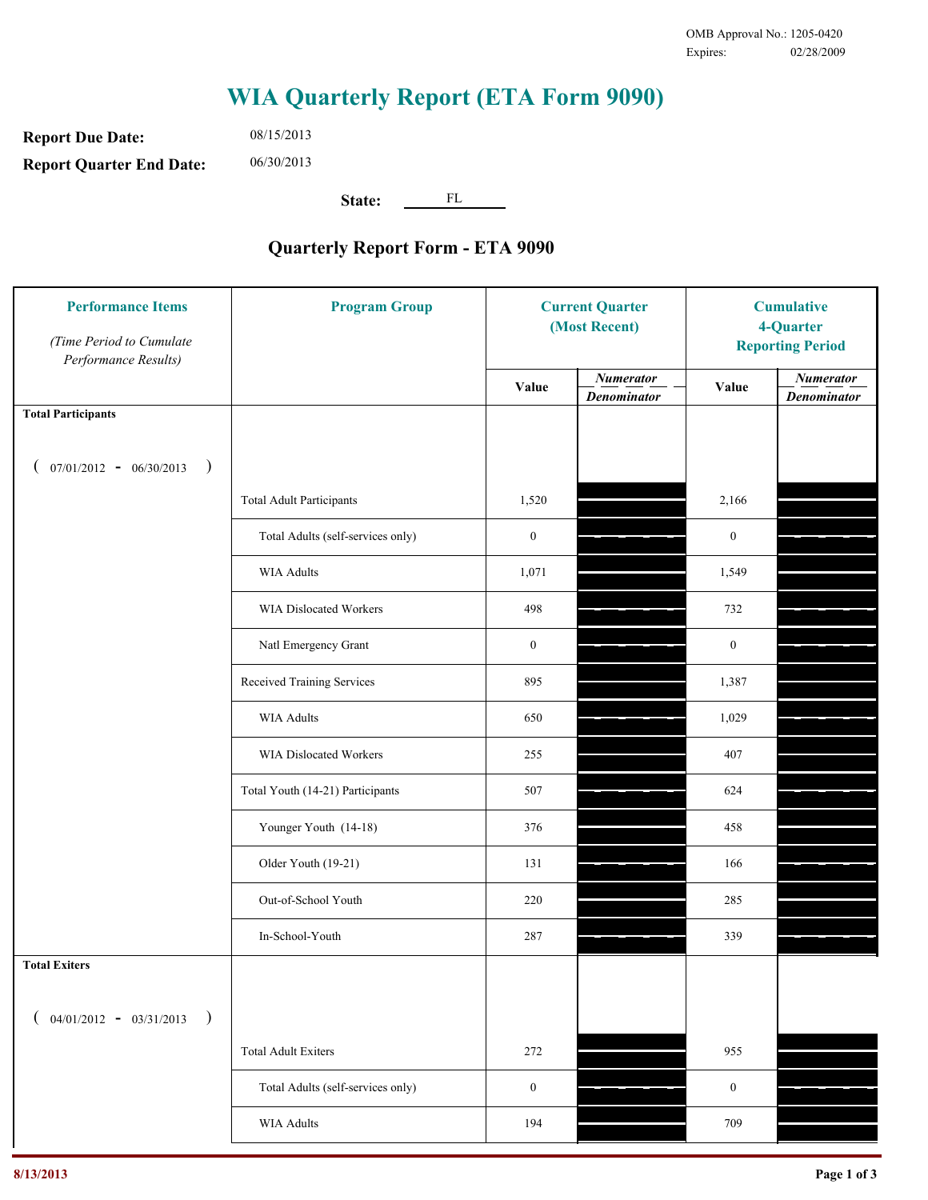OMB Approval No.: 1205-0420
Expires: 02/28/2009

# WIA Quarterly Report (ETA Form 9090)

**Report Due Date:** 08/15/2013

**Report Quarter End Date:** 06/30/2013

**State:** FL

## Quarterly Report Form - ETA 9090

| Performance Items *(Time Period to Cumulate Performance Results)* | Program Group | Current Quarter (Most Recent) Value | Current Quarter *Numerator / Denominator* | Cumulative 4-Quarter Reporting Period Value | Cumulative *Numerator / Denominator* |
|---|---|---|---|---|---|
| **Total Participants** ( 07/01/2012 - 06/30/2013 ) | | | | | |
| | Total Adult Participants | 1,520 | | 2,166 | |
| | Total Adults (self-services only) | 0 | | 0 | |
| | WIA Adults | 1,071 | | 1,549 | |
| | WIA Dislocated Workers | 498 | | 732 | |
| | Natl Emergency Grant | 0 | | 0 | |
| | Received Training Services | 895 | | 1,387 | |
| | WIA Adults | 650 | | 1,029 | |
| | WIA Dislocated Workers | 255 | | 407 | |
| | Total Youth (14-21) Participants | 507 | | 624 | |
| | Younger Youth (14-18) | 376 | | 458 | |
| | Older Youth (19-21) | 131 | | 166 | |
| | Out-of-School Youth | 220 | | 285 | |
| | In-School-Youth | 287 | | 339 | |
| **Total Exiters** ( 04/01/2012 - 03/31/2013 ) | | | | | |
| | Total Adult Exiters | 272 | | 955 | |
| | Total Adults (self-services only) | 0 | | 0 | |
| | WIA Adults | 194 | | 709 | |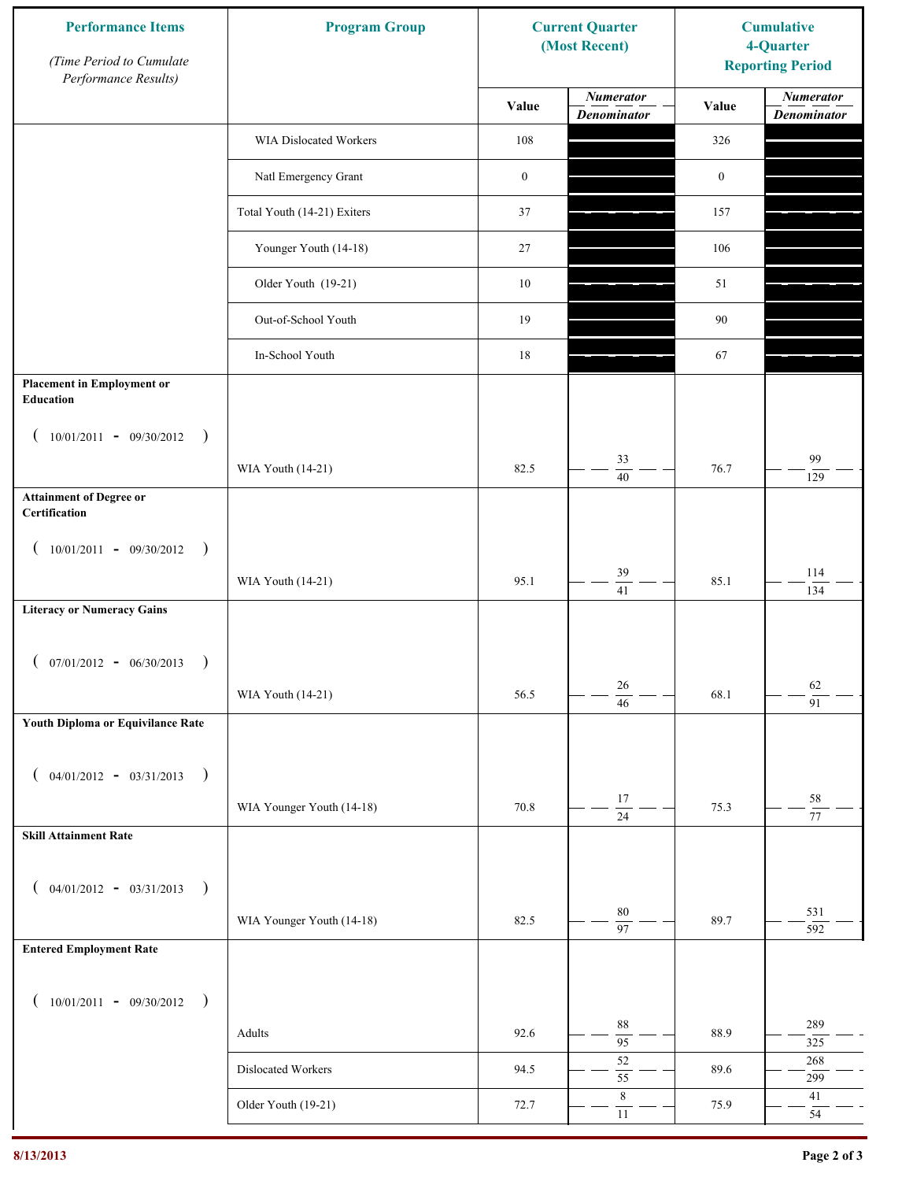| Performance Items *(Time Period to Cumulate Performance Results)* | Program Group | Current Quarter (Most Recent) | | Cumulative 4-Quarter Reporting Period | |
|---|---|---|---|---|---|
| | | Value | *Numerator* / *Denominator* | Value | *Numerator* / *Denominator* |
| | WIA Dislocated Workers | 108 | | 326 | |
| | Natl Emergency Grant | 0 | | 0 | |
| | Total Youth (14-21) Exiters | 37 | | 157 | |
| | Younger Youth (14-18) | 27 | | 106 | |
| | Older Youth (19-21) | 10 | | 51 | |
| | Out-of-School Youth | 19 | | 90 | |
| | In-School Youth | 18 | | 67 | |
| **Placement in Employment or Education** ( 10/01/2011 - 09/30/2012 ) | WIA Youth (14-21) | 82.5 | 33 / 40 | 76.7 | 99 / 129 |
| **Attainment of Degree or Certification** ( 10/01/2011 - 09/30/2012 ) | WIA Youth (14-21) | 95.1 | 39 / 41 | 85.1 | 114 / 134 |
| **Literacy or Numeracy Gains** ( 07/01/2012 - 06/30/2013 ) | WIA Youth (14-21) | 56.5 | 26 / 46 | 68.1 | 62 / 91 |
| **Youth Diploma or Equivilance Rate** ( 04/01/2012 - 03/31/2013 ) | WIA Younger Youth (14-18) | 70.8 | 17 / 24 | 75.3 | 58 / 77 |
| **Skill Attainment Rate** ( 04/01/2012 - 03/31/2013 ) | WIA Younger Youth (14-18) | 82.5 | 80 / 97 | 89.7 | 531 / 592 |
| **Entered Employment Rate** ( 10/01/2011 - 09/30/2012 ) | Adults | 92.6 | 88 / 95 | 88.9 | 289 / 325 |
| | Dislocated Workers | 94.5 | 52 / 55 | 89.6 | 268 / 299 |
| | Older Youth (19-21) | 72.7 | 8 / 11 | 75.9 | 41 / 54 |

8/13/2013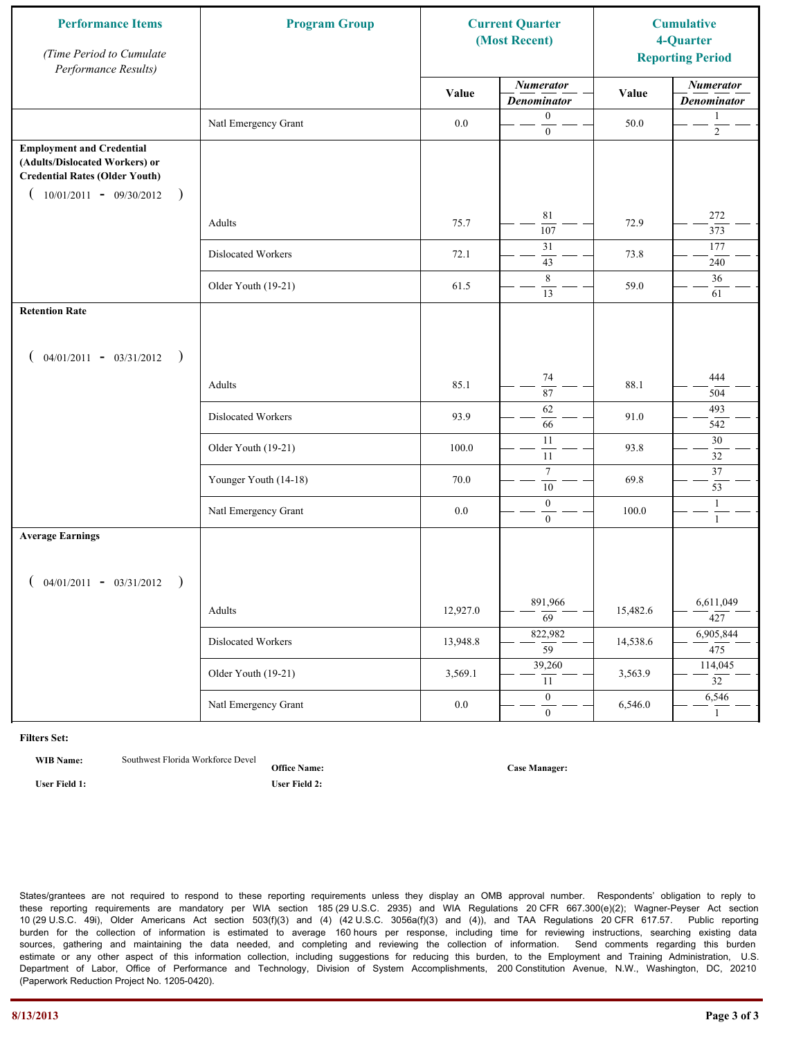| Performance Items *(Time Period to Cumulate Performance Results)* | Program Group | Current Quarter (Most Recent) | | Cumulative 4-Quarter Reporting Period | |
|---|---|---|---|---|---|
| | | Value | *Numerator* / *Denominator* | Value | *Numerator* / *Denominator* |
| | Natl Emergency Grant | 0.0 | 0 / 0 | 50.0 | 1 / 2 |
| **Employment and Credential (Adults/Dislocated Workers) or Credential Rates (Older Youth)** ( 10/01/2011 - 09/30/2012 ) | | | | | |
| | Adults | 75.7 | 81 / 107 | 72.9 | 272 / 373 |
| | Dislocated Workers | 72.1 | 31 / 43 | 73.8 | 177 / 240 |
| | Older Youth (19-21) | 61.5 | 8 / 13 | 59.0 | 36 / 61 |
| **Retention Rate** ( 04/01/2011 - 03/31/2012 ) | | | | | |
| | Adults | 85.1 | 74 / 87 | 88.1 | 444 / 504 |
| | Dislocated Workers | 93.9 | 62 / 66 | 91.0 | 493 / 542 |
| | Older Youth (19-21) | 100.0 | 11 / 11 | 93.8 | 30 / 32 |
| | Younger Youth (14-18) | 70.0 | 7 / 10 | 69.8 | 37 / 53 |
| | Natl Emergency Grant | 0.0 | 0 / 0 | 100.0 | 1 / 1 |
| **Average Earnings** ( 04/01/2011 - 03/31/2012 ) | | | | | |
| | Adults | 12,927.0 | 891,966 / 69 | 15,482.6 | 6,611,049 / 427 |
| | Dislocated Workers | 13,948.8 | 822,982 / 59 | 14,538.6 | 6,905,844 / 475 |
| | Older Youth (19-21) | 3,569.1 | 39,260 / 11 | 3,563.9 | 114,045 / 32 |
| | Natl Emergency Grant | 0.0 | 0 / 0 | 6,546.0 | 6,546 / 1 |

**Filters Set:**

**WIB Name:** Southwest Florida Workforce Devel **Office Name:** **Case Manager:**

**User Field 1:** **User Field 2:**

States/grantees are not required to respond to these reporting requirements unless they display an OMB approval number. Respondents' obligation to reply to these reporting requirements are mandatory per WIA section 185 (29 U.S.C. 2935) and WIA Regulations 20 CFR 667.300(e)(2); Wagner-Peyser Act section 10 (29 U.S.C. 49i), Older Americans Act section 503(f)(3) and (4) (42 U.S.C. 3056a(f)(3) and (4)), and TAA Regulations 20 CFR 617.57. Public reporting burden for the collection of information is estimated to average 160 hours per response, including time for reviewing instructions, searching existing data sources, gathering and maintaining the data needed, and completing and reviewing the collection of information. Send comments regarding this burden estimate or any other aspect of this information collection, including suggestions for reducing this burden, to the Employment and Training Administration, U.S. Department of Labor, Office of Performance and Technology, Division of System Accomplishments, 200 Constitution Avenue, N.W., Washington, DC, 20210 (Paperwork Reduction Project No. 1205-0420).

8/13/2013